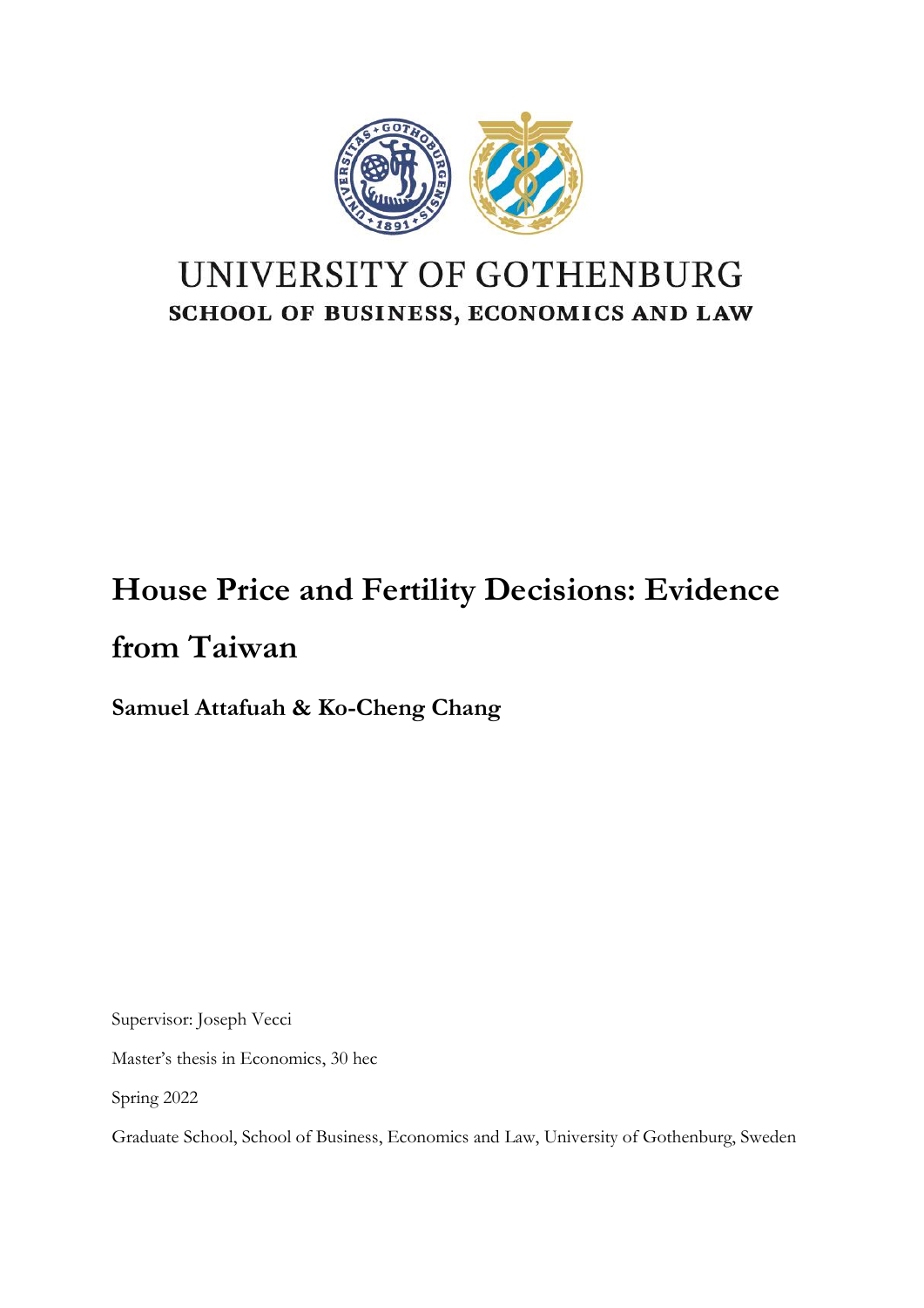UNIVERSITY OF GOTHENBURG

SCHOOL OF BUSINESS, ECONOMICS AND LAW

# House Price and Fertility Decisions: Evidence from Taiwan

**Samuel Attafuah & Ko-Cheng Chang**

Supervisor: Joseph Vecci

Master's thesis in Economics, 30 hec

Spring 2022

Graduate School, School of Business, Economics and Law, University of Gothenburg, Sweden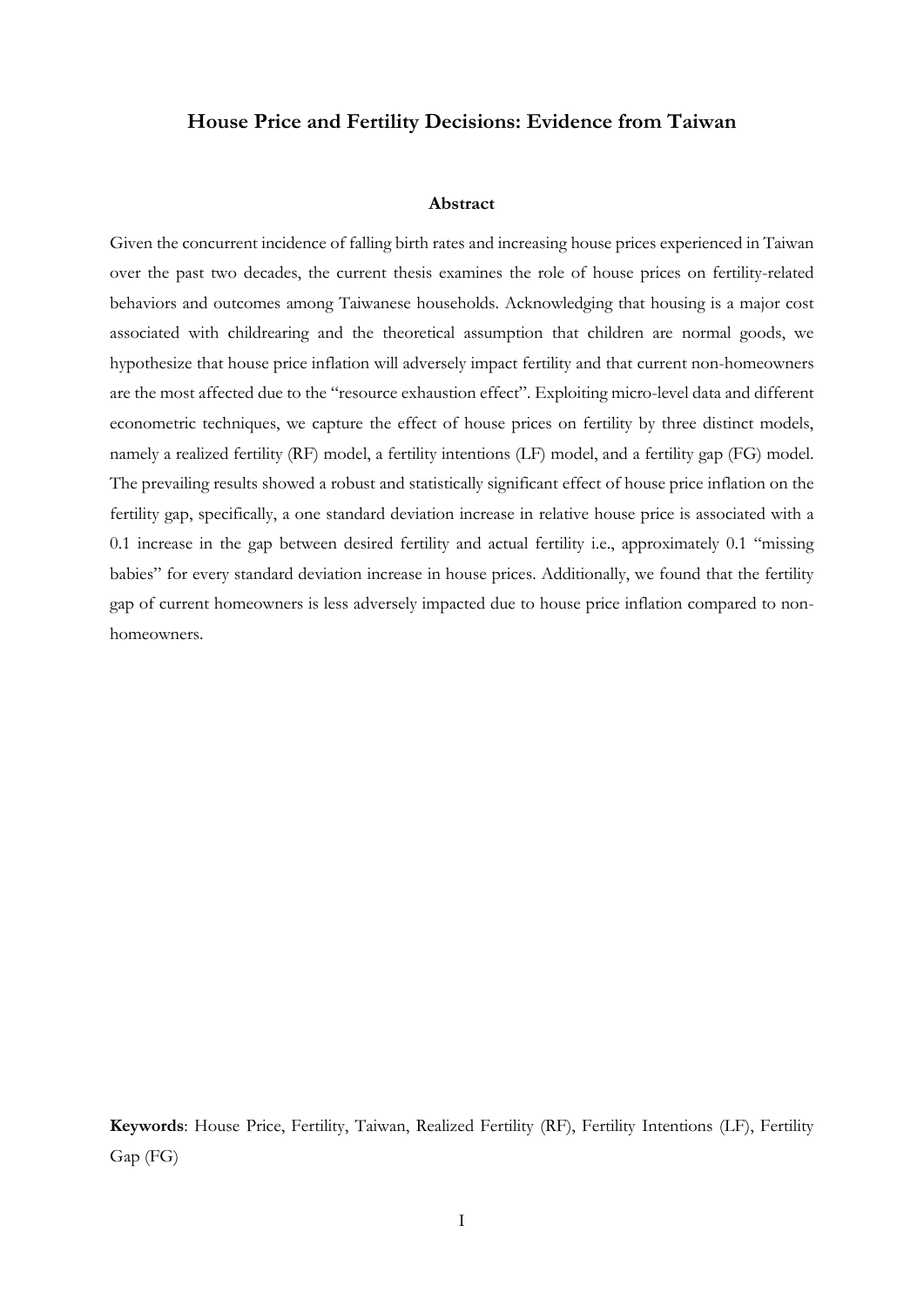# House Price and Fertility Decisions: Evidence from Taiwan

## Abstract

Given the concurrent incidence of falling birth rates and increasing house prices experienced in Taiwan over the past two decades, the current thesis examines the role of house prices on fertility-related behaviors and outcomes among Taiwanese households. Acknowledging that housing is a major cost associated with childrearing and the theoretical assumption that children are normal goods, we hypothesize that house price inflation will adversely impact fertility and that current non-homeowners are the most affected due to the "resource exhaustion effect". Exploiting micro-level data and different econometric techniques, we capture the effect of house prices on fertility by three distinct models, namely a realized fertility (RF) model, a fertility intentions (LF) model, and a fertility gap (FG) model. The prevailing results showed a robust and statistically significant effect of house price inflation on the fertility gap, specifically, a one standard deviation increase in relative house price is associated with a 0.1 increase in the gap between desired fertility and actual fertility i.e., approximately 0.1 "missing babies" for every standard deviation increase in house prices. Additionally, we found that the fertility gap of current homeowners is less adversely impacted due to house price inflation compared to non-homeowners.

**Keywords**: House Price, Fertility, Taiwan, Realized Fertility (RF), Fertility Intentions (LF), Fertility Gap (FG)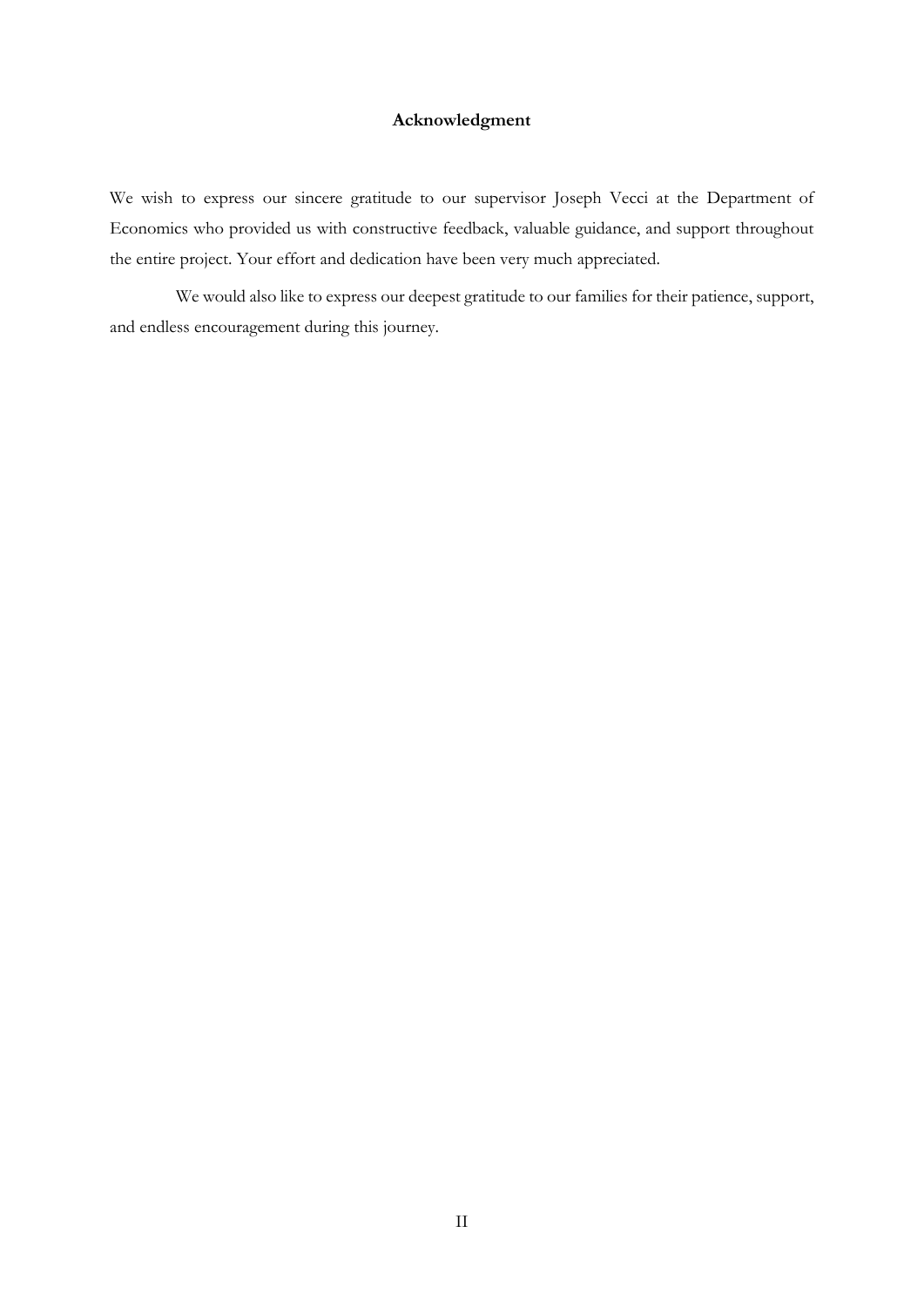# Acknowledgment

We wish to express our sincere gratitude to our supervisor Joseph Vecci at the Department of Economics who provided us with constructive feedback, valuable guidance, and support throughout the entire project. Your effort and dedication have been very much appreciated.

We would also like to express our deepest gratitude to our families for their patience, support, and endless encouragement during this journey.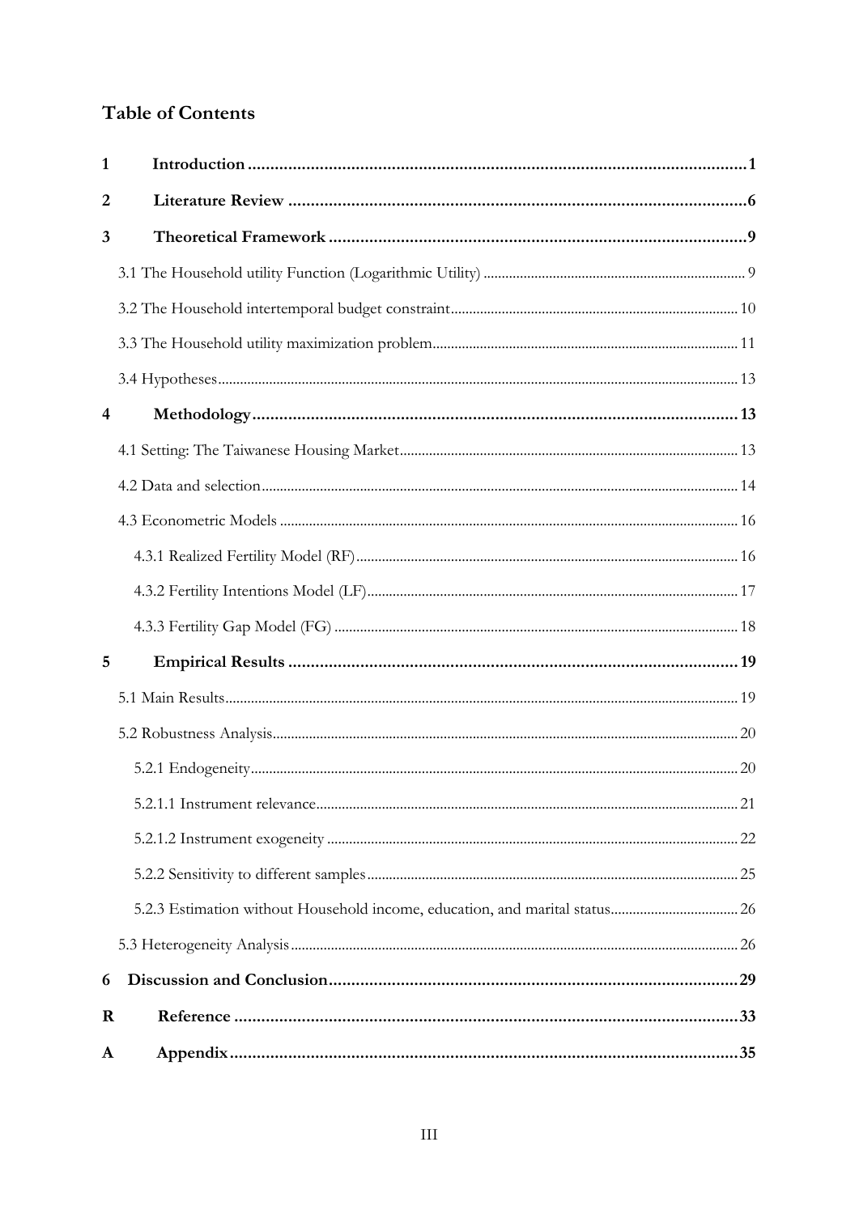# Table of Contents

**1 Introduction** ........................................................................................................... **1**

**2 Literature Review** ................................................................................................... **6**

**3 Theoretical Framework** ......................................................................................... **9**

3.1 The Household utility Function (Logarithmic Utility) ............................................................ 9

3.2 The Household intertemporal budget constraint ................................................................... 10

3.3 The Household utility maximization problem ...................................................................... 11

3.4 Hypotheses ............................................................................................................................... 13

**4 Methodology** .......................................................................................................... **13**

4.1 Setting: The Taiwanese Housing Market ............................................................................... 13

4.2 Data and selection .................................................................................................................... 14

4.3 Econometric Models ................................................................................................................ 16

4.3.1 Realized Fertility Model (RF) ............................................................................................ 16

4.3.2 Fertility Intentions Model (LF) .......................................................................................... 17

4.3.3 Fertility Gap Model (FG) ................................................................................................... 18

**5 Empirical Results** .................................................................................................. **19**

5.1 Main Results .............................................................................................................................. 19

5.2 Robustness Analysis ................................................................................................................. 20

5.2.1 Endogeneity ......................................................................................................................... 20

5.2.1.1 Instrument relevance ....................................................................................................... 21

5.2.1.2 Instrument exogeneity ..................................................................................................... 22

5.2.2 Sensitivity to different samples .......................................................................................... 25

5.2.3 Estimation without Household income, education, and marital status ............................ 26

5.3 Heterogeneity Analysis ............................................................................................................. 26

**6 Discussion and Conclusion** ................................................................................... **29**

**R Reference** ................................................................................................................ **33**

**A Appendix** ................................................................................................................. **35**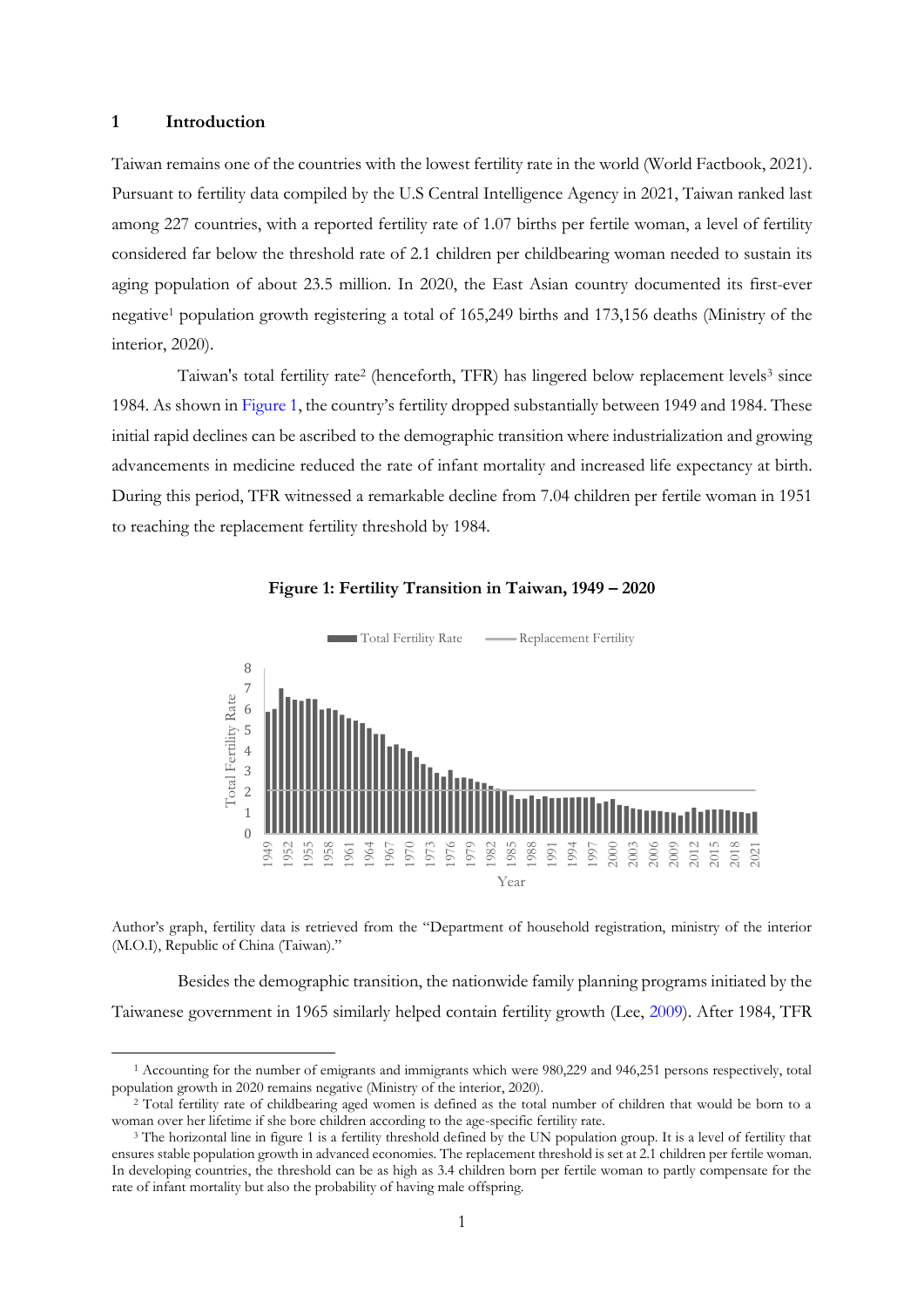## 1 Introduction

Taiwan remains one of the countries with the lowest fertility rate in the world (World Factbook, 2021). Pursuant to fertility data compiled by the U.S Central Intelligence Agency in 2021, Taiwan ranked last among 227 countries, with a reported fertility rate of 1.07 births per fertile woman, a level of fertility considered far below the threshold rate of 2.1 children per childbearing woman needed to sustain its aging population of about 23.5 million. In 2020, the East Asian country documented its first-ever negative[1] population growth registering a total of 165,249 births and 173,156 deaths (Ministry of the interior, 2020).

Taiwan's total fertility rate[2] (henceforth, TFR) has lingered below replacement levels[3] since 1984. As shown in Figure 1, the country's fertility dropped substantially between 1949 and 1984. These initial rapid declines can be ascribed to the demographic transition where industrialization and growing advancements in medicine reduced the rate of infant mortality and increased life expectancy at birth. During this period, TFR witnessed a remarkable decline from 7.04 children per fertile woman in 1951 to reaching the replacement fertility threshold by 1984.

**Figure 1: Fertility Transition in Taiwan, 1949 – 2020**

Author's graph, fertility data is retrieved from the "Department of household registration, ministry of the interior (M.O.I), Republic of China (Taiwan)."

Besides the demographic transition, the nationwide family planning programs initiated by the Taiwanese government in 1965 similarly helped contain fertility growth (Lee, 2009). After 1984, TFR

---

[1] Accounting for the number of emigrants and immigrants which were 980,229 and 946,251 persons respectively, total population growth in 2020 remains negative (Ministry of the interior, 2020).

[2] Total fertility rate of childbearing aged women is defined as the total number of children that would be born to a woman over her lifetime if she bore children according to the age-specific fertility rate.

[3] The horizontal line in figure 1 is a fertility threshold defined by the UN population group. It is a level of fertility that ensures stable population growth in advanced economies. The replacement threshold is set at 2.1 children per fertile woman. In developing countries, the threshold can be as high as 3.4 children born per fertile woman to partly compensate for the rate of infant mortality but also the probability of having male offspring.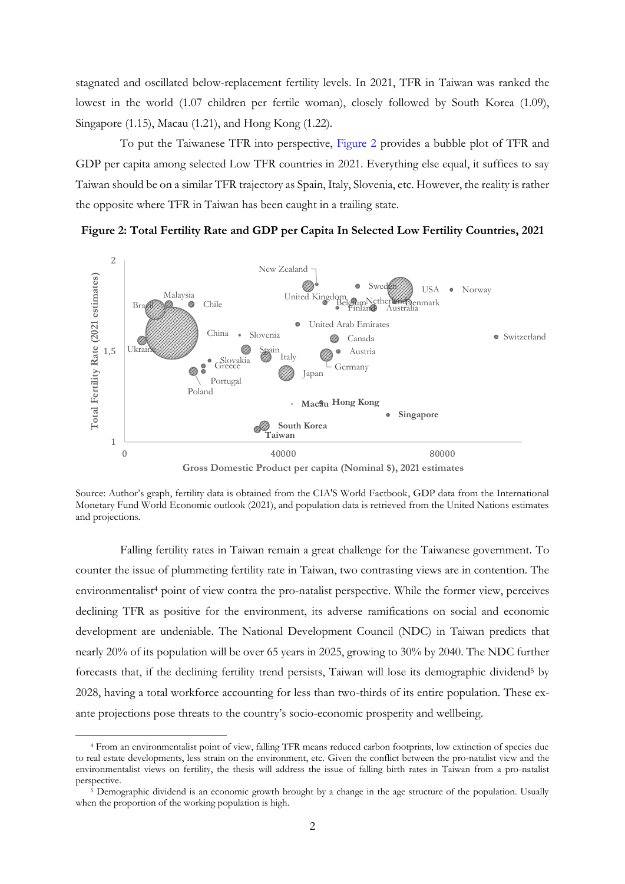stagnated and oscillated below-replacement fertility levels. In 2021, TFR in Taiwan was ranked the lowest in the world (1.07 children per fertile woman), closely followed by South Korea (1.09), Singapore (1.15), Macau (1.21), and Hong Kong (1.22).

To put the Taiwanese TFR into perspective, Figure 2 provides a bubble plot of TFR and GDP per capita among selected Low TFR countries in 2021. Everything else equal, it suffices to say Taiwan should be on a similar TFR trajectory as Spain, Italy, Slovenia, etc. However, the reality is rather the opposite where TFR in Taiwan has been caught in a trailing state.

**Figure 2: Total Fertility Rate and GDP per Capita In Selected Low Fertility Countries, 2021**

Source: Author's graph, fertility data is obtained from the CIA'S World Factbook, GDP data from the International Monetary Fund World Economic outlook (2021), and population data is retrieved from the United Nations estimates and projections.

Falling fertility rates in Taiwan remain a great challenge for the Taiwanese government. To counter the issue of plummeting fertility rate in Taiwan, two contrasting views are in contention. The environmentalist[4] point of view contra the pro-natalist perspective. While the former view, perceives declining TFR as positive for the environment, its adverse ramifications on social and economic development are undeniable. The National Development Council (NDC) in Taiwan predicts that nearly 20% of its population will be over 65 years in 2025, growing to 30% by 2040. The NDC further forecasts that, if the declining fertility trend persists, Taiwan will lose its demographic dividend[5] by 2028, having a total workforce accounting for less than two-thirds of its entire population. These ex-ante projections pose threats to the country's socio-economic prosperity and wellbeing.

---

[4] From an environmentalist point of view, falling TFR means reduced carbon footprints, low extinction of species due to real estate developments, less strain on the environment, etc. Given the conflict between the pro-natalist view and the environmentalist views on fertility, the thesis will address the issue of falling birth rates in Taiwan from a pro-natalist perspective.

[5] Demographic dividend is an economic growth brought by a change in the age structure of the population. Usually when the proportion of the working population is high.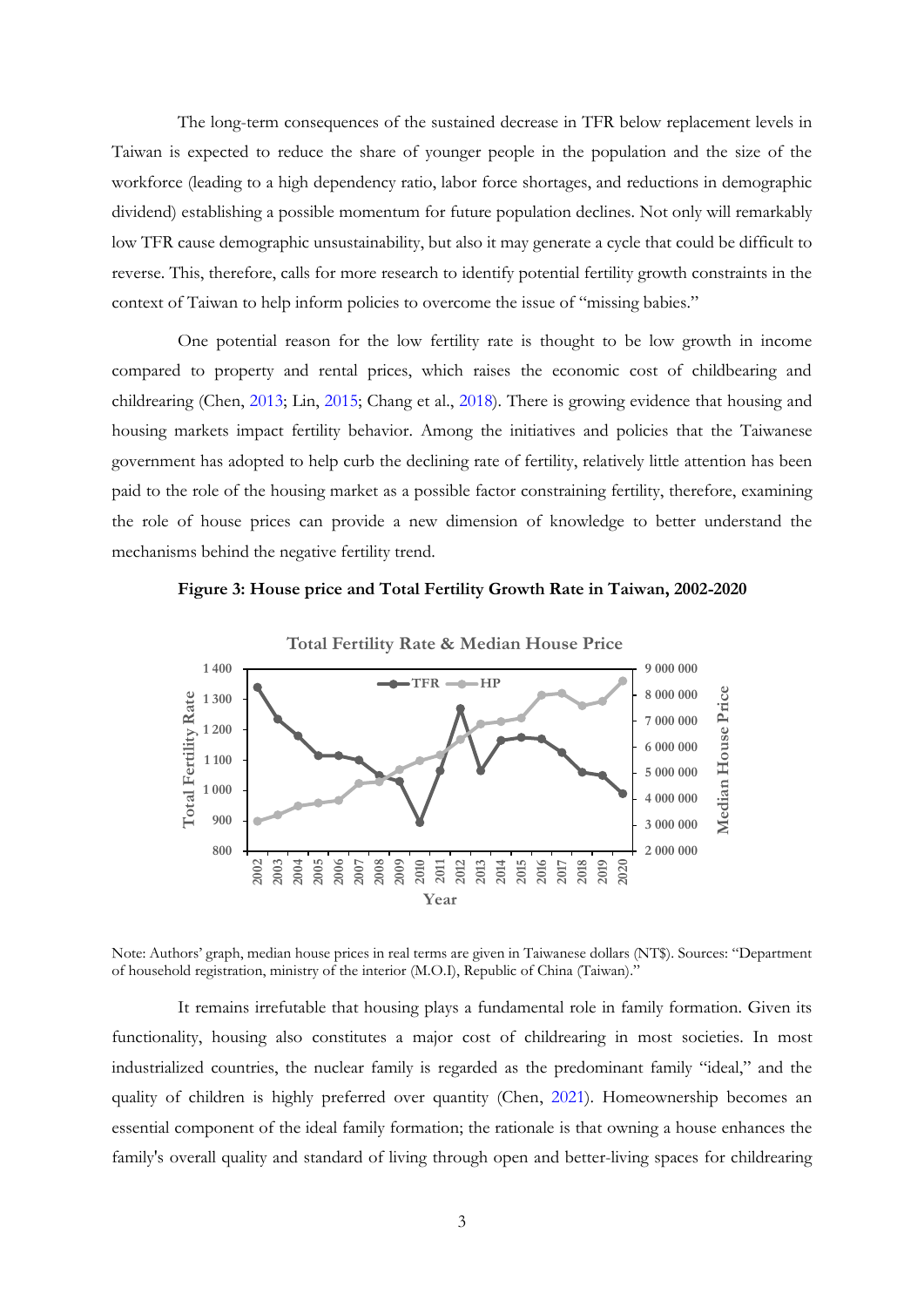The long-term consequences of the sustained decrease in TFR below replacement levels in Taiwan is expected to reduce the share of younger people in the population and the size of the workforce (leading to a high dependency ratio, labor force shortages, and reductions in demographic dividend) establishing a possible momentum for future population declines. Not only will remarkably low TFR cause demographic unsustainability, but also it may generate a cycle that could be difficult to reverse. This, therefore, calls for more research to identify potential fertility growth constraints in the context of Taiwan to help inform policies to overcome the issue of "missing babies."

One potential reason for the low fertility rate is thought to be low growth in income compared to property and rental prices, which raises the economic cost of childbearing and childrearing (Chen, 2013; Lin, 2015; Chang et al., 2018). There is growing evidence that housing and housing markets impact fertility behavior. Among the initiatives and policies that the Taiwanese government has adopted to help curb the declining rate of fertility, relatively little attention has been paid to the role of the housing market as a possible factor constraining fertility, therefore, examining the role of house prices can provide a new dimension of knowledge to better understand the mechanisms behind the negative fertility trend.

**Figure 3: House price and Total Fertility Growth Rate in Taiwan, 2002-2020**

Note: Authors' graph, median house prices in real terms are given in Taiwanese dollars (NT$). Sources: "Department of household registration, ministry of the interior (M.O.I), Republic of China (Taiwan)."

It remains irrefutable that housing plays a fundamental role in family formation. Given its functionality, housing also constitutes a major cost of childrearing in most societies. In most industrialized countries, the nuclear family is regarded as the predominant family "ideal," and the quality of children is highly preferred over quantity (Chen, 2021). Homeownership becomes an essential component of the ideal family formation; the rationale is that owning a house enhances the family's overall quality and standard of living through open and better-living spaces for childrearing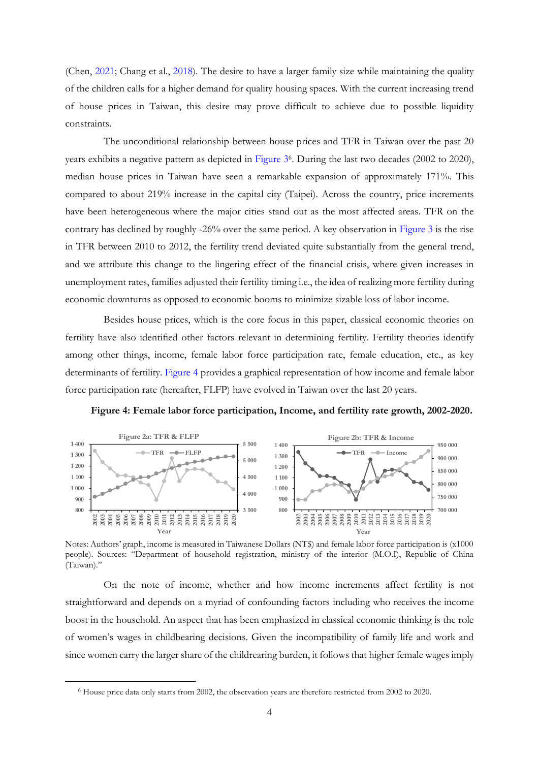(Chen, 2021; Chang et al., 2018). The desire to have a larger family size while maintaining the quality of the children calls for a higher demand for quality housing spaces. With the current increasing trend of house prices in Taiwan, this desire may prove difficult to achieve due to possible liquidity constraints.

The unconditional relationship between house prices and TFR in Taiwan over the past 20 years exhibits a negative pattern as depicted in Figure 3[6]. During the last two decades (2002 to 2020), median house prices in Taiwan have seen a remarkable expansion of approximately 171%. This compared to about 219% increase in the capital city (Taipei). Across the country, price increments have been heterogeneous where the major cities stand out as the most affected areas. TFR on the contrary has declined by roughly -26% over the same period. A key observation in Figure 3 is the rise in TFR between 2010 to 2012, the fertility trend deviated quite substantially from the general trend, and we attribute this change to the lingering effect of the financial crisis, where given increases in unemployment rates, families adjusted their fertility timing i.e., the idea of realizing more fertility during economic downturns as opposed to economic booms to minimize sizable loss of labor income.

Besides house prices, which is the core focus in this paper, classical economic theories on fertility have also identified other factors relevant in determining fertility. Fertility theories identify among other things, income, female labor force participation rate, female education, etc., as key determinants of fertility. Figure 4 provides a graphical representation of how income and female labor force participation rate (hereafter, FLFP) have evolved in Taiwan over the last 20 years.

**Figure 4: Female labor force participation, Income, and fertility rate growth, 2002-2020.**

Notes: Authors' graph, income is measured in Taiwanese Dollars (NT$) and female labor force participation is (x1000 people). Sources: "Department of household registration, ministry of the interior (M.O.I), Republic of China (Taiwan)."

On the note of income, whether and how income increments affect fertility is not straightforward and depends on a myriad of confounding factors including who receives the income boost in the household. An aspect that has been emphasized in classical economic thinking is the role of women's wages in childbearing decisions. Given the incompatibility of family life and work and since women carry the larger share of the childrearing burden, it follows that higher female wages imply

[6] House price data only starts from 2002, the observation years are therefore restricted from 2002 to 2020.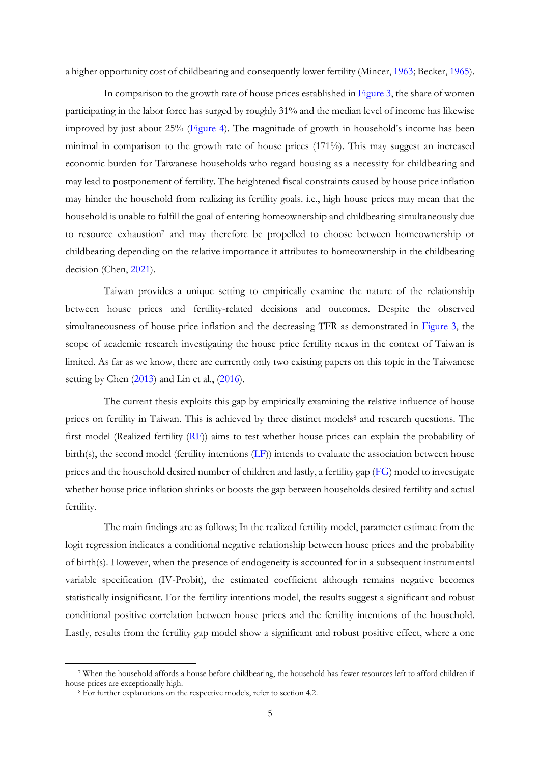a higher opportunity cost of childbearing and consequently lower fertility (Mincer, 1963; Becker, 1965).

In comparison to the growth rate of house prices established in Figure 3, the share of women participating in the labor force has surged by roughly 31% and the median level of income has likewise improved by just about 25% (Figure 4). The magnitude of growth in household's income has been minimal in comparison to the growth rate of house prices (171%). This may suggest an increased economic burden for Taiwanese households who regard housing as a necessity for childbearing and may lead to postponement of fertility. The heightened fiscal constraints caused by house price inflation may hinder the household from realizing its fertility goals. i.e., high house prices may mean that the household is unable to fulfill the goal of entering homeownership and childbearing simultaneously due to resource exhaustion[7] and may therefore be propelled to choose between homeownership or childbearing depending on the relative importance it attributes to homeownership in the childbearing decision (Chen, 2021).

Taiwan provides a unique setting to empirically examine the nature of the relationship between house prices and fertility-related decisions and outcomes. Despite the observed simultaneousness of house price inflation and the decreasing TFR as demonstrated in Figure 3, the scope of academic research investigating the house price fertility nexus in the context of Taiwan is limited. As far as we know, there are currently only two existing papers on this topic in the Taiwanese setting by Chen (2013) and Lin et al., (2016).

The current thesis exploits this gap by empirically examining the relative influence of house prices on fertility in Taiwan. This is achieved by three distinct models[8] and research questions. The first model (Realized fertility (RF)) aims to test whether house prices can explain the probability of birth(s), the second model (fertility intentions (LF)) intends to evaluate the association between house prices and the household desired number of children and lastly, a fertility gap (FG) model to investigate whether house price inflation shrinks or boosts the gap between households desired fertility and actual fertility.

The main findings are as follows; In the realized fertility model, parameter estimate from the logit regression indicates a conditional negative relationship between house prices and the probability of birth(s). However, when the presence of endogeneity is accounted for in a subsequent instrumental variable specification (IV-Probit), the estimated coefficient although remains negative becomes statistically insignificant. For the fertility intentions model, the results suggest a significant and robust conditional positive correlation between house prices and the fertility intentions of the household. Lastly, results from the fertility gap model show a significant and robust positive effect, where a one

[7] When the household affords a house before childbearing, the household has fewer resources left to afford children if house prices are exceptionally high.

[8] For further explanations on the respective models, refer to section 4.2.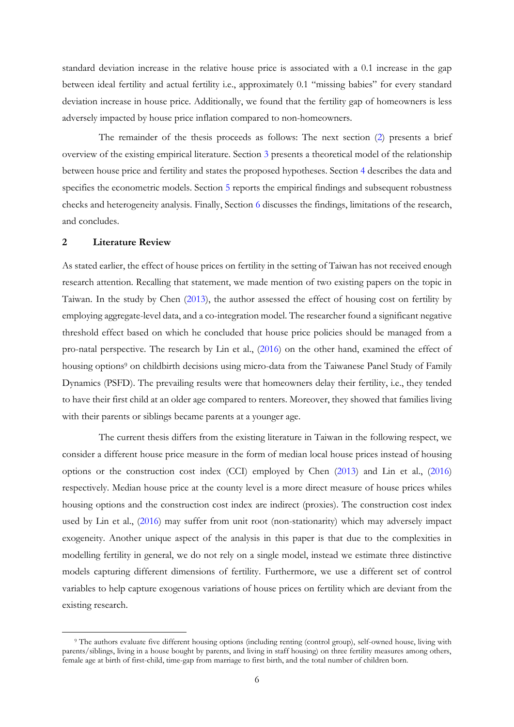standard deviation increase in the relative house price is associated with a 0.1 increase in the gap between ideal fertility and actual fertility i.e., approximately 0.1 "missing babies" for every standard deviation increase in house price. Additionally, we found that the fertility gap of homeowners is less adversely impacted by house price inflation compared to non-homeowners.

The remainder of the thesis proceeds as follows: The next section (2) presents a brief overview of the existing empirical literature. Section 3 presents a theoretical model of the relationship between house price and fertility and states the proposed hypotheses. Section 4 describes the data and specifies the econometric models. Section 5 reports the empirical findings and subsequent robustness checks and heterogeneity analysis. Finally, Section 6 discusses the findings, limitations of the research, and concludes.

## 2 Literature Review

As stated earlier, the effect of house prices on fertility in the setting of Taiwan has not received enough research attention. Recalling that statement, we made mention of two existing papers on the topic in Taiwan. In the study by Chen (2013), the author assessed the effect of housing cost on fertility by employing aggregate-level data, and a co-integration model. The researcher found a significant negative threshold effect based on which he concluded that house price policies should be managed from a pro-natal perspective. The research by Lin et al., (2016) on the other hand, examined the effect of housing options[9] on childbirth decisions using micro-data from the Taiwanese Panel Study of Family Dynamics (PSFD). The prevailing results were that homeowners delay their fertility, i.e., they tended to have their first child at an older age compared to renters. Moreover, they showed that families living with their parents or siblings became parents at a younger age.

The current thesis differs from the existing literature in Taiwan in the following respect, we consider a different house price measure in the form of median local house prices instead of housing options or the construction cost index (CCI) employed by Chen (2013) and Lin et al., (2016) respectively. Median house price at the county level is a more direct measure of house prices whiles housing options and the construction cost index are indirect (proxies). The construction cost index used by Lin et al., (2016) may suffer from unit root (non-stationarity) which may adversely impact exogeneity. Another unique aspect of the analysis in this paper is that due to the complexities in modelling fertility in general, we do not rely on a single model, instead we estimate three distinctive models capturing different dimensions of fertility. Furthermore, we use a different set of control variables to help capture exogenous variations of house prices on fertility which are deviant from the existing research.

[9] The authors evaluate five different housing options (including renting (control group), self-owned house, living with parents/siblings, living in a house bought by parents, and living in staff housing) on three fertility measures among others, female age at birth of first-child, time-gap from marriage to first birth, and the total number of children born.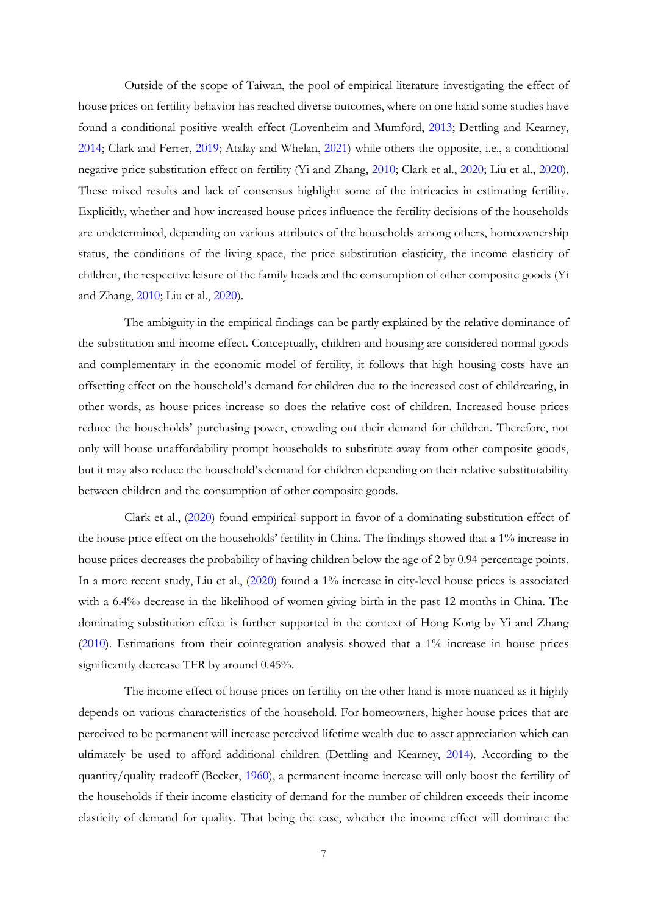Outside of the scope of Taiwan, the pool of empirical literature investigating the effect of house prices on fertility behavior has reached diverse outcomes, where on one hand some studies have found a conditional positive wealth effect (Lovenheim and Mumford, 2013; Dettling and Kearney, 2014; Clark and Ferrer, 2019; Atalay and Whelan, 2021) while others the opposite, i.e., a conditional negative price substitution effect on fertility (Yi and Zhang, 2010; Clark et al., 2020; Liu et al., 2020). These mixed results and lack of consensus highlight some of the intricacies in estimating fertility. Explicitly, whether and how increased house prices influence the fertility decisions of the households are undetermined, depending on various attributes of the households among others, homeownership status, the conditions of the living space, the price substitution elasticity, the income elasticity of children, the respective leisure of the family heads and the consumption of other composite goods (Yi and Zhang, 2010; Liu et al., 2020).

The ambiguity in the empirical findings can be partly explained by the relative dominance of the substitution and income effect. Conceptually, children and housing are considered normal goods and complementary in the economic model of fertility, it follows that high housing costs have an offsetting effect on the household's demand for children due to the increased cost of childrearing, in other words, as house prices increase so does the relative cost of children. Increased house prices reduce the households' purchasing power, crowding out their demand for children. Therefore, not only will house unaffordability prompt households to substitute away from other composite goods, but it may also reduce the household's demand for children depending on their relative substitutability between children and the consumption of other composite goods.

Clark et al., (2020) found empirical support in favor of a dominating substitution effect of the house price effect on the households' fertility in China. The findings showed that a 1% increase in house prices decreases the probability of having children below the age of 2 by 0.94 percentage points. In a more recent study, Liu et al., (2020) found a 1% increase in city-level house prices is associated with a 6.4‰ decrease in the likelihood of women giving birth in the past 12 months in China. The dominating substitution effect is further supported in the context of Hong Kong by Yi and Zhang (2010). Estimations from their cointegration analysis showed that a 1% increase in house prices significantly decrease TFR by around 0.45%.

The income effect of house prices on fertility on the other hand is more nuanced as it highly depends on various characteristics of the household. For homeowners, higher house prices that are perceived to be permanent will increase perceived lifetime wealth due to asset appreciation which can ultimately be used to afford additional children (Dettling and Kearney, 2014). According to the quantity/quality tradeoff (Becker, 1960), a permanent income increase will only boost the fertility of the households if their income elasticity of demand for the number of children exceeds their income elasticity of demand for quality. That being the case, whether the income effect will dominate the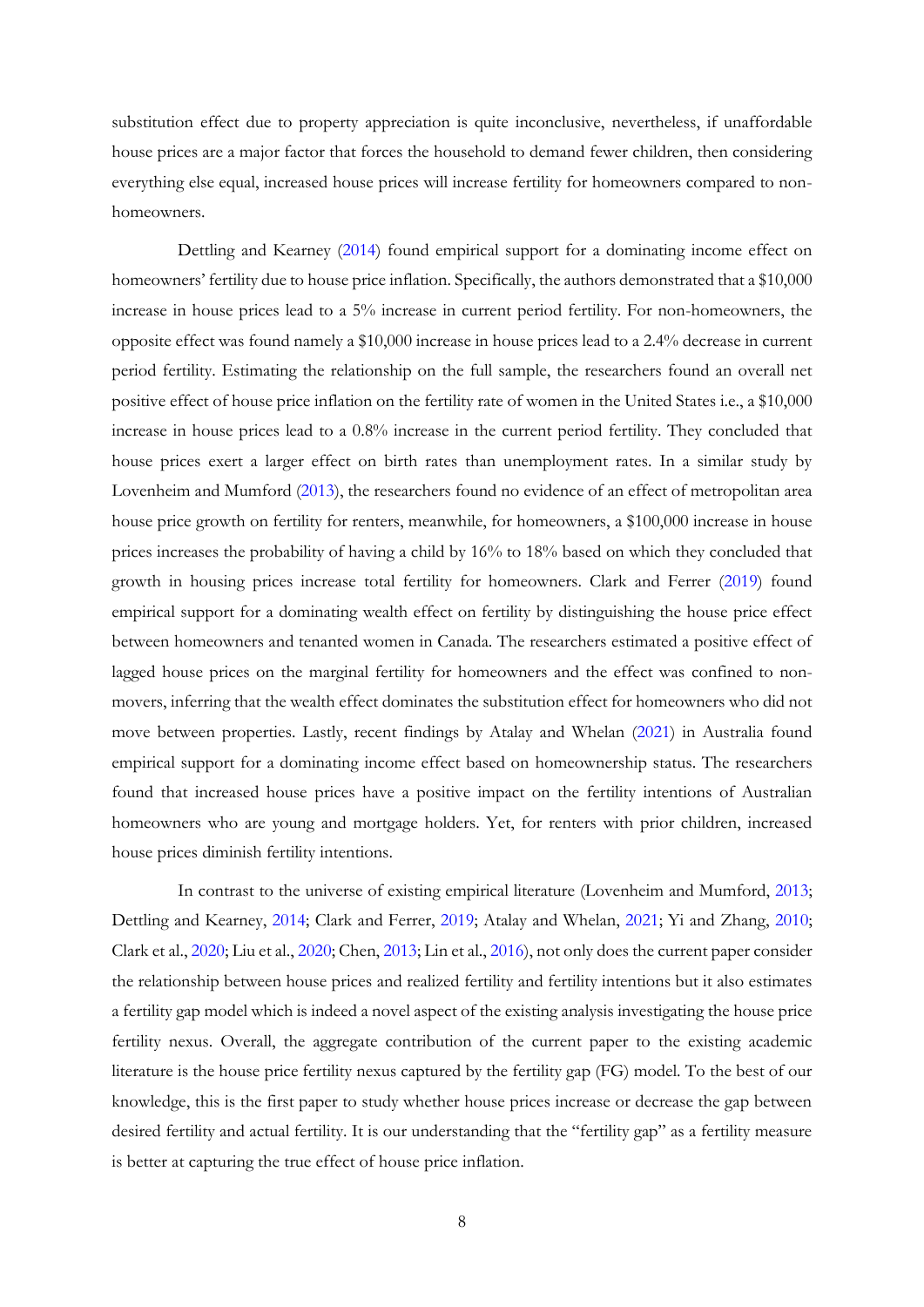substitution effect due to property appreciation is quite inconclusive, nevertheless, if unaffordable house prices are a major factor that forces the household to demand fewer children, then considering everything else equal, increased house prices will increase fertility for homeowners compared to non-homeowners.

Dettling and Kearney (2014) found empirical support for a dominating income effect on homeowners' fertility due to house price inflation. Specifically, the authors demonstrated that a $10,000 increase in house prices lead to a 5% increase in current period fertility. For non-homeowners, the opposite effect was found namely a $10,000 increase in house prices lead to a 2.4% decrease in current period fertility. Estimating the relationship on the full sample, the researchers found an overall net positive effect of house price inflation on the fertility rate of women in the United States i.e., a $10,000 increase in house prices lead to a 0.8% increase in the current period fertility. They concluded that house prices exert a larger effect on birth rates than unemployment rates. In a similar study by Lovenheim and Mumford (2013), the researchers found no evidence of an effect of metropolitan area house price growth on fertility for renters, meanwhile, for homeowners, a $100,000 increase in house prices increases the probability of having a child by 16% to 18% based on which they concluded that growth in housing prices increase total fertility for homeowners. Clark and Ferrer (2019) found empirical support for a dominating wealth effect on fertility by distinguishing the house price effect between homeowners and tenanted women in Canada. The researchers estimated a positive effect of lagged house prices on the marginal fertility for homeowners and the effect was confined to non-movers, inferring that the wealth effect dominates the substitution effect for homeowners who did not move between properties. Lastly, recent findings by Atalay and Whelan (2021) in Australia found empirical support for a dominating income effect based on homeownership status. The researchers found that increased house prices have a positive impact on the fertility intentions of Australian homeowners who are young and mortgage holders. Yet, for renters with prior children, increased house prices diminish fertility intentions.

In contrast to the universe of existing empirical literature (Lovenheim and Mumford, 2013; Dettling and Kearney, 2014; Clark and Ferrer, 2019; Atalay and Whelan, 2021; Yi and Zhang, 2010; Clark et al., 2020; Liu et al., 2020; Chen, 2013; Lin et al., 2016), not only does the current paper consider the relationship between house prices and realized fertility and fertility intentions but it also estimates a fertility gap model which is indeed a novel aspect of the existing analysis investigating the house price fertility nexus. Overall, the aggregate contribution of the current paper to the existing academic literature is the house price fertility nexus captured by the fertility gap (FG) model. To the best of our knowledge, this is the first paper to study whether house prices increase or decrease the gap between desired fertility and actual fertility. It is our understanding that the "fertility gap" as a fertility measure is better at capturing the true effect of house price inflation.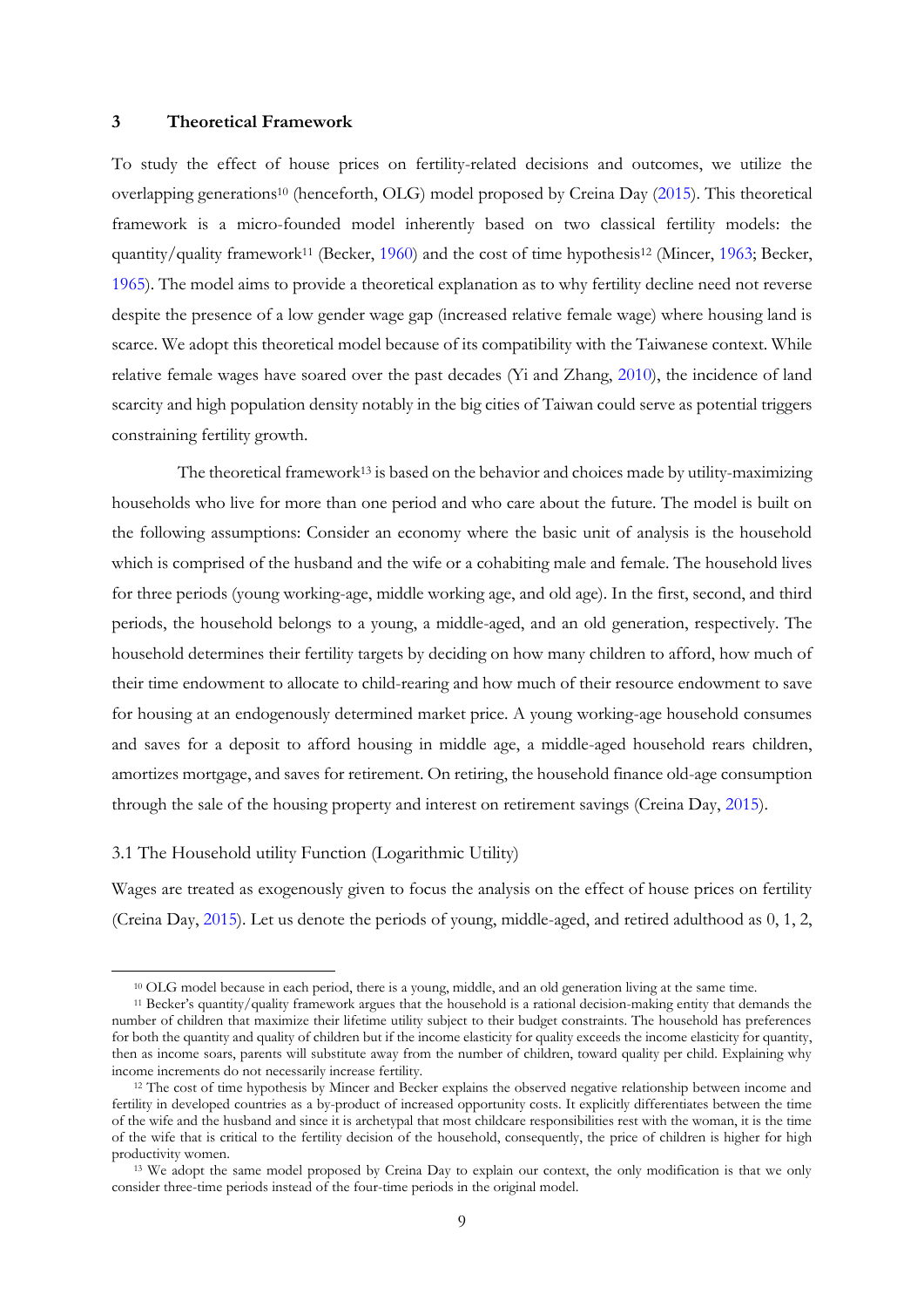## 3 Theoretical Framework

To study the effect of house prices on fertility-related decisions and outcomes, we utilize the overlapping generations[10] (henceforth, OLG) model proposed by Creina Day (2015). This theoretical framework is a micro-founded model inherently based on two classical fertility models: the quantity/quality framework[11] (Becker, 1960) and the cost of time hypothesis[12] (Mincer, 1963; Becker, 1965). The model aims to provide a theoretical explanation as to why fertility decline need not reverse despite the presence of a low gender wage gap (increased relative female wage) where housing land is scarce. We adopt this theoretical model because of its compatibility with the Taiwanese context. While relative female wages have soared over the past decades (Yi and Zhang, 2010), the incidence of land scarcity and high population density notably in the big cities of Taiwan could serve as potential triggers constraining fertility growth.

The theoretical framework[13] is based on the behavior and choices made by utility-maximizing households who live for more than one period and who care about the future. The model is built on the following assumptions: Consider an economy where the basic unit of analysis is the household which is comprised of the husband and the wife or a cohabiting male and female. The household lives for three periods (young working-age, middle working age, and old age). In the first, second, and third periods, the household belongs to a young, a middle-aged, and an old generation, respectively. The household determines their fertility targets by deciding on how many children to afford, how much of their time endowment to allocate to child-rearing and how much of their resource endowment to save for housing at an endogenously determined market price. A young working-age household consumes and saves for a deposit to afford housing in middle age, a middle-aged household rears children, amortizes mortgage, and saves for retirement. On retiring, the household finance old-age consumption through the sale of the housing property and interest on retirement savings (Creina Day, 2015).

### 3.1 The Household utility Function (Logarithmic Utility)

Wages are treated as exogenously given to focus the analysis on the effect of house prices on fertility (Creina Day, 2015). Let us denote the periods of young, middle-aged, and retired adulthood as 0, 1, 2,

---

[10] OLG model because in each period, there is a young, middle, and an old generation living at the same time.

[11] Becker's quantity/quality framework argues that the household is a rational decision-making entity that demands the number of children that maximize their lifetime utility subject to their budget constraints. The household has preferences for both the quantity and quality of children but if the income elasticity for quality exceeds the income elasticity for quantity, then as income soars, parents will substitute away from the number of children, toward quality per child. Explaining why income increments do not necessarily increase fertility.

[12] The cost of time hypothesis by Mincer and Becker explains the observed negative relationship between income and fertility in developed countries as a by-product of increased opportunity costs. It explicitly differentiates between the time of the wife and the husband and since it is archetypal that most childcare responsibilities rest with the woman, it is the time of the wife that is critical to the fertility decision of the household, consequently, the price of children is higher for high productivity women.

[13] We adopt the same model proposed by Creina Day to explain our context, the only modification is that we only consider three-time periods instead of the four-time periods in the original model.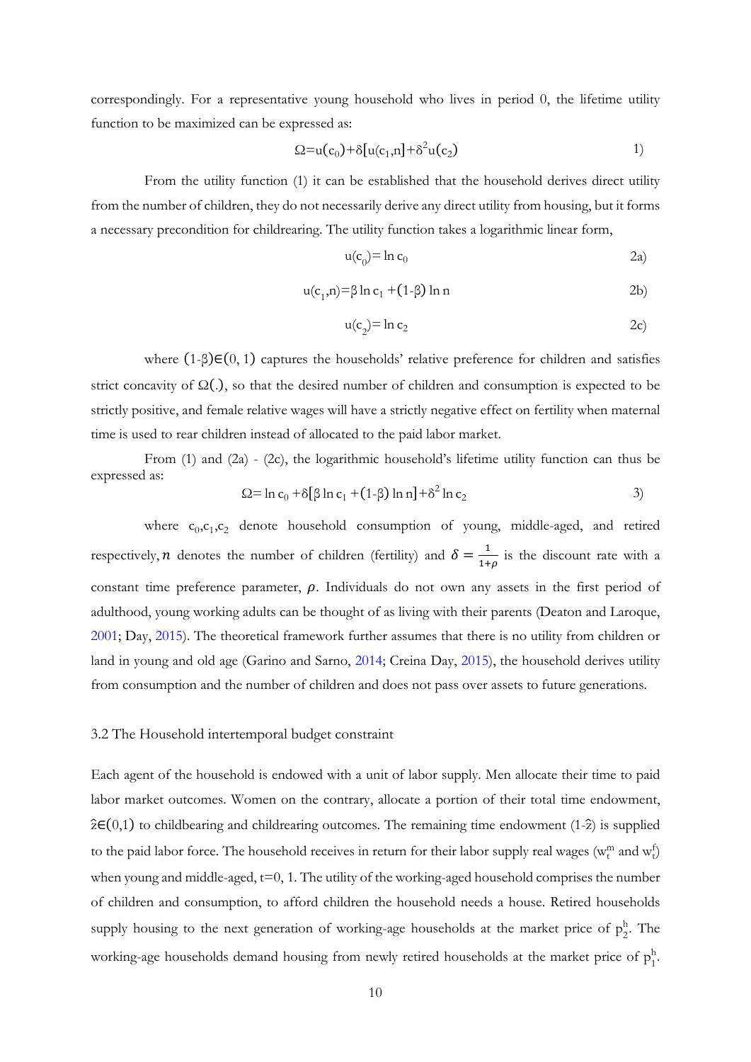correspondingly. For a representative young household who lives in period 0, the lifetime utility function to be maximized can be expressed as:

$$\Omega=u(c_0)+\delta[u(c_1,n)+\delta^2 u(c_2)] \tag{1}$$

From the utility function (1) it can be established that the household derives direct utility from the number of children, they do not necessarily derive any direct utility from housing, but it forms a necessary precondition for childrearing. The utility function takes a logarithmic linear form,

$$u(c_0)=\ln c_0 \tag{2a}$$

$$u(c_1,n)=\beta \ln c_1 +(1-\beta) \ln n \tag{2b}$$

$$u(c_2)=\ln c_2 \tag{2c}$$

where $(1-\beta)\in(0,1)$ captures the households' relative preference for children and satisfies strict concavity of $\Omega(.)$, so that the desired number of children and consumption is expected to be strictly positive, and female relative wages will have a strictly negative effect on fertility when maternal time is used to rear children instead of allocated to the paid labor market.

From (1) and (2a) - (2c), the logarithmic household's lifetime utility function can thus be expressed as:

$$\Omega=\ln c_0 +\delta[\beta \ln c_1 +(1-\beta) \ln n]+\delta^2 \ln c_2 \tag{3}$$

where $c_0, c_1, c_2$ denote household consumption of young, middle-aged, and retired respectively, $n$ denotes the number of children (fertility) and $\delta = \frac{1}{1+\rho}$ is the discount rate with a constant time preference parameter, $\rho$. Individuals do not own any assets in the first period of adulthood, young working adults can be thought of as living with their parents (Deaton and Laroque, 2001; Day, 2015). The theoretical framework further assumes that there is no utility from children or land in young and old age (Garino and Sarno, 2014; Creina Day, 2015), the household derives utility from consumption and the number of children and does not pass over assets to future generations.

### 3.2 The Household intertemporal budget constraint

Each agent of the household is endowed with a unit of labor supply. Men allocate their time to paid labor market outcomes. Women on the contrary, allocate a portion of their total time endowment, $\hat{z}\in(0,1)$ to childbearing and childrearing outcomes. The remaining time endowment $(1-\hat{z})$ is supplied to the paid labor force. The household receives in return for their labor supply real wages ($w_t^m$ and $w_t^f$) when young and middle-aged, t=0, 1. The utility of the working-aged household comprises the number of children and consumption, to afford children the household needs a house. Retired households supply housing to the next generation of working-age households at the market price of $p_2^h$. The working-age households demand housing from newly retired households at the market price of $p_1^h$.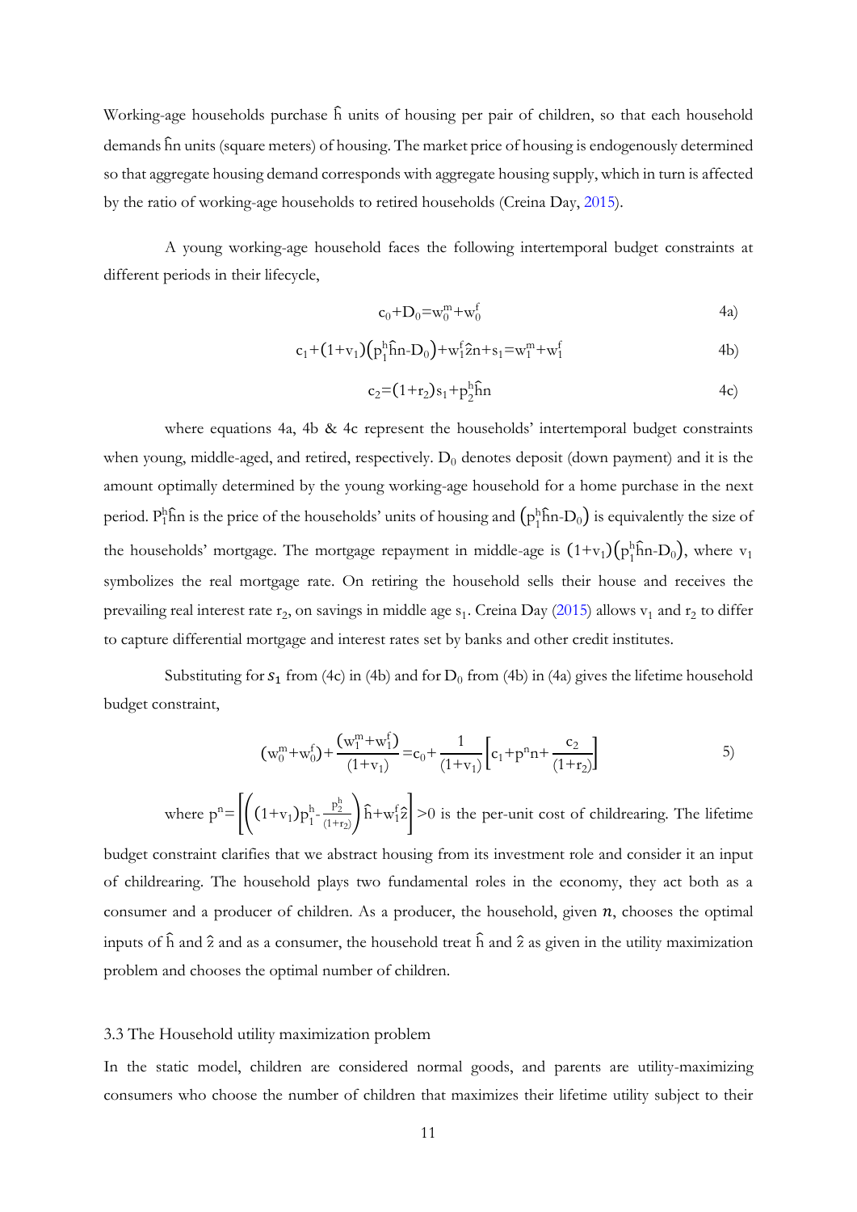Working-age households purchase $\hat{h}$ units of housing per pair of children, so that each household demands $\hat{h}n$ units (square meters) of housing. The market price of housing is endogenously determined so that aggregate housing demand corresponds with aggregate housing supply, which in turn is affected by the ratio of working-age households to retired households (Creina Day, 2015).

A young working-age household faces the following intertemporal budget constraints at different periods in their lifecycle,

$$c_0+D_0=w_0^m+w_0^f \tag{4a}$$

$$c_1+(1+v_1)\left(p_1^h\hat{h}n-D_0\right)+w_1^f\hat{z}n+s_1=w_1^m+w_1^f \tag{4b}$$

$$c_2=(1+r_2)s_1+p_2^h\hat{h}n \tag{4c}$$

where equations 4a, 4b & 4c represent the households' intertemporal budget constraints when young, middle-aged, and retired, respectively. $D_0$ denotes deposit (down payment) and it is the amount optimally determined by the young working-age household for a home purchase in the next period. $P_1^h\hat{h}n$ is the price of the households' units of housing and $\left(p_1^h\hat{h}n-D_0\right)$ is equivalently the size of the households' mortgage. The mortgage repayment in middle-age is $(1+v_1)\left(p_1^h\hat{h}n-D_0\right)$, where $v_1$ symbolizes the real mortgage rate. On retiring the household sells their house and receives the prevailing real interest rate $r_2$, on savings in middle age $s_1$. Creina Day (2015) allows $v_1$ and $r_2$ to differ to capture differential mortgage and interest rates set by banks and other credit institutes.

Substituting for $s_1$ from (4c) in (4b) and for $D_0$ from (4b) in (4a) gives the lifetime household budget constraint,

$$(w_0^m+w_0^f)+\frac{(w_1^m+w_1^f)}{(1+v_1)}=c_0+\frac{1}{(1+v_1)}\left[c_1+p^n n+\frac{c_2}{(1+r_2)}\right] \tag{5}$$

where $p^n=\left[\left((1+v_1)p_1^h-\frac{p_2^h}{(1+r_2)}\right)\hat{h}+w_1^f\hat{z}\right]>0$ is the per-unit cost of childrearing. The lifetime budget constraint clarifies that we abstract housing from its investment role and consider it an input of childrearing. The household plays two fundamental roles in the economy, they act both as a consumer and a producer of children. As a producer, the household, given $n$, chooses the optimal inputs of $\hat{h}$ and $\hat{z}$ and as a consumer, the household treat $\hat{h}$ and $\hat{z}$ as given in the utility maximization problem and chooses the optimal number of children.

### 3.3 The Household utility maximization problem

In the static model, children are considered normal goods, and parents are utility-maximizing consumers who choose the number of children that maximizes their lifetime utility subject to their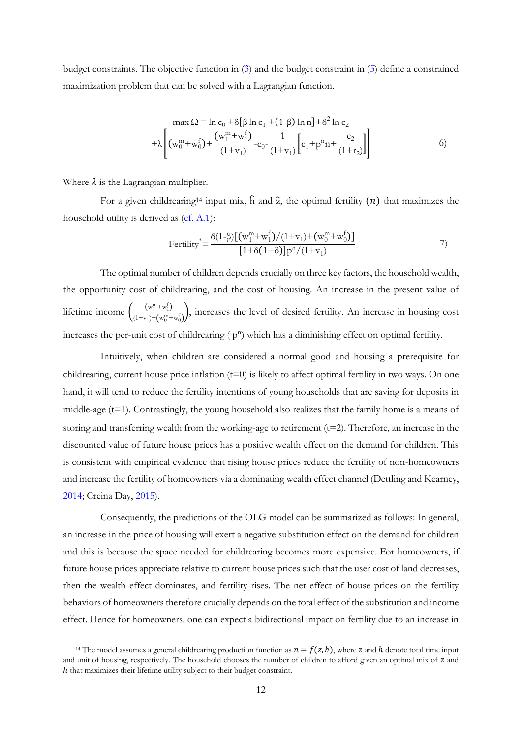budget constraints. The objective function in (3) and the budget constraint in (5) define a constrained maximization problem that can be solved with a Lagrangian function.

$$\max \Omega = \ln c_0 + \delta[\beta \ln c_1 + (1-\beta) \ln n] + \delta^2 \ln c_2 + \lambda\left[ (w_0^m + w_0^f) + \frac{(w_1^m + w_1^f)}{(1+v_1)} - c_0 - \frac{1}{(1+v_1)}\left[c_1 + p^n n + \frac{c_2}{(1+r_2)}\right]\right] \tag{6}$$

Where $\lambda$ is the Lagrangian multiplier.

For a given childrearing[14] input mix, $\hat{h}$ and $\hat{z}$, the optimal fertility $(n)$ that maximizes the household utility is derived as (cf. A.1):

$$\text{Fertility}^* = \frac{\delta(1-\beta)[(w_1^m + w_1^f)/(1+v_1) + (w_0^m + w_0^f)]}{[1+\delta(1+\delta)]p^n/(1+v_1)} \tag{7}$$

The optimal number of children depends crucially on three key factors, the household wealth, the opportunity cost of childrearing, and the cost of housing. An increase in the present value of lifetime income $\left(\frac{(w_1^m + w_1^f)}{(1+v_1)+(w_0^m + w_0^f)}\right)$, increases the level of desired fertility. An increase in housing cost increases the per-unit cost of childrearing ( $p^n$) which has a diminishing effect on optimal fertility.

Intuitively, when children are considered a normal good and housing a prerequisite for childrearing, current house price inflation (t=0) is likely to affect optimal fertility in two ways. On one hand, it will tend to reduce the fertility intentions of young households that are saving for deposits in middle-age (t=1). Contrastingly, the young household also realizes that the family home is a means of storing and transferring wealth from the working-age to retirement (t=2). Therefore, an increase in the discounted value of future house prices has a positive wealth effect on the demand for children. This is consistent with empirical evidence that rising house prices reduce the fertility of non-homeowners and increase the fertility of homeowners via a dominating wealth effect channel (Dettling and Kearney, 2014; Creina Day, 2015).

Consequently, the predictions of the OLG model can be summarized as follows: In general, an increase in the price of housing will exert a negative substitution effect on the demand for children and this is because the space needed for childrearing becomes more expensive. For homeowners, if future house prices appreciate relative to current house prices such that the user cost of land decreases, then the wealth effect dominates, and fertility rises. The net effect of house prices on the fertility behaviors of homeowners therefore crucially depends on the total effect of the substitution and income effect. Hence for homeowners, one can expect a bidirectional impact on fertility due to an increase in

[14] The model assumes a general childrearing production function as $n = f(z, h)$, where $z$ and $h$ denote total time input and unit of housing, respectively. The household chooses the number of children to afford given an optimal mix of $z$ and $h$ that maximizes their lifetime utility subject to their budget constraint.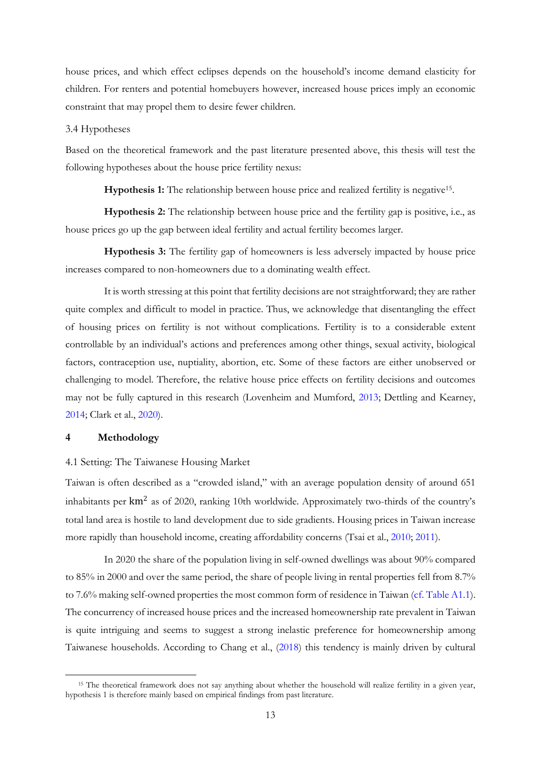house prices, and which effect eclipses depends on the household's income demand elasticity for children. For renters and potential homebuyers however, increased house prices imply an economic constraint that may propel them to desire fewer children.

### 3.4 Hypotheses

Based on the theoretical framework and the past literature presented above, this thesis will test the following hypotheses about the house price fertility nexus:

**Hypothesis 1:** The relationship between house price and realized fertility is negative[15].

**Hypothesis 2:** The relationship between house price and the fertility gap is positive, i.e., as house prices go up the gap between ideal fertility and actual fertility becomes larger.

**Hypothesis 3:** The fertility gap of homeowners is less adversely impacted by house price increases compared to non-homeowners due to a dominating wealth effect.

It is worth stressing at this point that fertility decisions are not straightforward; they are rather quite complex and difficult to model in practice. Thus, we acknowledge that disentangling the effect of housing prices on fertility is not without complications. Fertility is to a considerable extent controllable by an individual's actions and preferences among other things, sexual activity, biological factors, contraception use, nuptiality, abortion, etc. Some of these factors are either unobserved or challenging to model. Therefore, the relative house price effects on fertility decisions and outcomes may not be fully captured in this research (Lovenheim and Mumford, 2013; Dettling and Kearney, 2014; Clark et al., 2020).

## 4 Methodology

### 4.1 Setting: The Taiwanese Housing Market

Taiwan is often described as a "crowded island," with an average population density of around 651 inhabitants per $km^2$ as of 2020, ranking 10th worldwide. Approximately two-thirds of the country's total land area is hostile to land development due to side gradients. Housing prices in Taiwan increase more rapidly than household income, creating affordability concerns (Tsai et al., 2010; 2011).

In 2020 the share of the population living in self-owned dwellings was about 90% compared to 85% in 2000 and over the same period, the share of people living in rental properties fell from 8.7% to 7.6% making self-owned properties the most common form of residence in Taiwan (cf. Table A1.1). The concurrency of increased house prices and the increased homeownership rate prevalent in Taiwan is quite intriguing and seems to suggest a strong inelastic preference for homeownership among Taiwanese households. According to Chang et al., (2018) this tendency is mainly driven by cultural

[15] The theoretical framework does not say anything about whether the household will realize fertility in a given year, hypothesis 1 is therefore mainly based on empirical findings from past literature.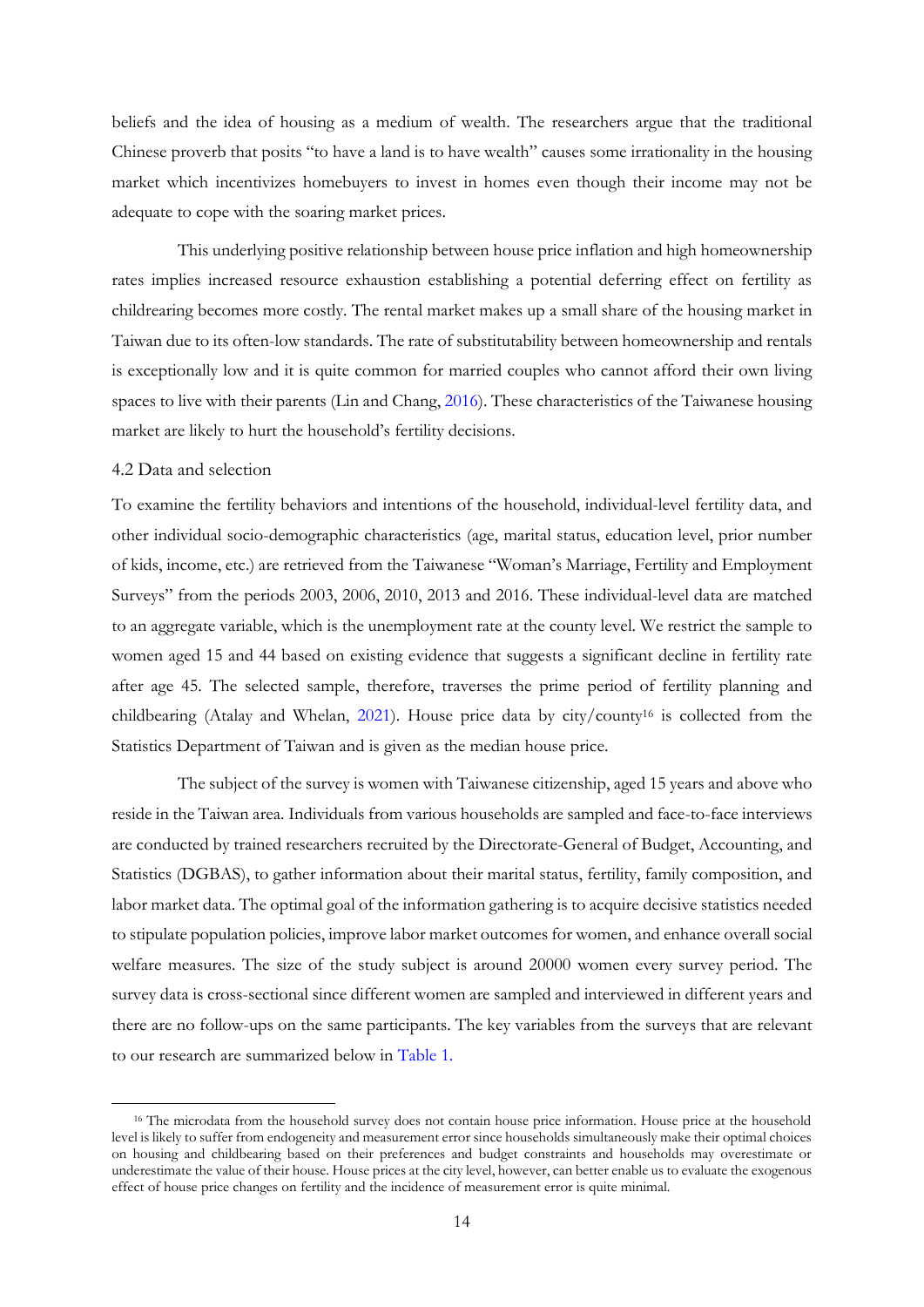beliefs and the idea of housing as a medium of wealth. The researchers argue that the traditional Chinese proverb that posits "to have a land is to have wealth" causes some irrationality in the housing market which incentivizes homebuyers to invest in homes even though their income may not be adequate to cope with the soaring market prices.

This underlying positive relationship between house price inflation and high homeownership rates implies increased resource exhaustion establishing a potential deferring effect on fertility as childrearing becomes more costly. The rental market makes up a small share of the housing market in Taiwan due to its often-low standards. The rate of substitutability between homeownership and rentals is exceptionally low and it is quite common for married couples who cannot afford their own living spaces to live with their parents (Lin and Chang, 2016). These characteristics of the Taiwanese housing market are likely to hurt the household's fertility decisions.

### 4.2 Data and selection

To examine the fertility behaviors and intentions of the household, individual-level fertility data, and other individual socio-demographic characteristics (age, marital status, education level, prior number of kids, income, etc.) are retrieved from the Taiwanese "Woman's Marriage, Fertility and Employment Surveys" from the periods 2003, 2006, 2010, 2013 and 2016. These individual-level data are matched to an aggregate variable, which is the unemployment rate at the county level. We restrict the sample to women aged 15 and 44 based on existing evidence that suggests a significant decline in fertility rate after age 45. The selected sample, therefore, traverses the prime period of fertility planning and childbearing (Atalay and Whelan, 2021). House price data by city/county[16] is collected from the Statistics Department of Taiwan and is given as the median house price.

The subject of the survey is women with Taiwanese citizenship, aged 15 years and above who reside in the Taiwan area. Individuals from various households are sampled and face-to-face interviews are conducted by trained researchers recruited by the Directorate-General of Budget, Accounting, and Statistics (DGBAS), to gather information about their marital status, fertility, family composition, and labor market data. The optimal goal of the information gathering is to acquire decisive statistics needed to stipulate population policies, improve labor market outcomes for women, and enhance overall social welfare measures. The size of the study subject is around 20000 women every survey period. The survey data is cross-sectional since different women are sampled and interviewed in different years and there are no follow-ups on the same participants. The key variables from the surveys that are relevant to our research are summarized below in Table 1.

[16] The microdata from the household survey does not contain house price information. House price at the household level is likely to suffer from endogeneity and measurement error since households simultaneously make their optimal choices on housing and childbearing based on their preferences and budget constraints and households may overestimate or underestimate the value of their house. House prices at the city level, however, can better enable us to evaluate the exogenous effect of house price changes on fertility and the incidence of measurement error is quite minimal.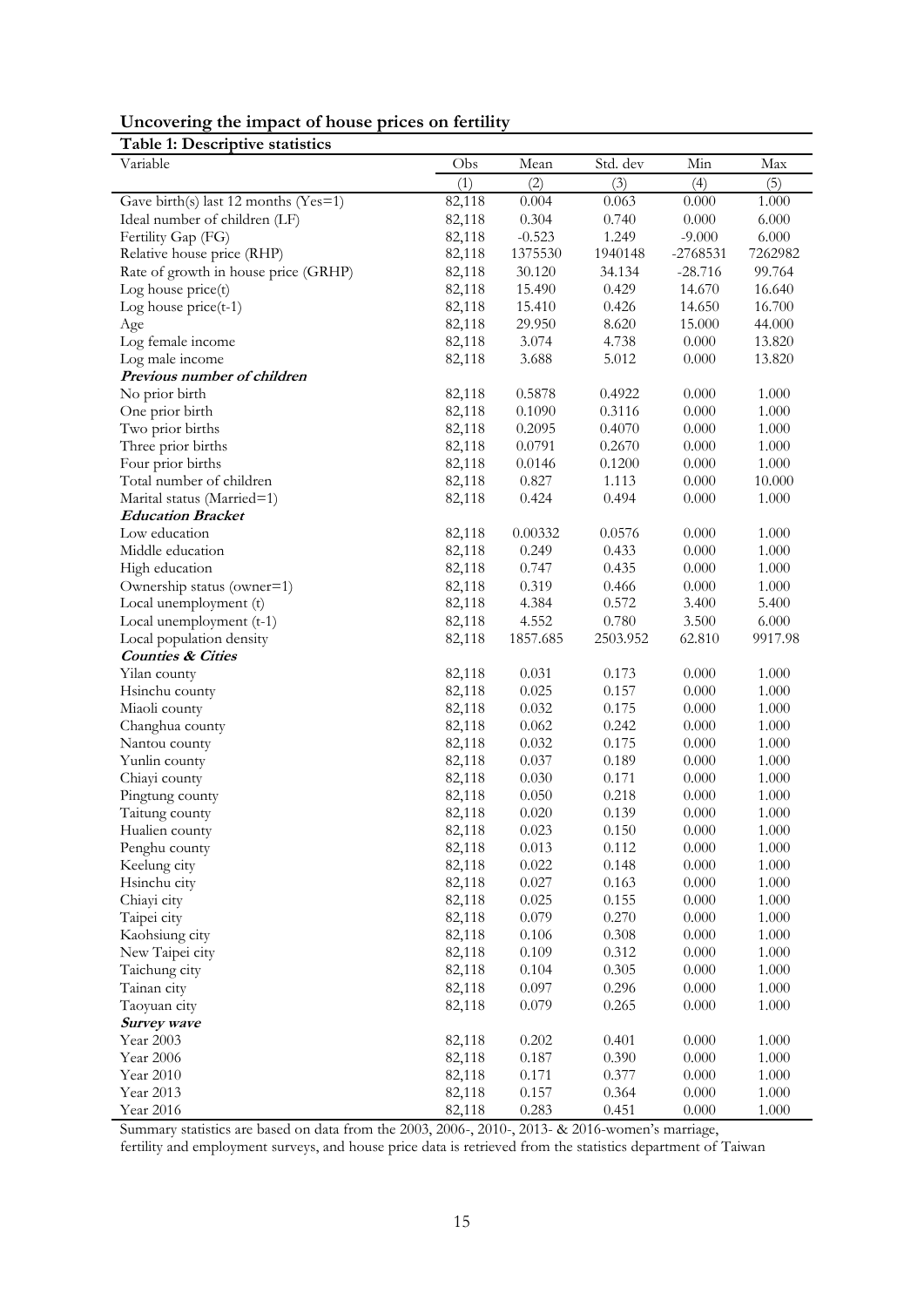**Uncovering the impact of house prices on fertility**

**Table 1: Descriptive statistics**

| Variable | Obs | Mean | Std. dev | Min | Max |
|---|---|---|---|---|---|
| | (1) | (2) | (3) | (4) | (5) |
| Gave birth(s) last 12 months (Yes=1) | 82,118 | 0.004 | 0.063 | 0.000 | 1.000 |
| Ideal number of children (LF) | 82,118 | 0.304 | 0.740 | 0.000 | 6.000 |
| Fertility Gap (FG) | 82,118 | -0.523 | 1.249 | -9.000 | 6.000 |
| Relative house price (RHP) | 82,118 | 1375530 | 1940148 | -2768531 | 7262982 |
| Rate of growth in house price (GRHP) | 82,118 | 30.120 | 34.134 | -28.716 | 99.764 |
| Log house price(t) | 82,118 | 15.490 | 0.429 | 14.670 | 16.640 |
| Log house price(t-1) | 82,118 | 15.410 | 0.426 | 14.650 | 16.700 |
| Age | 82,118 | 29.950 | 8.620 | 15.000 | 44.000 |
| Log female income | 82,118 | 3.074 | 4.738 | 0.000 | 13.820 |
| Log male income | 82,118 | 3.688 | 5.012 | 0.000 | 13.820 |
| ***Previous number of children*** | | | | | |
| No prior birth | 82,118 | 0.5878 | 0.4922 | 0.000 | 1.000 |
| One prior birth | 82,118 | 0.1090 | 0.3116 | 0.000 | 1.000 |
| Two prior births | 82,118 | 0.2095 | 0.4070 | 0.000 | 1.000 |
| Three prior births | 82,118 | 0.0791 | 0.2670 | 0.000 | 1.000 |
| Four prior births | 82,118 | 0.0146 | 0.1200 | 0.000 | 1.000 |
| Total number of children | 82,118 | 0.827 | 1.113 | 0.000 | 10.000 |
| Marital status (Married=1) | 82,118 | 0.424 | 0.494 | 0.000 | 1.000 |
| ***Education Bracket*** | | | | | |
| Low education | 82,118 | 0.00332 | 0.0576 | 0.000 | 1.000 |
| Middle education | 82,118 | 0.249 | 0.433 | 0.000 | 1.000 |
| High education | 82,118 | 0.747 | 0.435 | 0.000 | 1.000 |
| Ownership status (owner=1) | 82,118 | 0.319 | 0.466 | 0.000 | 1.000 |
| Local unemployment (t) | 82,118 | 4.384 | 0.572 | 3.400 | 5.400 |
| Local unemployment (t-1) | 82,118 | 4.552 | 0.780 | 3.500 | 6.000 |
| Local population density | 82,118 | 1857.685 | 2503.952 | 62.810 | 9917.98 |
| ***Counties & Cities*** | | | | | |
| Yilan county | 82,118 | 0.031 | 0.173 | 0.000 | 1.000 |
| Hsinchu county | 82,118 | 0.025 | 0.157 | 0.000 | 1.000 |
| Miaoli county | 82,118 | 0.032 | 0.175 | 0.000 | 1.000 |
| Changhua county | 82,118 | 0.062 | 0.242 | 0.000 | 1.000 |
| Nantou county | 82,118 | 0.032 | 0.175 | 0.000 | 1.000 |
| Yunlin county | 82,118 | 0.037 | 0.189 | 0.000 | 1.000 |
| Chiayi county | 82,118 | 0.030 | 0.171 | 0.000 | 1.000 |
| Pingtung county | 82,118 | 0.050 | 0.218 | 0.000 | 1.000 |
| Taitung county | 82,118 | 0.020 | 0.139 | 0.000 | 1.000 |
| Hualien county | 82,118 | 0.023 | 0.150 | 0.000 | 1.000 |
| Penghu county | 82,118 | 0.013 | 0.112 | 0.000 | 1.000 |
| Keelung city | 82,118 | 0.022 | 0.148 | 0.000 | 1.000 |
| Hsinchu city | 82,118 | 0.027 | 0.163 | 0.000 | 1.000 |
| Chiayi city | 82,118 | 0.025 | 0.155 | 0.000 | 1.000 |
| Taipei city | 82,118 | 0.079 | 0.270 | 0.000 | 1.000 |
| Kaohsiung city | 82,118 | 0.106 | 0.308 | 0.000 | 1.000 |
| New Taipei city | 82,118 | 0.109 | 0.312 | 0.000 | 1.000 |
| Taichung city | 82,118 | 0.104 | 0.305 | 0.000 | 1.000 |
| Tainan city | 82,118 | 0.097 | 0.296 | 0.000 | 1.000 |
| Taoyuan city | 82,118 | 0.079 | 0.265 | 0.000 | 1.000 |
| ***Survey wave*** | | | | | |
| Year 2003 | 82,118 | 0.202 | 0.401 | 0.000 | 1.000 |
| Year 2006 | 82,118 | 0.187 | 0.390 | 0.000 | 1.000 |
| Year 2010 | 82,118 | 0.171 | 0.377 | 0.000 | 1.000 |
| Year 2013 | 82,118 | 0.157 | 0.364 | 0.000 | 1.000 |
| Year 2016 | 82,118 | 0.283 | 0.451 | 0.000 | 1.000 |

Summary statistics are based on data from the 2003, 2006-, 2010-, 2013- & 2016-women's marriage, fertility and employment surveys, and house price data is retrieved from the statistics department of Taiwan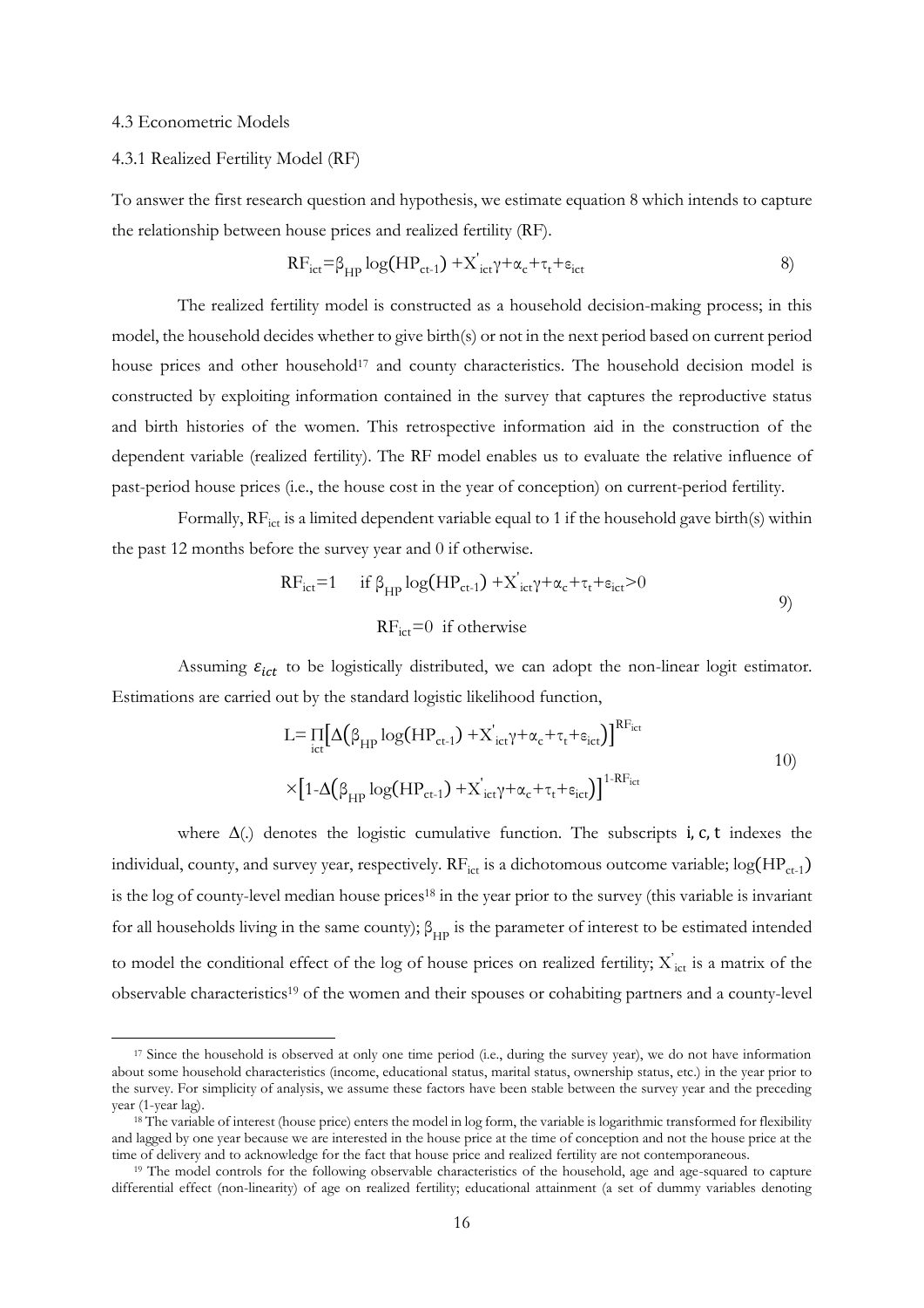### 4.3 Econometric Models

#### 4.3.1 Realized Fertility Model (RF)

To answer the first research question and hypothesis, we estimate equation 8 which intends to capture the relationship between house prices and realized fertility (RF).

$$\mathrm{RF}_{ict}=\beta_{HP}\log(\mathrm{HP}_{ct-1})+X'_{ict}\gamma+\alpha_c+\tau_t+\varepsilon_{ict} \tag{8}$$

The realized fertility model is constructed as a household decision-making process; in this model, the household decides whether to give birth(s) or not in the next period based on current period house prices and other household[17] and county characteristics. The household decision model is constructed by exploiting information contained in the survey that captures the reproductive status and birth histories of the women. This retrospective information aid in the construction of the dependent variable (realized fertility). The RF model enables us to evaluate the relative influence of past-period house prices (i.e., the house cost in the year of conception) on current-period fertility.

Formally, $\mathrm{RF}_{ict}$ is a limited dependent variable equal to 1 if the household gave birth(s) within the past 12 months before the survey year and 0 if otherwise.

$$\begin{gathered}\mathrm{RF}_{ict}=1 \quad \text{if } \beta_{HP}\log(\mathrm{HP}_{ct-1})+X'_{ict}\gamma+\alpha_c+\tau_t+\varepsilon_{ict}>0 \\ \mathrm{RF}_{ict}=0 \quad \text{if otherwise}\end{gathered} \tag{9}$$

Assuming $\varepsilon_{ict}$ to be logistically distributed, we can adopt the non-linear logit estimator. Estimations are carried out by the standard logistic likelihood function,

$$\begin{aligned}\mathrm{L}=\prod_{ict}&\left[\Delta\left(\beta_{HP}\log(\mathrm{HP}_{ct-1})+X'_{ict}\gamma+\alpha_c+\tau_t+\varepsilon_{ict}\right)\right]^{\mathrm{RF}_{ict}} \\ &\times\left[1-\Delta\left(\beta_{HP}\log(\mathrm{HP}_{ct-1})+X'_{ict}\gamma+\alpha_c+\tau_t+\varepsilon_{ict}\right)\right]^{1-\mathrm{RF}_{ict}}\end{aligned} \tag{10}$$

where $\Delta(.)$ denotes the logistic cumulative function. The subscripts $i, c, t$ indexes the individual, county, and survey year, respectively. $\mathrm{RF}_{ict}$ is a dichotomous outcome variable; $\log(\mathrm{HP}_{ct-1})$ is the log of county-level median house prices[18] in the year prior to the survey (this variable is invariant for all households living in the same county); $\beta_{HP}$ is the parameter of interest to be estimated intended to model the conditional effect of the log of house prices on realized fertility; $X'_{ict}$ is a matrix of the observable characteristics[19] of the women and their spouses or cohabiting partners and a county-level

---

[17] Since the household is observed at only one time period (i.e., during the survey year), we do not have information about some household characteristics (income, educational status, marital status, ownership status, etc.) in the year prior to the survey. For simplicity of analysis, we assume these factors have been stable between the survey year and the preceding year (1-year lag).

[18] The variable of interest (house price) enters the model in log form, the variable is logarithmic transformed for flexibility and lagged by one year because we are interested in the house price at the time of conception and not the house price at the time of delivery and to acknowledge for the fact that house price and realized fertility are not contemporaneous.

[19] The model controls for the following observable characteristics of the household, age and age-squared to capture differential effect (non-linearity) of age on realized fertility; educational attainment (a set of dummy variables denoting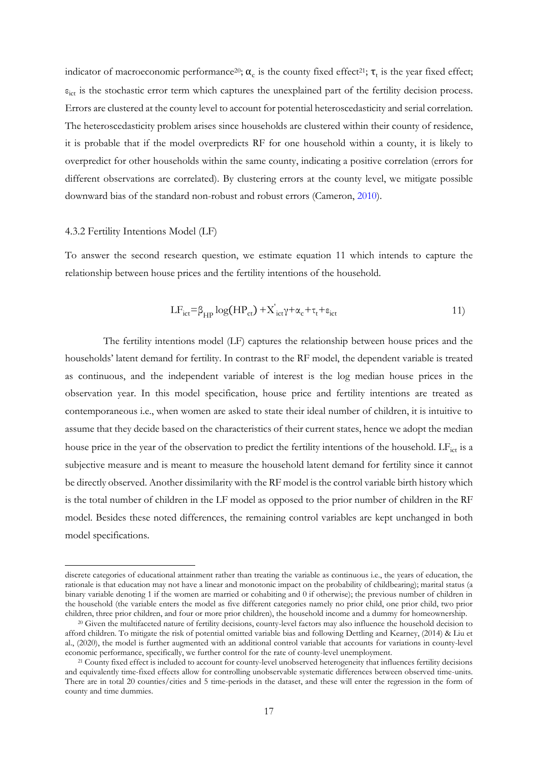indicator of macroeconomic performance[20]; $\alpha_c$ is the county fixed effect[21]; $\tau_t$ is the year fixed effect; $\varepsilon_{ict}$ is the stochastic error term which captures the unexplained part of the fertility decision process. Errors are clustered at the county level to account for potential heteroscedasticity and serial correlation. The heteroscedasticity problem arises since households are clustered within their county of residence, it is probable that if the model overpredicts RF for one household within a county, it is likely to overpredict for other households within the same county, indicating a positive correlation (errors for different observations are correlated). By clustering errors at the county level, we mitigate possible downward bias of the standard non-robust and robust errors (Cameron, 2010).

### 4.3.2 Fertility Intentions Model (LF)

To answer the second research question, we estimate equation 11 which intends to capture the relationship between house prices and the fertility intentions of the household.

$$LF_{ict}=\beta_{HP}\log(HP_{ct})+X'_{ict}\gamma+\alpha_c+\tau_t+\varepsilon_{ict} \qquad 11)$$

The fertility intentions model (LF) captures the relationship between house prices and the households' latent demand for fertility. In contrast to the RF model, the dependent variable is treated as continuous, and the independent variable of interest is the log median house prices in the observation year. In this model specification, house price and fertility intentions are treated as contemporaneous i.e., when women are asked to state their ideal number of children, it is intuitive to assume that they decide based on the characteristics of their current states, hence we adopt the median house price in the year of the observation to predict the fertility intentions of the household. $LF_{ict}$ is a subjective measure and is meant to measure the household latent demand for fertility since it cannot be directly observed. Another dissimilarity with the RF model is the control variable birth history which is the total number of children in the LF model as opposed to the prior number of children in the RF model. Besides these noted differences, the remaining control variables are kept unchanged in both model specifications.

---

discrete categories of educational attainment rather than treating the variable as continuous i.e., the years of education, the rationale is that education may not have a linear and monotonic impact on the probability of childbearing); marital status (a binary variable denoting 1 if the women are married or cohabiting and 0 if otherwise); the previous number of children in the household (the variable enters the model as five different categories namely no prior child, one prior child, two prior children, three prior children, and four or more prior children), the household income and a dummy for homeownership.

[20] Given the multifaceted nature of fertility decisions, county-level factors may also influence the household decision to afford children. To mitigate the risk of potential omitted variable bias and following Dettling and Kearney, (2014) & Liu et al., (2020), the model is further augmented with an additional control variable that accounts for variations in county-level economic performance, specifically, we further control for the rate of county-level unemployment.

[21] County fixed effect is included to account for county-level unobserved heterogeneity that influences fertility decisions and equivalently time-fixed effects allow for controlling unobservable systematic differences between observed time-units. There are in total 20 counties/cities and 5 time-periods in the dataset, and these will enter the regression in the form of county and time dummies.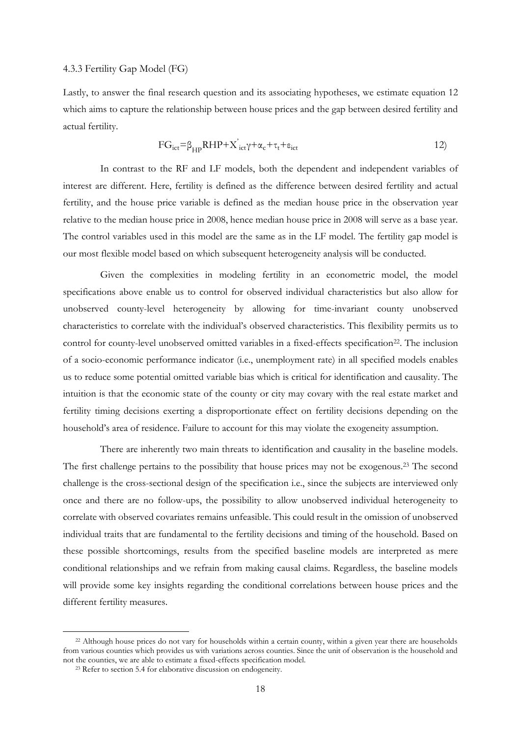#### 4.3.3 Fertility Gap Model (FG)

Lastly, to answer the final research question and its associating hypotheses, we estimate equation 12 which aims to capture the relationship between house prices and the gap between desired fertility and actual fertility.

$$FG_{ict}=\beta_{HP}RHP+X^{'}_{ict}\gamma+\alpha_c+\tau_t+\varepsilon_{ict} \qquad 12)$$

In contrast to the RF and LF models, both the dependent and independent variables of interest are different. Here, fertility is defined as the difference between desired fertility and actual fertility, and the house price variable is defined as the median house price in the observation year relative to the median house price in 2008, hence median house price in 2008 will serve as a base year. The control variables used in this model are the same as in the LF model. The fertility gap model is our most flexible model based on which subsequent heterogeneity analysis will be conducted.

Given the complexities in modeling fertility in an econometric model, the model specifications above enable us to control for observed individual characteristics but also allow for unobserved county-level heterogeneity by allowing for time-invariant county unobserved characteristics to correlate with the individual's observed characteristics. This flexibility permits us to control for county-level unobserved omitted variables in a fixed-effects specification[22]. The inclusion of a socio-economic performance indicator (i.e., unemployment rate) in all specified models enables us to reduce some potential omitted variable bias which is critical for identification and causality. The intuition is that the economic state of the county or city may covary with the real estate market and fertility timing decisions exerting a disproportionate effect on fertility decisions depending on the household's area of residence. Failure to account for this may violate the exogeneity assumption.

There are inherently two main threats to identification and causality in the baseline models. The first challenge pertains to the possibility that house prices may not be exogenous.[23] The second challenge is the cross-sectional design of the specification i.e., since the subjects are interviewed only once and there are no follow-ups, the possibility to allow unobserved individual heterogeneity to correlate with observed covariates remains unfeasible. This could result in the omission of unobserved individual traits that are fundamental to the fertility decisions and timing of the household. Based on these possible shortcomings, results from the specified baseline models are interpreted as mere conditional relationships and we refrain from making causal claims. Regardless, the baseline models will provide some key insights regarding the conditional correlations between house prices and the different fertility measures.

[22] Although house prices do not vary for households within a certain county, within a given year there are households from various counties which provides us with variations across counties. Since the unit of observation is the household and not the counties, we are able to estimate a fixed-effects specification model.

[23] Refer to section 5.4 for elaborative discussion on endogeneity.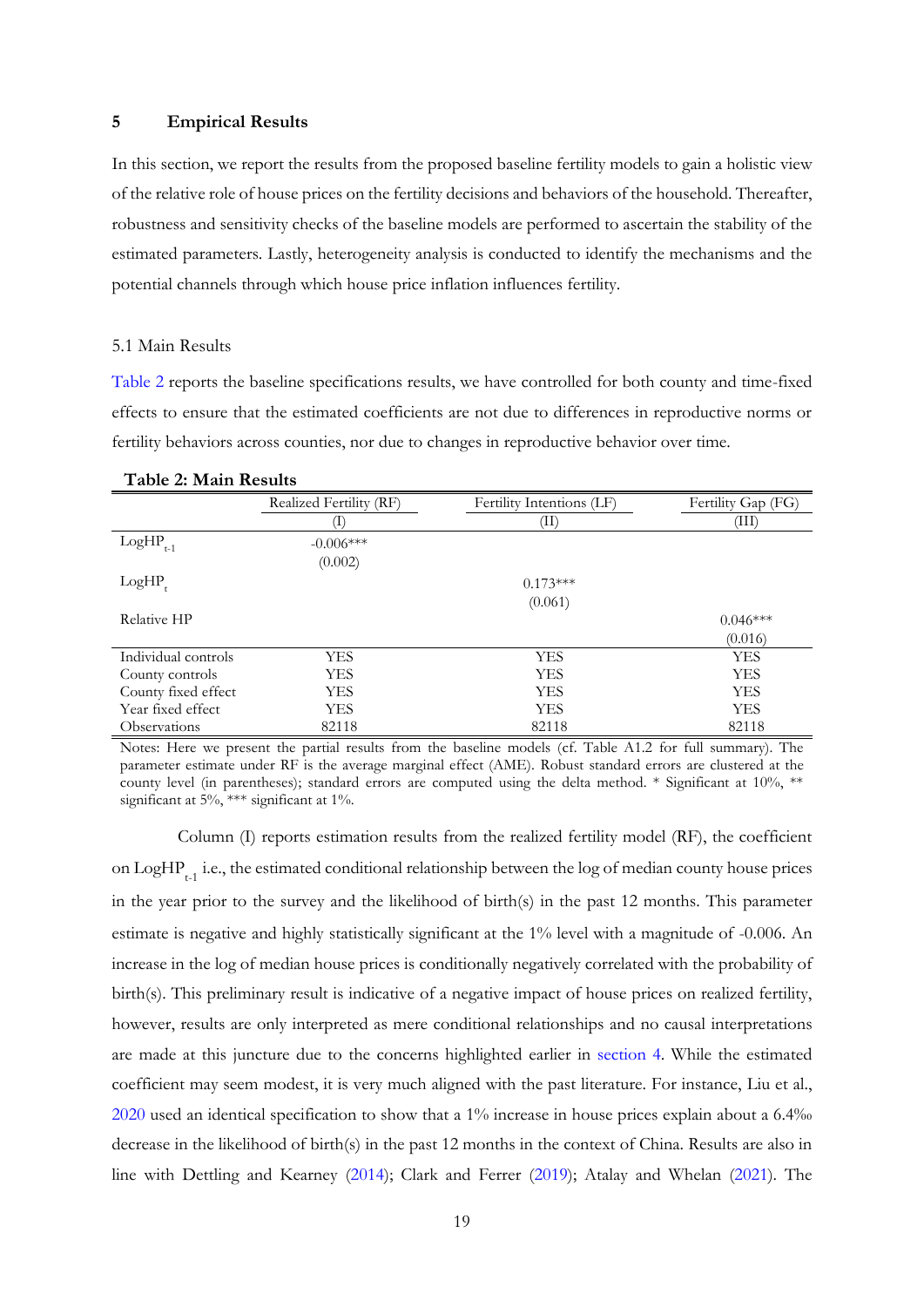## 5 Empirical Results

In this section, we report the results from the proposed baseline fertility models to gain a holistic view of the relative role of house prices on the fertility decisions and behaviors of the household. Thereafter, robustness and sensitivity checks of the baseline models are performed to ascertain the stability of the estimated parameters. Lastly, heterogeneity analysis is conducted to identify the mechanisms and the potential channels through which house price inflation influences fertility.

### 5.1 Main Results

Table 2 reports the baseline specifications results, we have controlled for both county and time-fixed effects to ensure that the estimated coefficients are not due to differences in reproductive norms or fertility behaviors across counties, nor due to changes in reproductive behavior over time.

**Table 2: Main Results**

| | Realized Fertility (RF) | Fertility Intentions (LF) | Fertility Gap (FG) |
|---|---|---|---|
| | (I) | (II) | (III) |
| $LogHP_{t-1}$ | -0.006*** | | |
| | (0.002) | | |
| $LogHP_{t}$ | | 0.173*** | |
| | | (0.061) | |
| Relative HP | | | 0.046*** |
| | | | (0.016) |
| Individual controls | YES | YES | YES |
| County controls | YES | YES | YES |
| County fixed effect | YES | YES | YES |
| Year fixed effect | YES | YES | YES |
| Observations | 82118 | 82118 | 82118 |

Notes: Here we present the partial results from the baseline models (cf. Table A1.2 for full summary). The parameter estimate under RF is the average marginal effect (AME). Robust standard errors are clustered at the county level (in parentheses); standard errors are computed using the delta method. * Significant at 10%, ** significant at 5%, *** significant at 1%.

Column (I) reports estimation results from the realized fertility model (RF), the coefficient on $LogHP_{t-1}$ i.e., the estimated conditional relationship between the log of median county house prices in the year prior to the survey and the likelihood of birth(s) in the past 12 months. This parameter estimate is negative and highly statistically significant at the 1% level with a magnitude of -0.006. An increase in the log of median house prices is conditionally negatively correlated with the probability of birth(s). This preliminary result is indicative of a negative impact of house prices on realized fertility, however, results are only interpreted as mere conditional relationships and no causal interpretations are made at this juncture due to the concerns highlighted earlier in section 4. While the estimated coefficient may seem modest, it is very much aligned with the past literature. For instance, Liu et al., 2020 used an identical specification to show that a 1% increase in house prices explain about a 6.4‰ decrease in the likelihood of birth(s) in the past 12 months in the context of China. Results are also in line with Dettling and Kearney (2014); Clark and Ferrer (2019); Atalay and Whelan (2021). The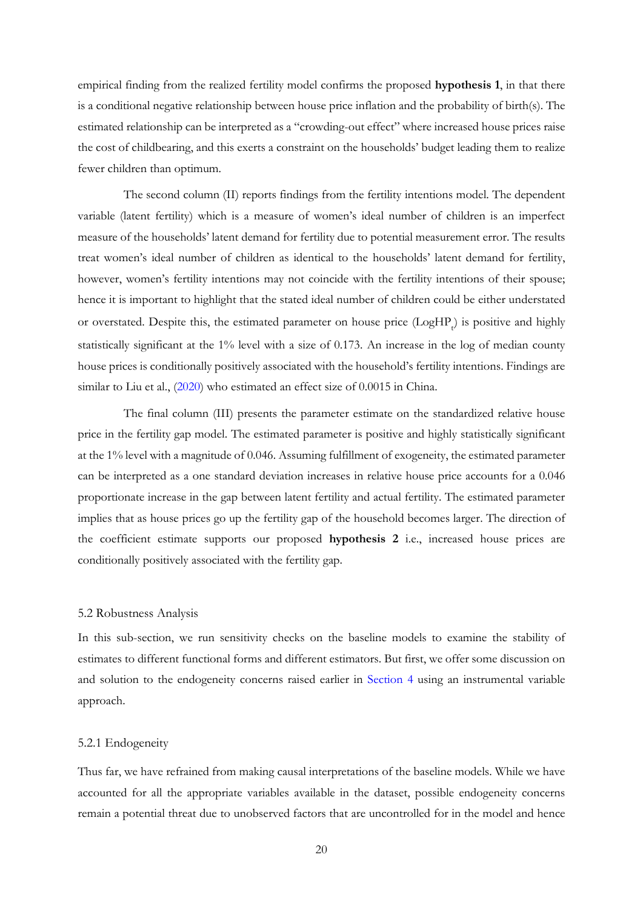empirical finding from the realized fertility model confirms the proposed **hypothesis 1**, in that there is a conditional negative relationship between house price inflation and the probability of birth(s). The estimated relationship can be interpreted as a "crowding-out effect" where increased house prices raise the cost of childbearing, and this exerts a constraint on the households' budget leading them to realize fewer children than optimum.

The second column (II) reports findings from the fertility intentions model. The dependent variable (latent fertility) which is a measure of women's ideal number of children is an imperfect measure of the households' latent demand for fertility due to potential measurement error. The results treat women's ideal number of children as identical to the households' latent demand for fertility, however, women's fertility intentions may not coincide with the fertility intentions of their spouse; hence it is important to highlight that the stated ideal number of children could be either understated or overstated. Despite this, the estimated parameter on house price ($LogHP_t$) is positive and highly statistically significant at the 1% level with a size of 0.173. An increase in the log of median county house prices is conditionally positively associated with the household's fertility intentions. Findings are similar to Liu et al., (2020) who estimated an effect size of 0.0015 in China.

The final column (III) presents the parameter estimate on the standardized relative house price in the fertility gap model. The estimated parameter is positive and highly statistically significant at the 1% level with a magnitude of 0.046. Assuming fulfillment of exogeneity, the estimated parameter can be interpreted as a one standard deviation increases in relative house price accounts for a 0.046 proportionate increase in the gap between latent fertility and actual fertility. The estimated parameter implies that as house prices go up the fertility gap of the household becomes larger. The direction of the coefficient estimate supports our proposed **hypothesis 2** i.e., increased house prices are conditionally positively associated with the fertility gap.

### 5.2 Robustness Analysis

In this sub-section, we run sensitivity checks on the baseline models to examine the stability of estimates to different functional forms and different estimators. But first, we offer some discussion on and solution to the endogeneity concerns raised earlier in Section 4 using an instrumental variable approach.

#### 5.2.1 Endogeneity

Thus far, we have refrained from making causal interpretations of the baseline models. While we have accounted for all the appropriate variables available in the dataset, possible endogeneity concerns remain a potential threat due to unobserved factors that are uncontrolled for in the model and hence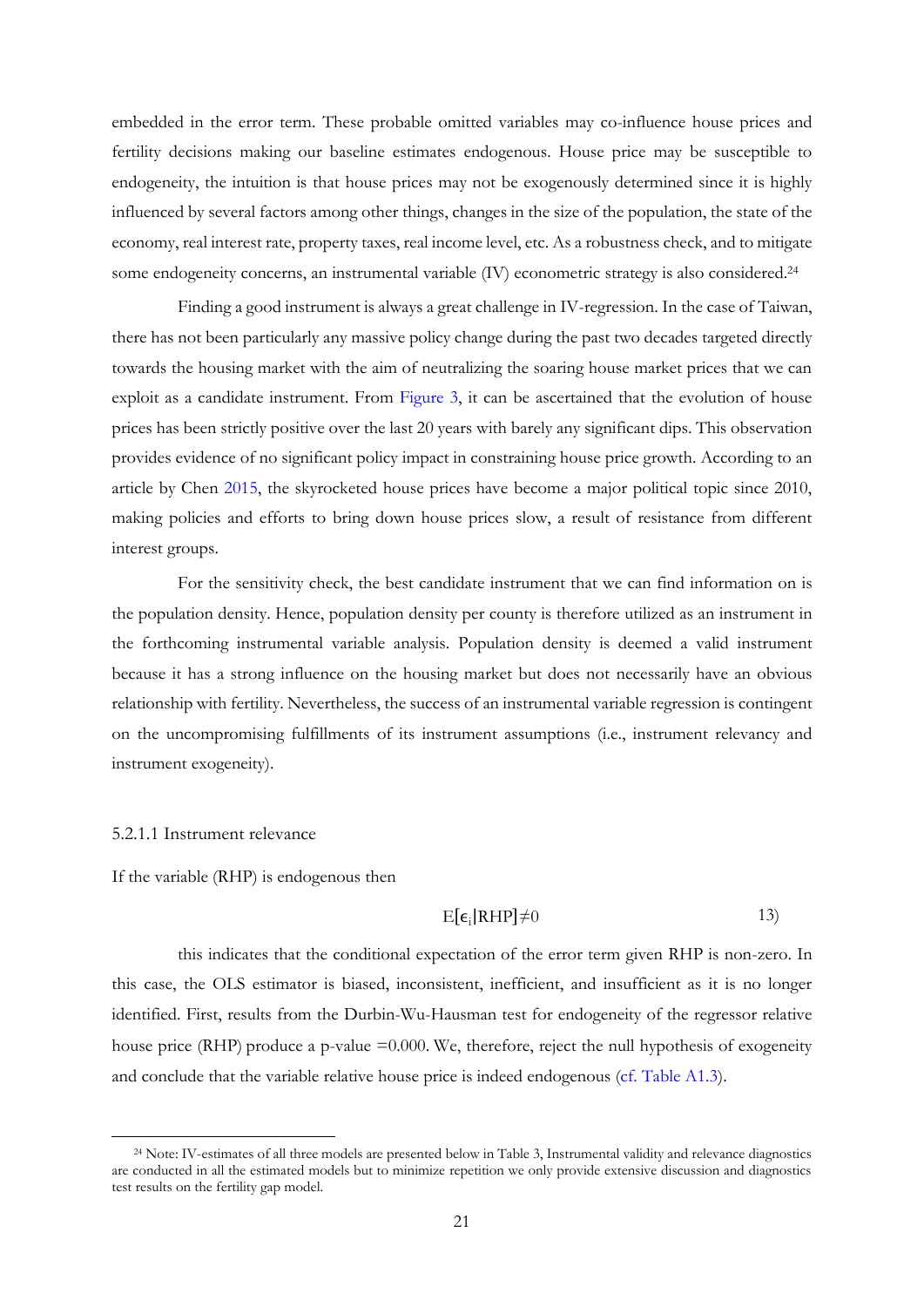embedded in the error term. These probable omitted variables may co-influence house prices and fertility decisions making our baseline estimates endogenous. House price may be susceptible to endogeneity, the intuition is that house prices may not be exogenously determined since it is highly influenced by several factors among other things, changes in the size of the population, the state of the economy, real interest rate, property taxes, real income level, etc. As a robustness check, and to mitigate some endogeneity concerns, an instrumental variable (IV) econometric strategy is also considered.[24]

Finding a good instrument is always a great challenge in IV-regression. In the case of Taiwan, there has not been particularly any massive policy change during the past two decades targeted directly towards the housing market with the aim of neutralizing the soaring house market prices that we can exploit as a candidate instrument. From Figure 3, it can be ascertained that the evolution of house prices has been strictly positive over the last 20 years with barely any significant dips. This observation provides evidence of no significant policy impact in constraining house price growth. According to an article by Chen 2015, the skyrocketed house prices have become a major political topic since 2010, making policies and efforts to bring down house prices slow, a result of resistance from different interest groups.

For the sensitivity check, the best candidate instrument that we can find information on is the population density. Hence, population density per county is therefore utilized as an instrument in the forthcoming instrumental variable analysis. Population density is deemed a valid instrument because it has a strong influence on the housing market but does not necessarily have an obvious relationship with fertility. Nevertheless, the success of an instrumental variable regression is contingent on the uncompromising fulfillments of its instrument assumptions (i.e., instrument relevancy and instrument exogeneity).

5.2.1.1 Instrument relevance

If the variable (RHP) is endogenous then

$$E[\epsilon_i|RHP]\neq 0 \qquad 13)$$

this indicates that the conditional expectation of the error term given RHP is non-zero. In this case, the OLS estimator is biased, inconsistent, inefficient, and insufficient as it is no longer identified. First, results from the Durbin-Wu-Hausman test for endogeneity of the regressor relative house price (RHP) produce a p-value =0.000. We, therefore, reject the null hypothesis of exogeneity and conclude that the variable relative house price is indeed endogenous (cf. Table A1.3).

[24] Note: IV-estimates of all three models are presented below in Table 3, Instrumental validity and relevance diagnostics are conducted in all the estimated models but to minimize repetition we only provide extensive discussion and diagnostics test results on the fertility gap model.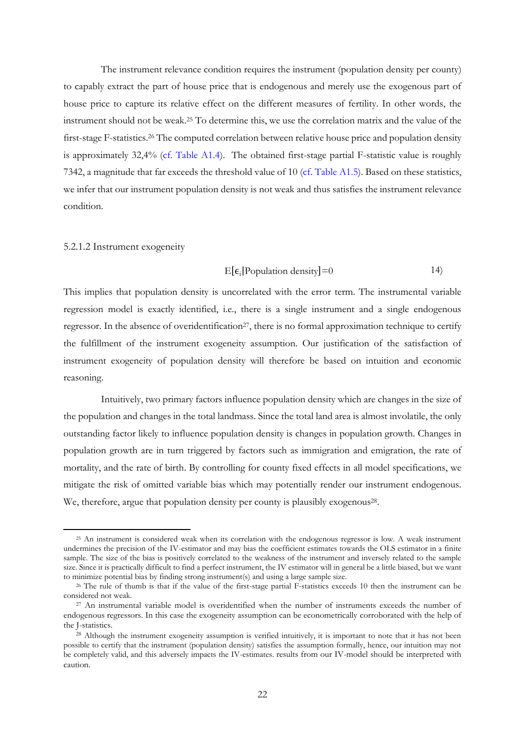The instrument relevance condition requires the instrument (population density per county) to capably extract the part of house price that is endogenous and merely use the exogenous part of house price to capture its relative effect on the different measures of fertility. In other words, the instrument should not be weak.[25] To determine this, we use the correlation matrix and the value of the first-stage F-statistics.[26] The computed correlation between relative house price and population density is approximately 32,4% (cf. Table A1.4). The obtained first-stage partial F-statistic value is roughly 7342, a magnitude that far exceeds the threshold value of 10 (cf. Table A1.5). Based on these statistics, we infer that our instrument population density is not weak and thus satisfies the instrument relevance condition.

5.2.1.2 Instrument exogeneity

$$E[\epsilon_i|\text{Population density}]=0 \qquad 14)$$

This implies that population density is uncorrelated with the error term. The instrumental variable regression model is exactly identified, i.e., there is a single instrument and a single endogenous regressor. In the absence of overidentification[27], there is no formal approximation technique to certify the fulfillment of the instrument exogeneity assumption. Our justification of the satisfaction of instrument exogeneity of population density will therefore be based on intuition and economic reasoning.

Intuitively, two primary factors influence population density which are changes in the size of the population and changes in the total landmass. Since the total land area is almost involatile, the only outstanding factor likely to influence population density is changes in population growth. Changes in population growth are in turn triggered by factors such as immigration and emigration, the rate of mortality, and the rate of birth. By controlling for county fixed effects in all model specifications, we mitigate the risk of omitted variable bias which may potentially render our instrument endogenous. We, therefore, argue that population density per county is plausibly exogenous[28].

---

[25] An instrument is considered weak when its correlation with the endogenous regressor is low. A weak instrument undermines the precision of the IV-estimator and may bias the coefficient estimates towards the OLS estimator in a finite sample. The size of the bias is positively correlated to the weakness of the instrument and inversely related to the sample size. Since it is practically difficult to find a perfect instrument, the IV estimator will in general be a little biased, but we want to minimize potential bias by finding strong instrument(s) and using a large sample size.

[26] The rule of thumb is that if the value of the first-stage partial F-statistics exceeds 10 then the instrument can be considered not weak.

[27] An instrumental variable model is overidentified when the number of instruments exceeds the number of endogenous regressors. In this case the exogeneity assumption can be econometrically corroborated with the help of the J-statistics.

[28] Although the instrument exogeneity assumption is verified intuitively, it is important to note that it has not been possible to certify that the instrument (population density) satisfies the assumption formally, hence, our intuition may not be completely valid, and this adversely impacts the IV-estimates. results from our IV-model should be interpreted with caution.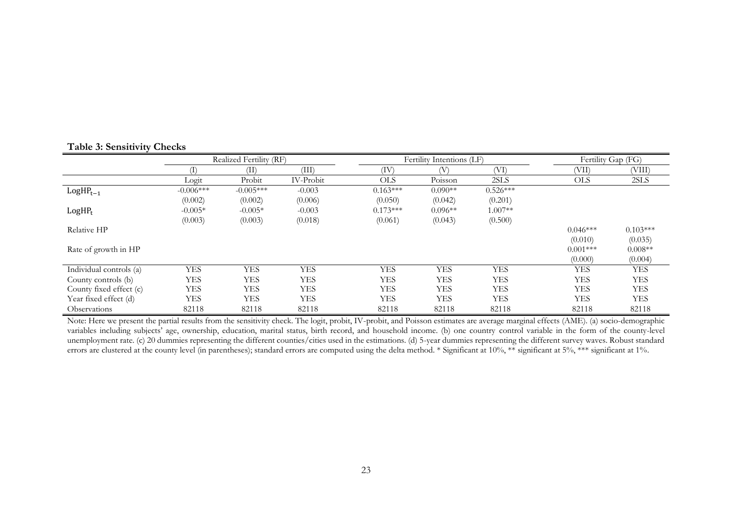**Table 3: Sensitivity Checks**

| | Realized Fertility (RF) | | | Fertility Intentions (LF) | | | Fertility Gap (FG) | |
|---|---|---|---|---|---|---|---|---|
| | (I) | (II) | (III) | (IV) | (V) | (VI) | (VII) | (VIII) |
| | Logit | Probit | IV-Probit | OLS | Poisson | 2SLS | OLS | 2SLS |
| $\text{LogHP}_{t-1}$ | -0.006*** | -0.005*** | -0.003 | 0.163*** | 0.090** | 0.526*** | | |
| | (0.002) | (0.002) | (0.006) | (0.050) | (0.042) | (0.201) | | |
| $\text{LogHP}_{t}$ | -0.005* | -0.005* | -0.003 | 0.173*** | 0.096** | 1.007** | | |
| | (0.003) | (0.003) | (0.018) | (0.061) | (0.043) | (0.500) | | |
| Relative HP | | | | | | | 0.046*** | 0.103*** |
| | | | | | | | (0.010) | (0.035) |
| Rate of growth in HP | | | | | | | 0.001*** | 0.008** |
| | | | | | | | (0.000) | (0.004) |
| Individual controls (a) | YES | YES | YES | YES | YES | YES | YES | YES |
| County controls (b) | YES | YES | YES | YES | YES | YES | YES | YES |
| County fixed effect (c) | YES | YES | YES | YES | YES | YES | YES | YES |
| Year fixed effect (d) | YES | YES | YES | YES | YES | YES | YES | YES |
| Observations | 82118 | 82118 | 82118 | 82118 | 82118 | 82118 | 82118 | 82118 |

Note: Here we present the partial results from the sensitivity check. The logit, probit, IV-probit, and Poisson estimates are average marginal effects (AME). (a) socio-demographic variables including subjects' age, ownership, education, marital status, birth record, and household income. (b) one country control variable in the form of the county-level unemployment rate. (c) 20 dummies representing the different counties/cities used in the estimations. (d) 5-year dummies representing the different survey waves. Robust standard errors are clustered at the county level (in parentheses); standard errors are computed using the delta method. * Significant at 10%, ** significant at 5%, *** significant at 1%.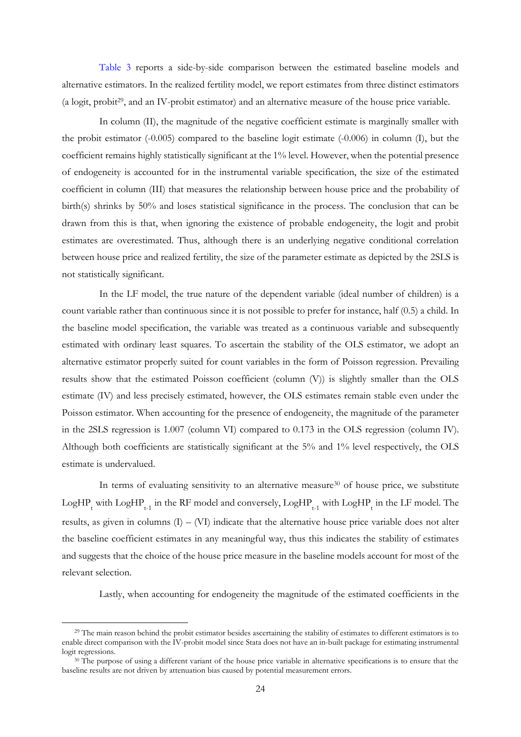Table 3 reports a side-by-side comparison between the estimated baseline models and alternative estimators. In the realized fertility model, we report estimates from three distinct estimators (a logit, probit[29], and an IV-probit estimator) and an alternative measure of the house price variable.

In column (II), the magnitude of the negative coefficient estimate is marginally smaller with the probit estimator (-0.005) compared to the baseline logit estimate (-0.006) in column (I), but the coefficient remains highly statistically significant at the 1% level. However, when the potential presence of endogeneity is accounted for in the instrumental variable specification, the size of the estimated coefficient in column (III) that measures the relationship between house price and the probability of birth(s) shrinks by 50% and loses statistical significance in the process. The conclusion that can be drawn from this is that, when ignoring the existence of probable endogeneity, the logit and probit estimates are overestimated. Thus, although there is an underlying negative conditional correlation between house price and realized fertility, the size of the parameter estimate as depicted by the 2SLS is not statistically significant.

In the LF model, the true nature of the dependent variable (ideal number of children) is a count variable rather than continuous since it is not possible to prefer for instance, half (0.5) a child. In the baseline model specification, the variable was treated as a continuous variable and subsequently estimated with ordinary least squares. To ascertain the stability of the OLS estimator, we adopt an alternative estimator properly suited for count variables in the form of Poisson regression. Prevailing results show that the estimated Poisson coefficient (column (V)) is slightly smaller than the OLS estimate (IV) and less precisely estimated, however, the OLS estimates remain stable even under the Poisson estimator. When accounting for the presence of endogeneity, the magnitude of the parameter in the 2SLS regression is 1.007 (column VI) compared to 0.173 in the OLS regression (column IV). Although both coefficients are statistically significant at the 5% and 1% level respectively, the OLS estimate is undervalued.

In terms of evaluating sensitivity to an alternative measure[30] of house price, we substitute $\text{LogHP}_t$ with $\text{LogHP}_{t-1}$ in the RF model and conversely, $\text{LogHP}_{t-1}$ with $\text{LogHP}_t$ in the LF model. The results, as given in columns (I) – (VI) indicate that the alternative house price variable does not alter the baseline coefficient estimates in any meaningful way, thus this indicates the stability of estimates and suggests that the choice of the house price measure in the baseline models account for most of the relevant selection.

Lastly, when accounting for endogeneity the magnitude of the estimated coefficients in the

[29] The main reason behind the probit estimator besides ascertaining the stability of estimates to different estimators is to enable direct comparison with the IV-probit model since Stata does not have an in-built package for estimating instrumental logit regressions.

[30] The purpose of using a different variant of the house price variable in alternative specifications is to ensure that the baseline results are not driven by attenuation bias caused by potential measurement errors.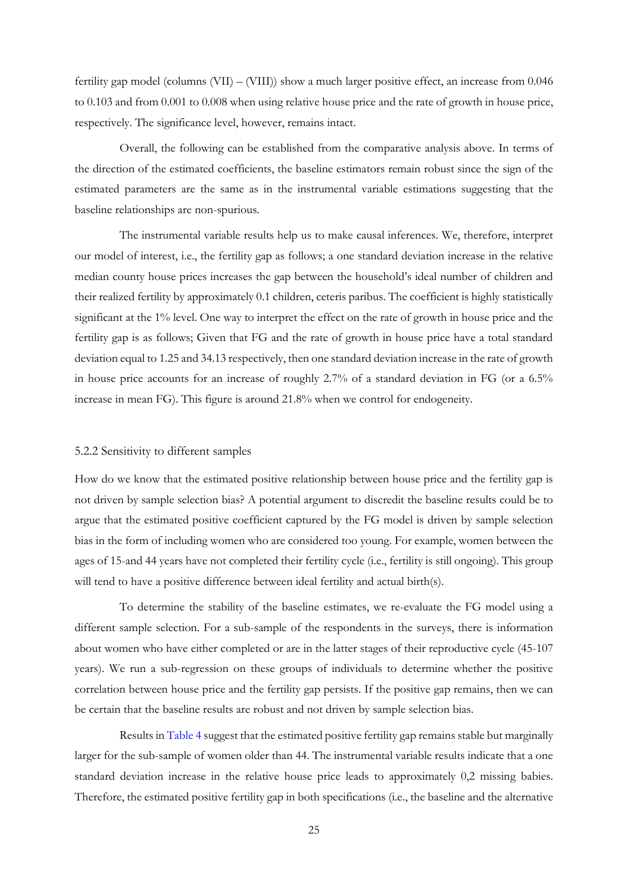fertility gap model (columns (VII) – (VIII)) show a much larger positive effect, an increase from 0.046 to 0.103 and from 0.001 to 0.008 when using relative house price and the rate of growth in house price, respectively. The significance level, however, remains intact.

Overall, the following can be established from the comparative analysis above. In terms of the direction of the estimated coefficients, the baseline estimators remain robust since the sign of the estimated parameters are the same as in the instrumental variable estimations suggesting that the baseline relationships are non-spurious.

The instrumental variable results help us to make causal inferences. We, therefore, interpret our model of interest, i.e., the fertility gap as follows; a one standard deviation increase in the relative median county house prices increases the gap between the household's ideal number of children and their realized fertility by approximately 0.1 children, ceteris paribus. The coefficient is highly statistically significant at the 1% level. One way to interpret the effect on the rate of growth in house price and the fertility gap is as follows; Given that FG and the rate of growth in house price have a total standard deviation equal to 1.25 and 34.13 respectively, then one standard deviation increase in the rate of growth in house price accounts for an increase of roughly 2.7% of a standard deviation in FG (or a 6.5% increase in mean FG). This figure is around 21.8% when we control for endogeneity.

### 5.2.2 Sensitivity to different samples

How do we know that the estimated positive relationship between house price and the fertility gap is not driven by sample selection bias? A potential argument to discredit the baseline results could be to argue that the estimated positive coefficient captured by the FG model is driven by sample selection bias in the form of including women who are considered too young. For example, women between the ages of 15-and 44 years have not completed their fertility cycle (i.e., fertility is still ongoing). This group will tend to have a positive difference between ideal fertility and actual birth(s).

To determine the stability of the baseline estimates, we re-evaluate the FG model using a different sample selection. For a sub-sample of the respondents in the surveys, there is information about women who have either completed or are in the latter stages of their reproductive cycle (45-107 years). We run a sub-regression on these groups of individuals to determine whether the positive correlation between house price and the fertility gap persists. If the positive gap remains, then we can be certain that the baseline results are robust and not driven by sample selection bias.

Results in Table 4 suggest that the estimated positive fertility gap remains stable but marginally larger for the sub-sample of women older than 44. The instrumental variable results indicate that a one standard deviation increase in the relative house price leads to approximately 0,2 missing babies. Therefore, the estimated positive fertility gap in both specifications (i.e., the baseline and the alternative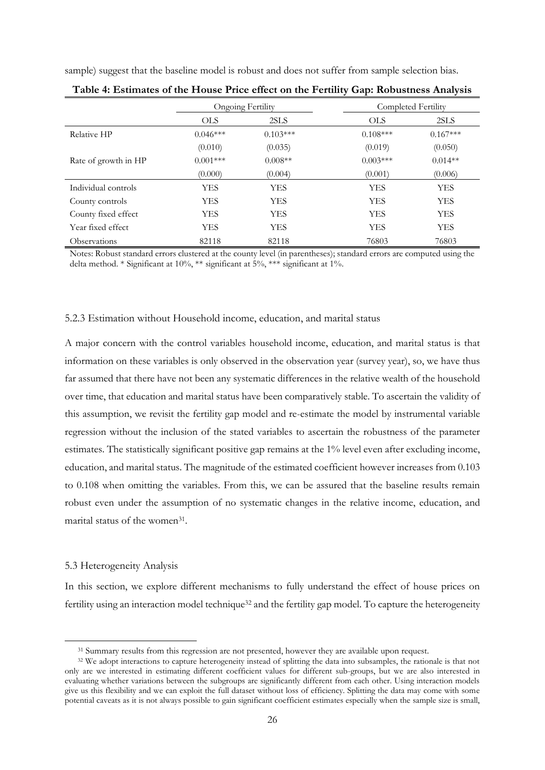sample) suggest that the baseline model is robust and does not suffer from sample selection bias.

**Table 4: Estimates of the House Price effect on the Fertility Gap: Robustness Analysis**

| | Ongoing Fertility | | Completed Fertility | |
|---|---|---|---|---|
| | OLS | 2SLS | OLS | 2SLS |
| Relative HP | 0.046*** | 0.103*** | 0.108*** | 0.167*** |
| | (0.010) | (0.035) | (0.019) | (0.050) |
| Rate of growth in HP | 0.001*** | 0.008** | 0.003*** | 0.014** |
| | (0.000) | (0.004) | (0.001) | (0.006) |
| Individual controls | YES | YES | YES | YES |
| County controls | YES | YES | YES | YES |
| County fixed effect | YES | YES | YES | YES |
| Year fixed effect | YES | YES | YES | YES |
| Observations | 82118 | 82118 | 76803 | 76803 |

Notes: Robust standard errors clustered at the county level (in parentheses); standard errors are computed using the delta method. * Significant at 10%, ** significant at 5%, *** significant at 1%.

### 5.2.3 Estimation without Household income, education, and marital status

A major concern with the control variables household income, education, and marital status is that information on these variables is only observed in the observation year (survey year), so, we have thus far assumed that there have not been any systematic differences in the relative wealth of the household over time, that education and marital status have been comparatively stable. To ascertain the validity of this assumption, we revisit the fertility gap model and re-estimate the model by instrumental variable regression without the inclusion of the stated variables to ascertain the robustness of the parameter estimates. The statistically significant positive gap remains at the 1% level even after excluding income, education, and marital status. The magnitude of the estimated coefficient however increases from 0.103 to 0.108 when omitting the variables. From this, we can be assured that the baseline results remain robust even under the assumption of no systematic changes in the relative income, education, and marital status of the women[31].

### 5.3 Heterogeneity Analysis

In this section, we explore different mechanisms to fully understand the effect of house prices on fertility using an interaction model technique[32] and the fertility gap model. To capture the heterogeneity

[31] Summary results from this regression are not presented, however they are available upon request.

[32] We adopt interactions to capture heterogeneity instead of splitting the data into subsamples, the rationale is that not only are we interested in estimating different coefficient values for different sub-groups, but we are also interested in evaluating whether variations between the subgroups are significantly different from each other. Using interaction models give us this flexibility and we can exploit the full dataset without loss of efficiency. Splitting the data may come with some potential caveats as it is not always possible to gain significant coefficient estimates especially when the sample size is small,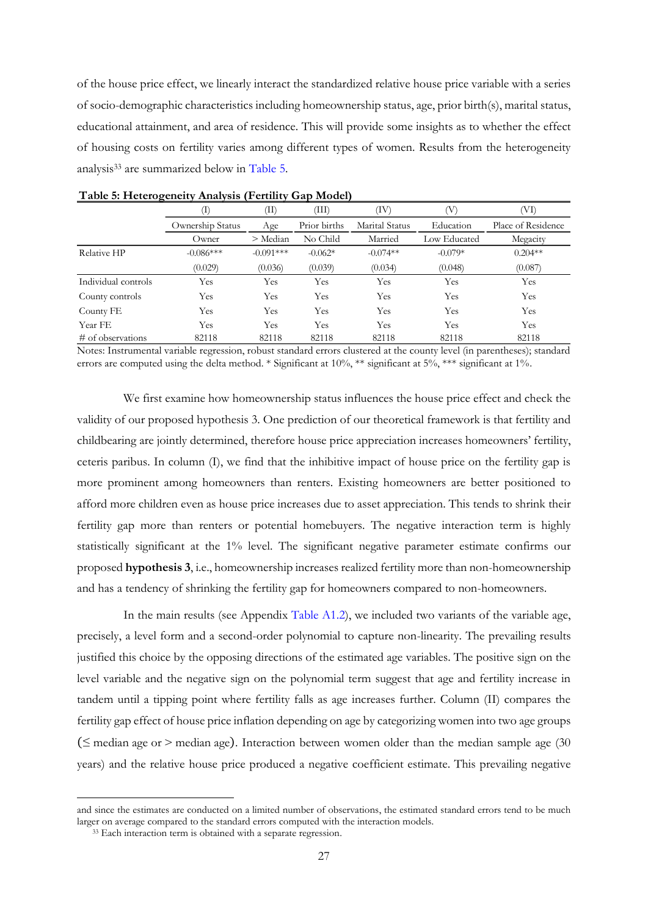of the house price effect, we linearly interact the standardized relative house price variable with a series of socio-demographic characteristics including homeownership status, age, prior birth(s), marital status, educational attainment, and area of residence. This will provide some insights as to whether the effect of housing costs on fertility varies among different types of women. Results from the heterogeneity analysis[33] are summarized below in Table 5.

**Table 5: Heterogeneity Analysis (Fertility Gap Model)**

| | (I) | (II) | (III) | (IV) | (V) | (VI) |
|---|---|---|---|---|---|---|
| | Ownership Status | Age | Prior births | Marital Status | Education | Place of Residence |
| | Owner | > Median | No Child | Married | Low Educated | Megacity |
| Relative HP | -0.086*** | -0.091*** | -0.062* | -0.074** | -0.079* | 0.204** |
| | (0.029) | (0.036) | (0.039) | (0.034) | (0.048) | (0.087) |
| Individual controls | Yes | Yes | Yes | Yes | Yes | Yes |
| County controls | Yes | Yes | Yes | Yes | Yes | Yes |
| County FE | Yes | Yes | Yes | Yes | Yes | Yes |
| Year FE | Yes | Yes | Yes | Yes | Yes | Yes |
| # of observations | 82118 | 82118 | 82118 | 82118 | 82118 | 82118 |

Notes: Instrumental variable regression, robust standard errors clustered at the county level (in parentheses); standard errors are computed using the delta method. * Significant at 10%, ** significant at 5%, *** significant at 1%.

We first examine how homeownership status influences the house price effect and check the validity of our proposed hypothesis 3. One prediction of our theoretical framework is that fertility and childbearing are jointly determined, therefore house price appreciation increases homeowners' fertility, ceteris paribus. In column (I), we find that the inhibitive impact of house price on the fertility gap is more prominent among homeowners than renters. Existing homeowners are better positioned to afford more children even as house price increases due to asset appreciation. This tends to shrink their fertility gap more than renters or potential homebuyers. The negative interaction term is highly statistically significant at the 1% level. The significant negative parameter estimate confirms our proposed **hypothesis 3**, i.e., homeownership increases realized fertility more than non-homeownership and has a tendency of shrinking the fertility gap for homeowners compared to non-homeowners.

In the main results (see Appendix Table A1.2), we included two variants of the variable age, precisely, a level form and a second-order polynomial to capture non-linearity. The prevailing results justified this choice by the opposing directions of the estimated age variables. The positive sign on the level variable and the negative sign on the polynomial term suggest that age and fertility increase in tandem until a tipping point where fertility falls as age increases further. Column (II) compares the fertility gap effect of house price inflation depending on age by categorizing women into two age groups (≤ median age or > median age). Interaction between women older than the median sample age (30 years) and the relative house price produced a negative coefficient estimate. This prevailing negative

and since the estimates are conducted on a limited number of observations, the estimated standard errors tend to be much larger on average compared to the standard errors computed with the interaction models.

[33] Each interaction term is obtained with a separate regression.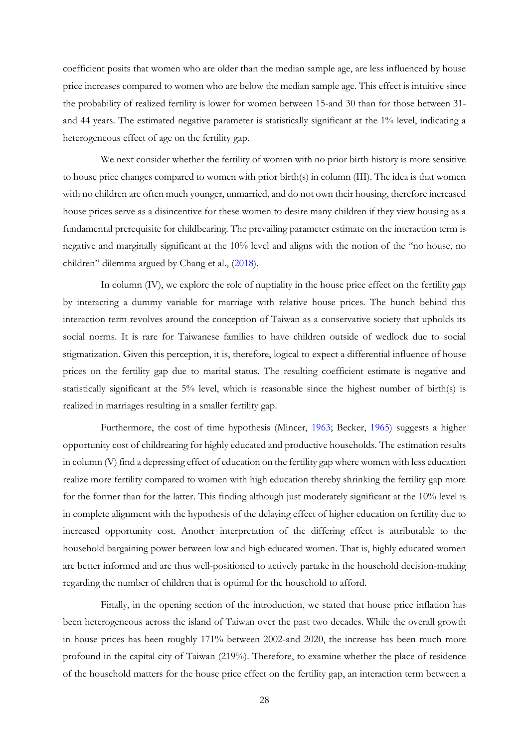coefficient posits that women who are older than the median sample age, are less influenced by house price increases compared to women who are below the median sample age. This effect is intuitive since the probability of realized fertility is lower for women between 15-and 30 than for those between 31-and 44 years. The estimated negative parameter is statistically significant at the 1% level, indicating a heterogeneous effect of age on the fertility gap.

We next consider whether the fertility of women with no prior birth history is more sensitive to house price changes compared to women with prior birth(s) in column (III). The idea is that women with no children are often much younger, unmarried, and do not own their housing, therefore increased house prices serve as a disincentive for these women to desire many children if they view housing as a fundamental prerequisite for childbearing. The prevailing parameter estimate on the interaction term is negative and marginally significant at the 10% level and aligns with the notion of the "no house, no children" dilemma argued by Chang et al., (2018).

In column (IV), we explore the role of nuptiality in the house price effect on the fertility gap by interacting a dummy variable for marriage with relative house prices. The hunch behind this interaction term revolves around the conception of Taiwan as a conservative society that upholds its social norms. It is rare for Taiwanese families to have children outside of wedlock due to social stigmatization. Given this perception, it is, therefore, logical to expect a differential influence of house prices on the fertility gap due to marital status. The resulting coefficient estimate is negative and statistically significant at the 5% level, which is reasonable since the highest number of birth(s) is realized in marriages resulting in a smaller fertility gap.

Furthermore, the cost of time hypothesis (Mincer, 1963; Becker, 1965) suggests a higher opportunity cost of childrearing for highly educated and productive households. The estimation results in column (V) find a depressing effect of education on the fertility gap where women with less education realize more fertility compared to women with high education thereby shrinking the fertility gap more for the former than for the latter. This finding although just moderately significant at the 10% level is in complete alignment with the hypothesis of the delaying effect of higher education on fertility due to increased opportunity cost. Another interpretation of the differing effect is attributable to the household bargaining power between low and high educated women. That is, highly educated women are better informed and are thus well-positioned to actively partake in the household decision-making regarding the number of children that is optimal for the household to afford.

Finally, in the opening section of the introduction, we stated that house price inflation has been heterogeneous across the island of Taiwan over the past two decades. While the overall growth in house prices has been roughly 171% between 2002-and 2020, the increase has been much more profound in the capital city of Taiwan (219%). Therefore, to examine whether the place of residence of the household matters for the house price effect on the fertility gap, an interaction term between a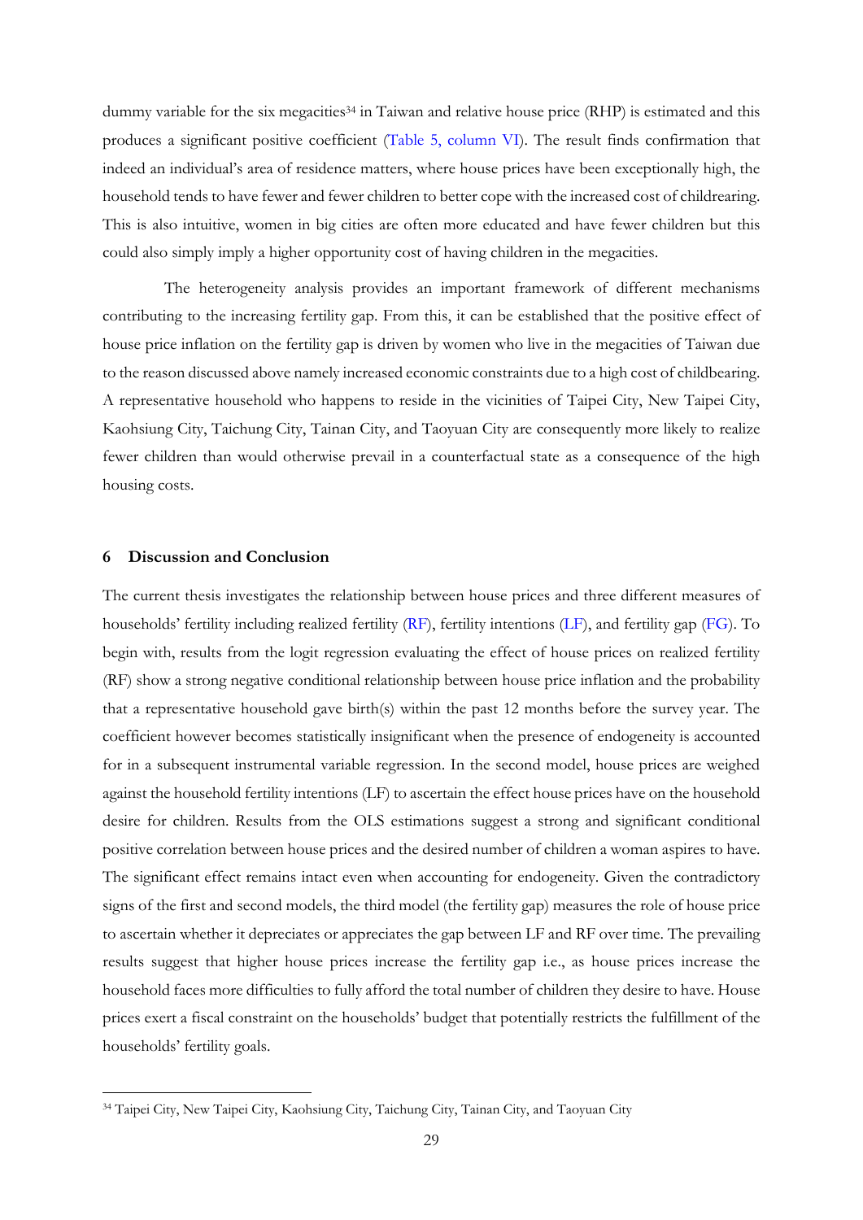dummy variable for the six megacities[34] in Taiwan and relative house price (RHP) is estimated and this produces a significant positive coefficient (Table 5, column VI). The result finds confirmation that indeed an individual's area of residence matters, where house prices have been exceptionally high, the household tends to have fewer and fewer children to better cope with the increased cost of childrearing. This is also intuitive, women in big cities are often more educated and have fewer children but this could also simply imply a higher opportunity cost of having children in the megacities.

The heterogeneity analysis provides an important framework of different mechanisms contributing to the increasing fertility gap. From this, it can be established that the positive effect of house price inflation on the fertility gap is driven by women who live in the megacities of Taiwan due to the reason discussed above namely increased economic constraints due to a high cost of childbearing. A representative household who happens to reside in the vicinities of Taipei City, New Taipei City, Kaohsiung City, Taichung City, Tainan City, and Taoyuan City are consequently more likely to realize fewer children than would otherwise prevail in a counterfactual state as a consequence of the high housing costs.

## 6 Discussion and Conclusion

The current thesis investigates the relationship between house prices and three different measures of households' fertility including realized fertility (RF), fertility intentions (LF), and fertility gap (FG). To begin with, results from the logit regression evaluating the effect of house prices on realized fertility (RF) show a strong negative conditional relationship between house price inflation and the probability that a representative household gave birth(s) within the past 12 months before the survey year. The coefficient however becomes statistically insignificant when the presence of endogeneity is accounted for in a subsequent instrumental variable regression. In the second model, house prices are weighed against the household fertility intentions (LF) to ascertain the effect house prices have on the household desire for children. Results from the OLS estimations suggest a strong and significant conditional positive correlation between house prices and the desired number of children a woman aspires to have. The significant effect remains intact even when accounting for endogeneity. Given the contradictory signs of the first and second models, the third model (the fertility gap) measures the role of house price to ascertain whether it depreciates or appreciates the gap between LF and RF over time. The prevailing results suggest that higher house prices increase the fertility gap i.e., as house prices increase the household faces more difficulties to fully afford the total number of children they desire to have. House prices exert a fiscal constraint on the households' budget that potentially restricts the fulfillment of the households' fertility goals.

[34] Taipei City, New Taipei City, Kaohsiung City, Taichung City, Tainan City, and Taoyuan City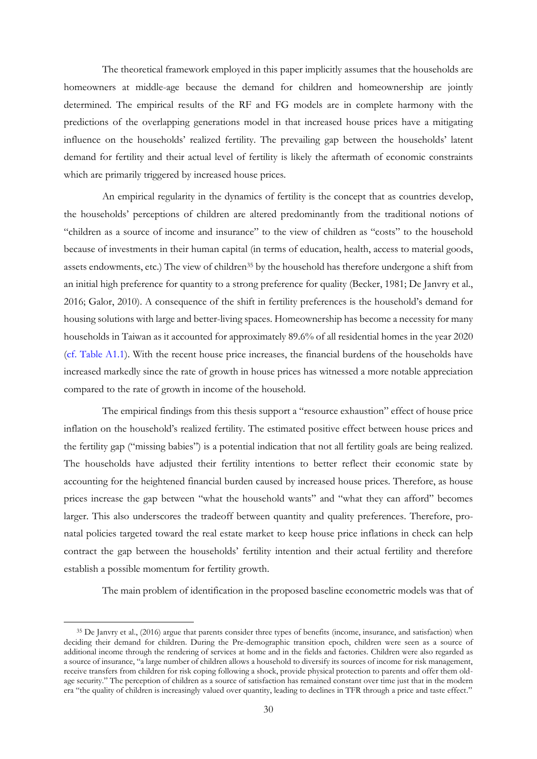The theoretical framework employed in this paper implicitly assumes that the households are homeowners at middle-age because the demand for children and homeownership are jointly determined. The empirical results of the RF and FG models are in complete harmony with the predictions of the overlapping generations model in that increased house prices have a mitigating influence on the households' realized fertility. The prevailing gap between the households' latent demand for fertility and their actual level of fertility is likely the aftermath of economic constraints which are primarily triggered by increased house prices.

An empirical regularity in the dynamics of fertility is the concept that as countries develop, the households' perceptions of children are altered predominantly from the traditional notions of "children as a source of income and insurance" to the view of children as "costs" to the household because of investments in their human capital (in terms of education, health, access to material goods, assets endowments, etc.) The view of children[35] by the household has therefore undergone a shift from an initial high preference for quantity to a strong preference for quality (Becker, 1981; De Janvry et al., 2016; Galor, 2010). A consequence of the shift in fertility preferences is the household's demand for housing solutions with large and better-living spaces. Homeownership has become a necessity for many households in Taiwan as it accounted for approximately 89.6% of all residential homes in the year 2020 (cf. Table A1.1). With the recent house price increases, the financial burdens of the households have increased markedly since the rate of growth in house prices has witnessed a more notable appreciation compared to the rate of growth in income of the household.

The empirical findings from this thesis support a "resource exhaustion" effect of house price inflation on the household's realized fertility. The estimated positive effect between house prices and the fertility gap ("missing babies") is a potential indication that not all fertility goals are being realized. The households have adjusted their fertility intentions to better reflect their economic state by accounting for the heightened financial burden caused by increased house prices. Therefore, as house prices increase the gap between "what the household wants" and "what they can afford" becomes larger. This also underscores the tradeoff between quantity and quality preferences. Therefore, pro-natal policies targeted toward the real estate market to keep house price inflations in check can help contract the gap between the households' fertility intention and their actual fertility and therefore establish a possible momentum for fertility growth.

The main problem of identification in the proposed baseline econometric models was that of

[35] De Janvry et al., (2016) argue that parents consider three types of benefits (income, insurance, and satisfaction) when deciding their demand for children. During the Pre-demographic transition epoch, children were seen as a source of additional income through the rendering of services at home and in the fields and factories. Children were also regarded as a source of insurance, "a large number of children allows a household to diversify its sources of income for risk management, receive transfers from children for risk coping following a shock, provide physical protection to parents and offer them old-age security." The perception of children as a source of satisfaction has remained constant over time just that in the modern era "the quality of children is increasingly valued over quantity, leading to declines in TFR through a price and taste effect."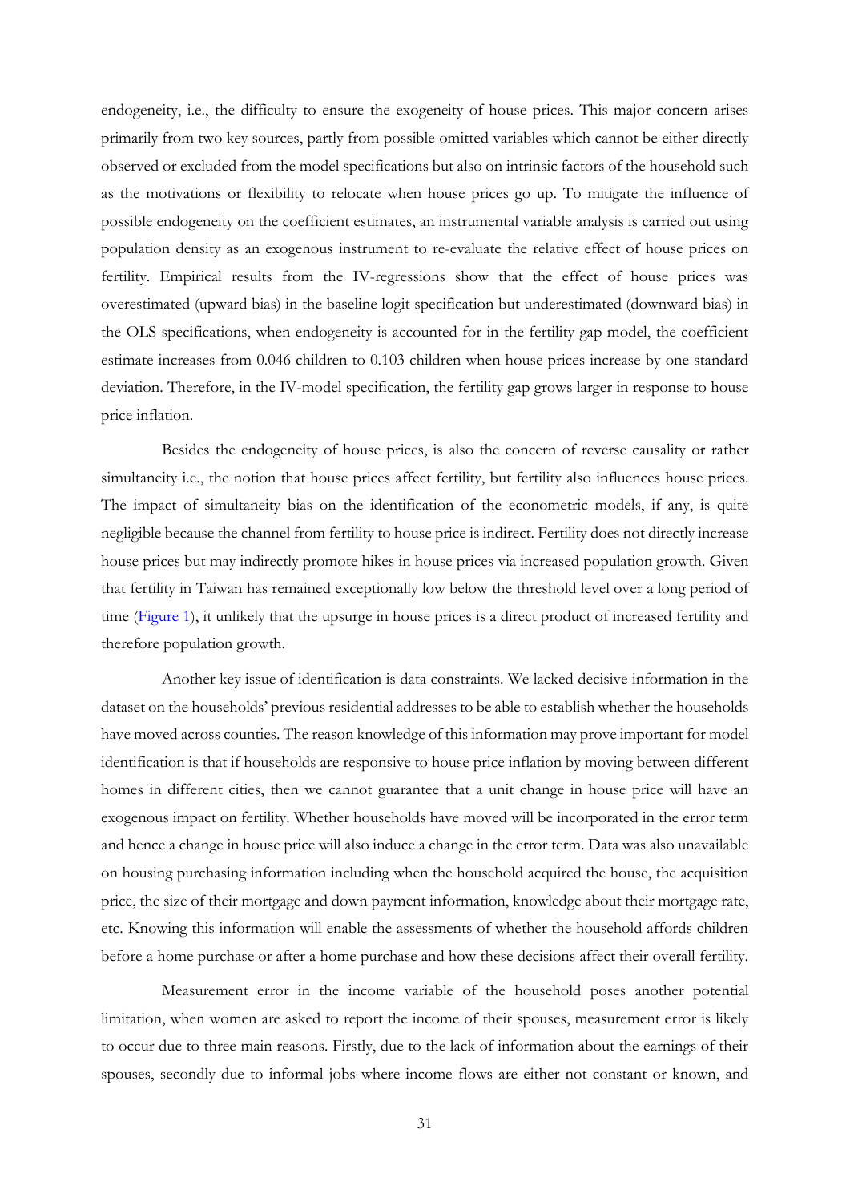endogeneity, i.e., the difficulty to ensure the exogeneity of house prices. This major concern arises primarily from two key sources, partly from possible omitted variables which cannot be either directly observed or excluded from the model specifications but also on intrinsic factors of the household such as the motivations or flexibility to relocate when house prices go up. To mitigate the influence of possible endogeneity on the coefficient estimates, an instrumental variable analysis is carried out using population density as an exogenous instrument to re-evaluate the relative effect of house prices on fertility. Empirical results from the IV-regressions show that the effect of house prices was overestimated (upward bias) in the baseline logit specification but underestimated (downward bias) in the OLS specifications, when endogeneity is accounted for in the fertility gap model, the coefficient estimate increases from 0.046 children to 0.103 children when house prices increase by one standard deviation. Therefore, in the IV-model specification, the fertility gap grows larger in response to house price inflation.

Besides the endogeneity of house prices, is also the concern of reverse causality or rather simultaneity i.e., the notion that house prices affect fertility, but fertility also influences house prices. The impact of simultaneity bias on the identification of the econometric models, if any, is quite negligible because the channel from fertility to house price is indirect. Fertility does not directly increase house prices but may indirectly promote hikes in house prices via increased population growth. Given that fertility in Taiwan has remained exceptionally low below the threshold level over a long period of time (Figure 1), it unlikely that the upsurge in house prices is a direct product of increased fertility and therefore population growth.

Another key issue of identification is data constraints. We lacked decisive information in the dataset on the households' previous residential addresses to be able to establish whether the households have moved across counties. The reason knowledge of this information may prove important for model identification is that if households are responsive to house price inflation by moving between different homes in different cities, then we cannot guarantee that a unit change in house price will have an exogenous impact on fertility. Whether households have moved will be incorporated in the error term and hence a change in house price will also induce a change in the error term. Data was also unavailable on housing purchasing information including when the household acquired the house, the acquisition price, the size of their mortgage and down payment information, knowledge about their mortgage rate, etc. Knowing this information will enable the assessments of whether the household affords children before a home purchase or after a home purchase and how these decisions affect their overall fertility.

Measurement error in the income variable of the household poses another potential limitation, when women are asked to report the income of their spouses, measurement error is likely to occur due to three main reasons. Firstly, due to the lack of information about the earnings of their spouses, secondly due to informal jobs where income flows are either not constant or known, and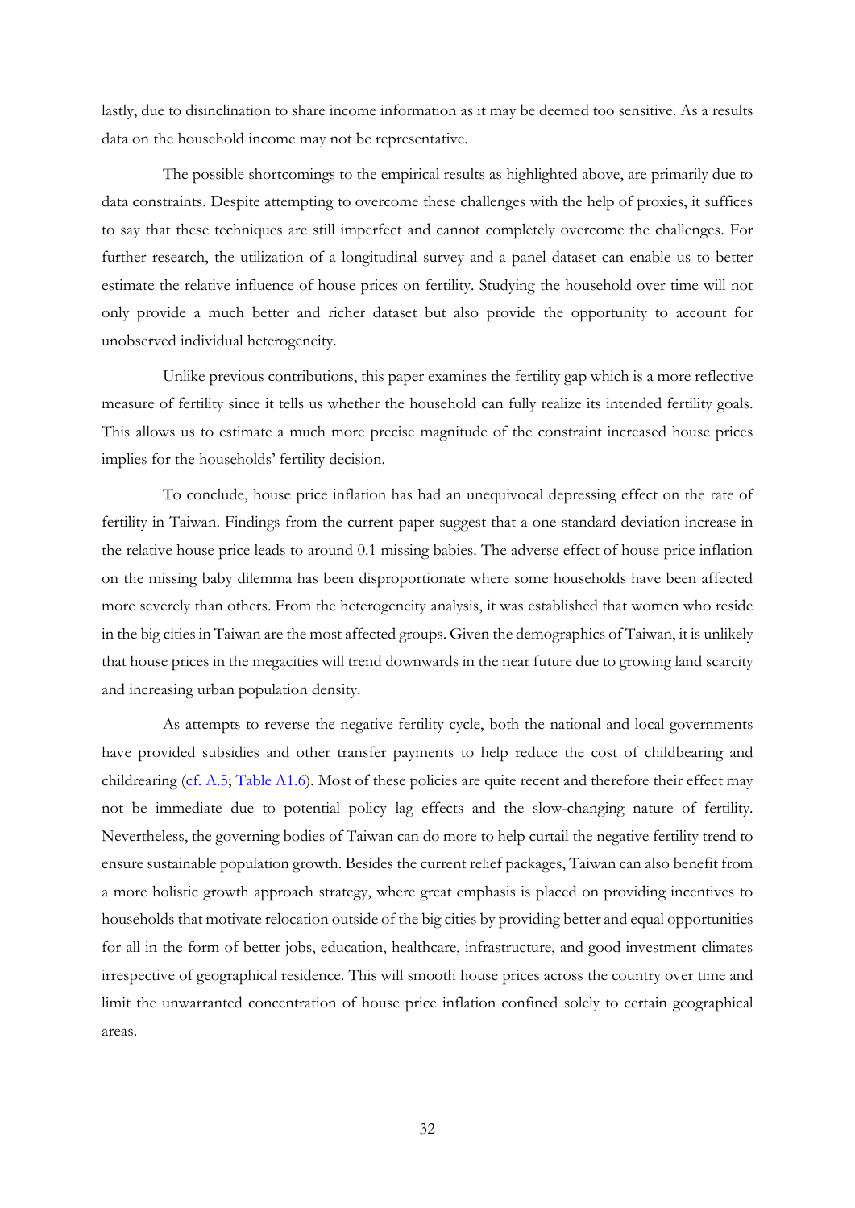lastly, due to disinclination to share income information as it may be deemed too sensitive. As a results data on the household income may not be representative.

The possible shortcomings to the empirical results as highlighted above, are primarily due to data constraints. Despite attempting to overcome these challenges with the help of proxies, it suffices to say that these techniques are still imperfect and cannot completely overcome the challenges. For further research, the utilization of a longitudinal survey and a panel dataset can enable us to better estimate the relative influence of house prices on fertility. Studying the household over time will not only provide a much better and richer dataset but also provide the opportunity to account for unobserved individual heterogeneity.

Unlike previous contributions, this paper examines the fertility gap which is a more reflective measure of fertility since it tells us whether the household can fully realize its intended fertility goals. This allows us to estimate a much more precise magnitude of the constraint increased house prices implies for the households' fertility decision.

To conclude, house price inflation has had an unequivocal depressing effect on the rate of fertility in Taiwan. Findings from the current paper suggest that a one standard deviation increase in the relative house price leads to around 0.1 missing babies. The adverse effect of house price inflation on the missing baby dilemma has been disproportionate where some households have been affected more severely than others. From the heterogeneity analysis, it was established that women who reside in the big cities in Taiwan are the most affected groups. Given the demographics of Taiwan, it is unlikely that house prices in the megacities will trend downwards in the near future due to growing land scarcity and increasing urban population density.

As attempts to reverse the negative fertility cycle, both the national and local governments have provided subsidies and other transfer payments to help reduce the cost of childbearing and childrearing (cf. A.5; Table A1.6). Most of these policies are quite recent and therefore their effect may not be immediate due to potential policy lag effects and the slow-changing nature of fertility. Nevertheless, the governing bodies of Taiwan can do more to help curtail the negative fertility trend to ensure sustainable population growth. Besides the current relief packages, Taiwan can also benefit from a more holistic growth approach strategy, where great emphasis is placed on providing incentives to households that motivate relocation outside of the big cities by providing better and equal opportunities for all in the form of better jobs, education, healthcare, infrastructure, and good investment climates irrespective of geographical residence. This will smooth house prices across the country over time and limit the unwarranted concentration of house price inflation confined solely to certain geographical areas.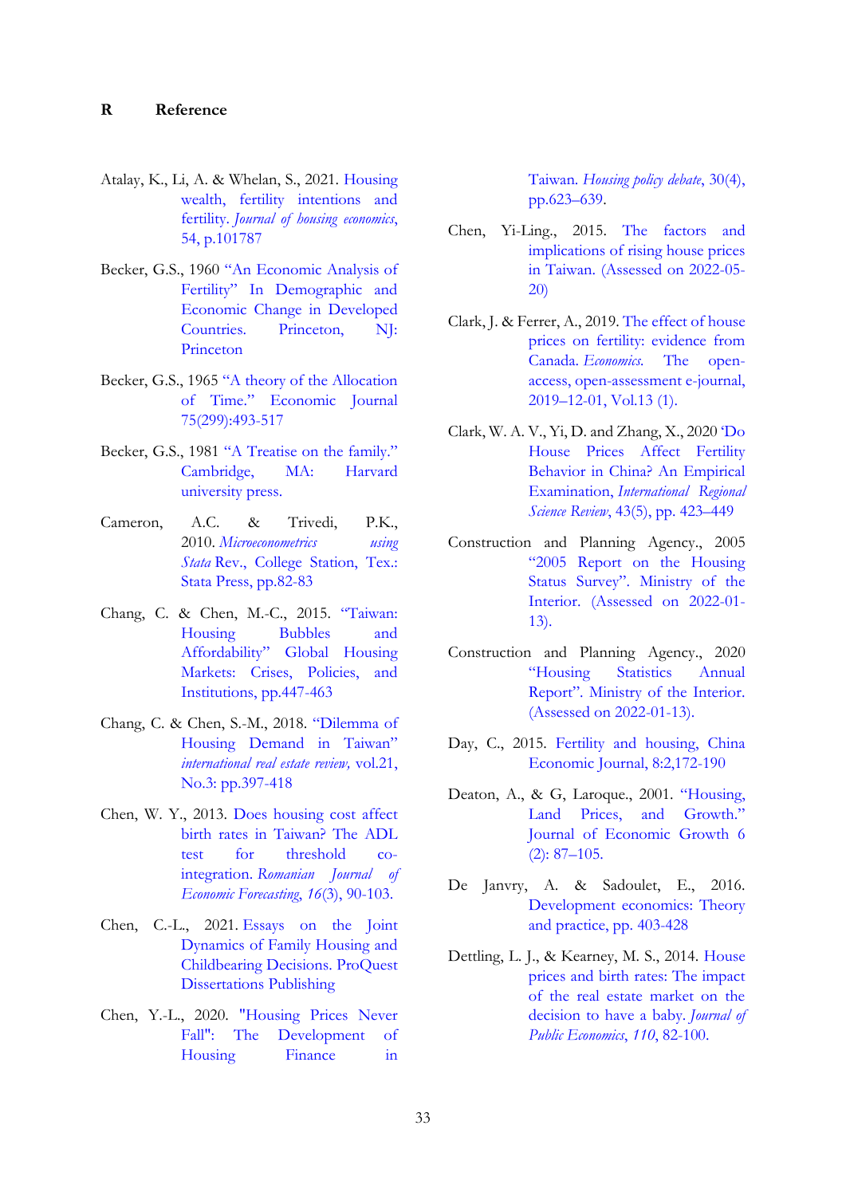# R Reference

Atalay, K., Li, A. & Whelan, S., 2021. Housing wealth, fertility intentions and fertility. *Journal of housing economics*, 54, p.101787

Becker, G.S., 1960 "An Economic Analysis of Fertility" In Demographic and Economic Change in Developed Countries. Princeton, NJ: Princeton

Becker, G.S., 1965 "A theory of the Allocation of Time." Economic Journal 75(299):493-517

Becker, G.S., 1981 "A Treatise on the family." Cambridge, MA: Harvard university press.

Cameron, A.C. & Trivedi, P.K., 2010. *Microeconometrics using Stata* Rev., College Station, Tex.: Stata Press, pp.82-83

Chang, C. & Chen, M.-C., 2015. "Taiwan: Housing Bubbles and Affordability" Global Housing Markets: Crises, Policies, and Institutions, pp.447-463

Chang, C. & Chen, S.-M., 2018. "Dilemma of Housing Demand in Taiwan" *international real estate review,* vol.21, No.3: pp.397-418

Chen, W. Y., 2013. Does housing cost affect birth rates in Taiwan? The ADL test for threshold co-integration. *Romanian Journal of Economic Forecasting*, *16*(3), 90-103.

Chen, C.-L., 2021. Essays on the Joint Dynamics of Family Housing and Childbearing Decisions. ProQuest Dissertations Publishing

Chen, Y.-L., 2020. "Housing Prices Never Fall": The Development of Housing Finance in Taiwan. *Housing policy debate*, 30(4), pp.623–639.

Chen, Yi-Ling., 2015. The factors and implications of rising house prices in Taiwan. (Assessed on 2022-05-20)

Clark, J. & Ferrer, A., 2019. The effect of house prices on fertility: evidence from Canada. *Economics.* The open-access, open-assessment e-journal, 2019–12-01, Vol.13 (1).

Clark, W. A. V., Yi, D. and Zhang, X., 2020 'Do House Prices Affect Fertility Behavior in China? An Empirical Examination, *International Regional Science Review*, 43(5), pp. 423–449

Construction and Planning Agency., 2005 "2005 Report on the Housing Status Survey". Ministry of the Interior. (Assessed on 2022-01-13).

Construction and Planning Agency., 2020 "Housing Statistics Annual Report". Ministry of the Interior. (Assessed on 2022-01-13).

Day, C., 2015. Fertility and housing, China Economic Journal, 8:2,172-190

Deaton, A., & G, Laroque., 2001. "Housing, Land Prices, and Growth." Journal of Economic Growth 6 (2): 87–105.

De Janvry, A. & Sadoulet, E., 2016. Development economics: Theory and practice, pp. 403-428

Dettling, L. J., & Kearney, M. S., 2014. House prices and birth rates: The impact of the real estate market on the decision to have a baby. *Journal of Public Economics*, *110*, 82-100.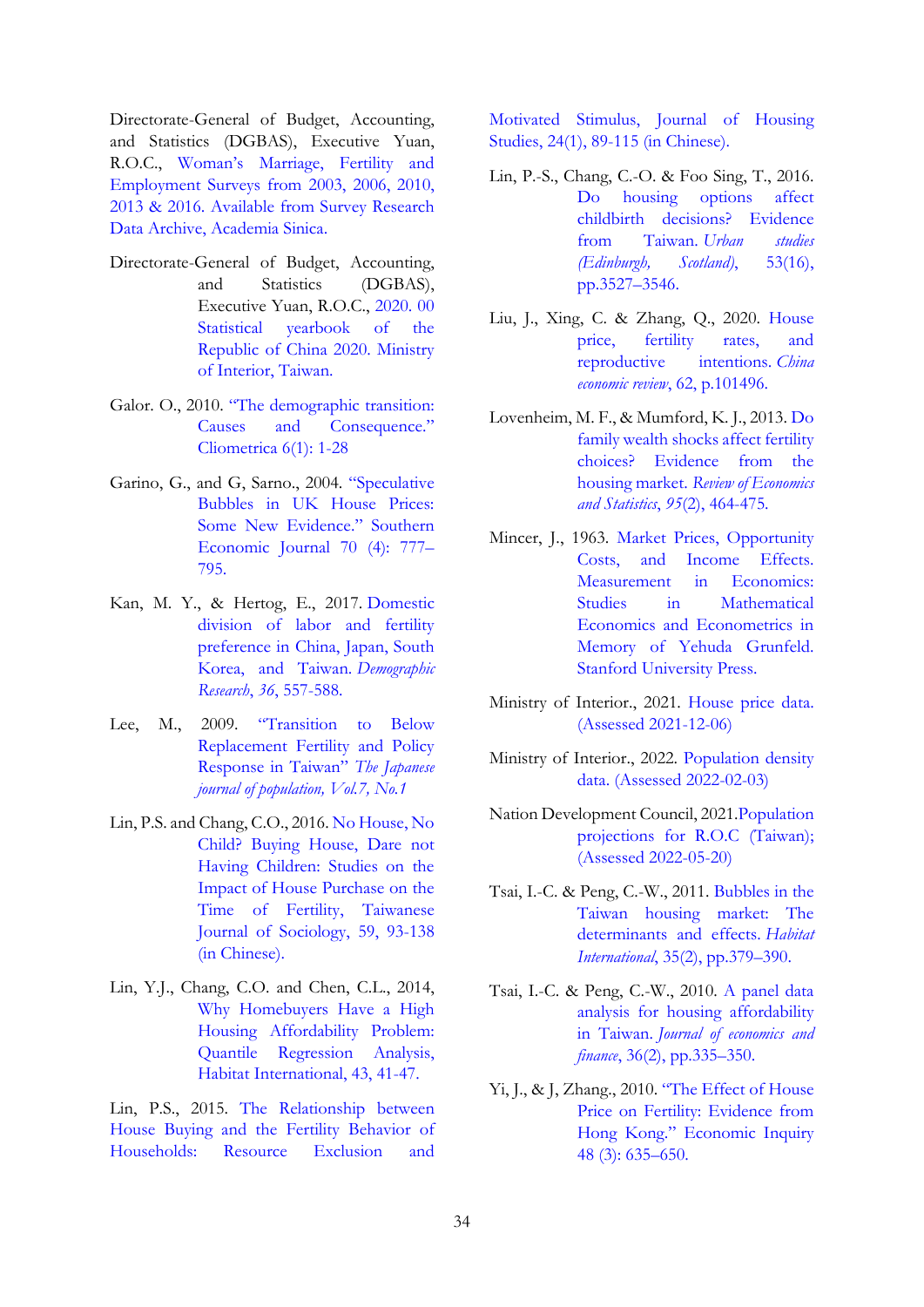Directorate-General of Budget, Accounting, and Statistics (DGBAS), Executive Yuan, R.O.C., Woman's Marriage, Fertility and Employment Surveys from 2003, 2006, 2010, 2013 & 2016. Available from Survey Research Data Archive, Academia Sinica.

Directorate-General of Budget, Accounting, and Statistics (DGBAS), Executive Yuan, R.O.C., 2020. 00 Statistical yearbook of the Republic of China 2020. Ministry of Interior, Taiwan.

Galor. O., 2010. "The demographic transition: Causes and Consequence." Cliometrica 6(1): 1-28

Garino, G., and G, Sarno., 2004. "Speculative Bubbles in UK House Prices: Some New Evidence." Southern Economic Journal 70 (4): 777–795.

Kan, M. Y., & Hertog, E., 2017. Domestic division of labor and fertility preference in China, Japan, South Korea, and Taiwan. *Demographic Research*, *36*, 557-588.

Lee, M., 2009. "Transition to Below Replacement Fertility and Policy Response in Taiwan" *The Japanese journal of population, Vol.7, No.1*

Lin, P.S. and Chang, C.O., 2016. No House, No Child? Buying House, Dare not Having Children: Studies on the Impact of House Purchase on the Time of Fertility, Taiwanese Journal of Sociology, 59, 93-138 (in Chinese).

Lin, Y.J., Chang, C.O. and Chen, C.L., 2014, Why Homebuyers Have a High Housing Affordability Problem: Quantile Regression Analysis, Habitat International, 43, 41-47.

Lin, P.S., 2015. The Relationship between House Buying and the Fertility Behavior of Households: Resource Exclusion and Motivated Stimulus, Journal of Housing Studies, 24(1), 89-115 (in Chinese).

Lin, P.-S., Chang, C.-O. & Foo Sing, T., 2016. Do housing options affect childbirth decisions? Evidence from Taiwan. *Urban studies (Edinburgh, Scotland)*, 53(16), pp.3527–3546.

Liu, J., Xing, C. & Zhang, Q., 2020. House price, fertility rates, and reproductive intentions. *China economic review*, 62, p.101496.

Lovenheim, M. F., & Mumford, K. J., 2013. Do family wealth shocks affect fertility choices? Evidence from the housing market. *Review of Economics and Statistics*, *95*(2), 464-475.

Mincer, J., 1963. Market Prices, Opportunity Costs, and Income Effects. Measurement in Economics: Studies in Mathematical Economics and Econometrics in Memory of Yehuda Grunfeld. Stanford University Press.

Ministry of Interior., 2021. House price data. (Assessed 2021-12-06)

Ministry of Interior., 2022. Population density data. (Assessed 2022-02-03)

Nation Development Council, 2021.Population projections for R.O.C (Taiwan); (Assessed 2022-05-20)

Tsai, I.-C. & Peng, C.-W., 2011. Bubbles in the Taiwan housing market: The determinants and effects. *Habitat International*, 35(2), pp.379–390.

Tsai, I.-C. & Peng, C.-W., 2010. A panel data analysis for housing affordability in Taiwan. *Journal of economics and finance*, 36(2), pp.335–350.

Yi, J., & J, Zhang., 2010. "The Effect of House Price on Fertility: Evidence from Hong Kong." Economic Inquiry 48 (3): 635–650.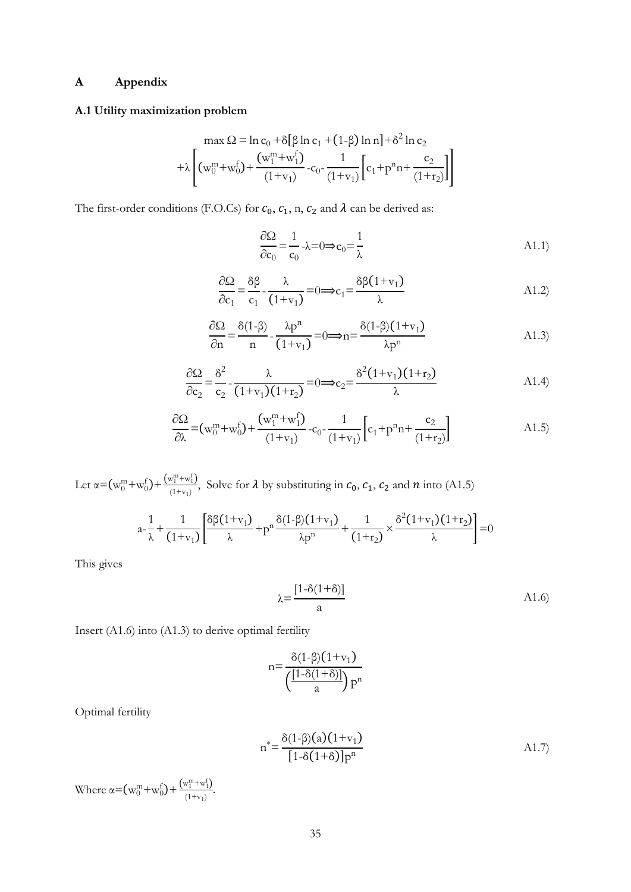# A Appendix

## A.1 Utility maximization problem

$$\max \Omega = \ln c_0 + \delta[\beta \ln c_1 + (1\text{-}\beta) \ln n] + \delta^2 \ln c_2$$
$$+\lambda\left[(w_0^m + w_0^f) + \frac{(w_1^m + w_1^f)}{(1+v_1)} - c_0 - \frac{1}{(1+v_1)}\left[c_1 + p^n n + \frac{c_2}{(1+r_2)}\right]\right]$$

The first-order conditions (F.O.Cs) for $c_0$, $c_1$, n, $c_2$ and $\lambda$ can be derived as:

$$\frac{\partial\Omega}{\partial c_0} = \frac{1}{c_0} - \lambda = 0 \Rightarrow c_0 = \frac{1}{\lambda} \tag{A1.1}$$

$$\frac{\partial\Omega}{\partial c_1} = \frac{\delta\beta}{c_1} - \frac{\lambda}{(1+v_1)} = 0 \Longrightarrow c_1 = \frac{\delta\beta(1+v_1)}{\lambda} \tag{A1.2}$$

$$\frac{\partial\Omega}{\partial n} = \frac{\delta(1\text{-}\beta)}{n} - \frac{\lambda p^n}{(1+v_1)} = 0 \Longrightarrow n = \frac{\delta(1\text{-}\beta)(1+v_1)}{\lambda p^n} \tag{A1.3}$$

$$\frac{\partial\Omega}{\partial c_2} = \frac{\delta^2}{c_2} - \frac{\lambda}{(1+v_1)(1+r_2)} = 0 \Longrightarrow c_2 = \frac{\delta^2(1+v_1)(1+r_2)}{\lambda} \tag{A1.4}$$

$$\frac{\partial\Omega}{\partial\lambda} = (w_0^m + w_0^f) + \frac{(w_1^m + w_1^f)}{(1+v_1)} - c_0 - \frac{1}{(1+v_1)}\left[c_1 + p^n n + \frac{c_2}{(1+r_2)}\right] \tag{A1.5}$$

Let $\alpha = (w_0^m + w_0^f) + \frac{(w_1^m + w_1^f)}{(1+v_1)}$, Solve for $\lambda$ by substituting in $c_0$, $c_1$, $c_2$ and $n$ into (A1.5)

$$a - \frac{1}{\lambda} + \frac{1}{(1+v_1)}\left[\frac{\delta\beta(1+v_1)}{\lambda} + p^n \frac{\delta(1\text{-}\beta)(1+v_1)}{\lambda p^n} + \frac{1}{(1+r_2)} \times \frac{\delta^2(1+v_1)(1+r_2)}{\lambda}\right] = 0$$

This gives

$$\lambda = \frac{[1\text{-}\delta(1+\delta)]}{a} \tag{A1.6}$$

Insert (A1.6) into (A1.3) to derive optimal fertility

$$n = \frac{\delta(1\text{-}\beta)(1+v_1)}{\left(\frac{[1\text{-}\delta(1+\delta)]}{a}\right)p^n}$$

Optimal fertility

$$n^* = \frac{\delta(1\text{-}\beta)(a)(1+v_1)}{[1\text{-}\delta(1+\delta)]p^n} \tag{A1.7}$$

Where $\alpha = (w_0^m + w_0^f) + \frac{(w_1^m + w_1^f)}{(1+v_1)}$.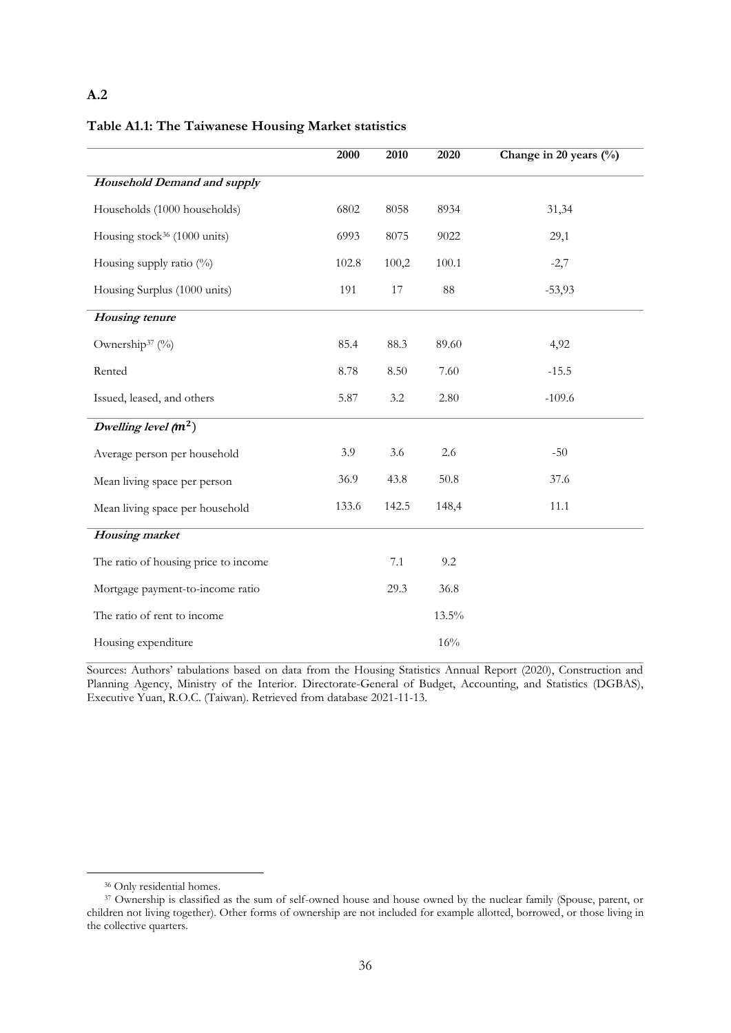**A.2**

**Table A1.1: The Taiwanese Housing Market statistics**

| | 2000 | 2010 | 2020 | Change in 20 years (%) |
|---|---|---|---|---|
| ***Household Demand and supply*** | | | | |
| Households (1000 households) | 6802 | 8058 | 8934 | 31,34 |
| Housing stock[36] (1000 units) | 6993 | 8075 | 9022 | 29,1 |
| Housing supply ratio (%) | 102.8 | 100,2 | 100.1 | -2,7 |
| Housing Surplus (1000 units) | 191 | 17 | 88 | -53,93 |
| ***Housing tenure*** | | | | |
| Ownership[37] (%) | 85.4 | 88.3 | 89.60 | 4,92 |
| Rented | 8.78 | 8.50 | 7.60 | -15.5 |
| Issued, leased, and others | 5.87 | 3.2 | 2.80 | -109.6 |
| ***Dwelling level*** ($m^2$) | | | | |
| Average person per household | 3.9 | 3.6 | 2.6 | -50 |
| Mean living space per person | 36.9 | 43.8 | 50.8 | 37.6 |
| Mean living space per household | 133.6 | 142.5 | 148,4 | 11.1 |
| ***Housing market*** | | | | |
| The ratio of housing price to income | | 7.1 | 9.2 | |
| Mortgage payment-to-income ratio | | 29.3 | 36.8 | |
| The ratio of rent to income | | | 13.5% | |
| Housing expenditure | | | 16% | |

Sources: Authors' tabulations based on data from the Housing Statistics Annual Report (2020), Construction and Planning Agency, Ministry of the Interior. Directorate-General of Budget, Accounting, and Statistics (DGBAS), Executive Yuan, R.O.C. (Taiwan). Retrieved from database 2021-11-13.

---

[36] Only residential homes.

[37] Ownership is classified as the sum of self-owned house and house owned by the nuclear family (Spouse, parent, or children not living together). Other forms of ownership are not included for example allotted, borrowed, or those living in the collective quarters.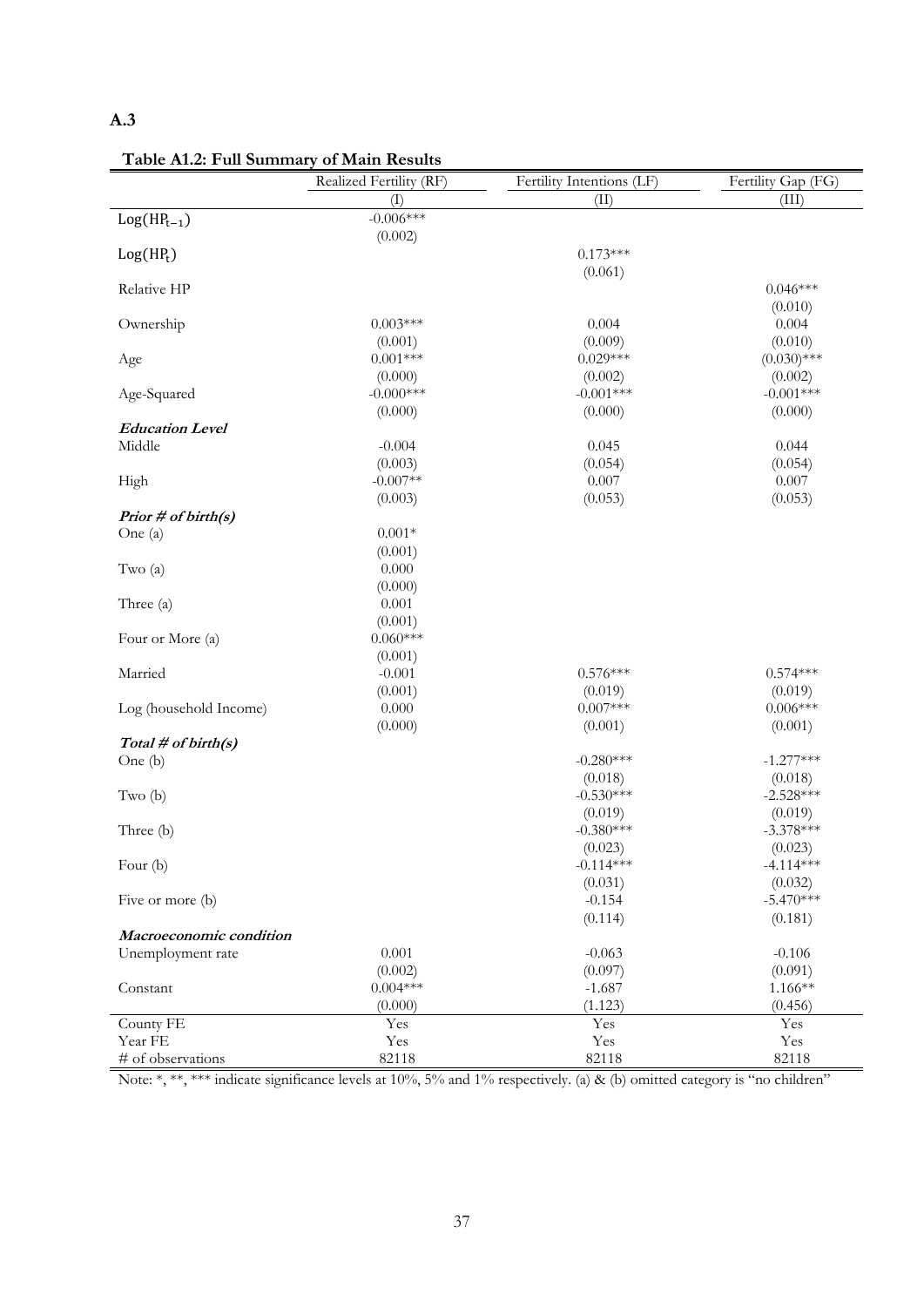**A.3**

**Table A1.2: Full Summary of Main Results**

| | Realized Fertility (RF) | Fertility Intentions (LF) | Fertility Gap (FG) |
|---|---|---|---|
| | (I) | (II) | (III) |
| $\text{Log}(\text{HP}_{t-1})$ | -0.006*** | | |
| | (0.002) | | |
| $\text{Log}(\text{HP}_{t})$ | | 0.173*** | |
| | | (0.061) | |
| Relative HP | | | 0.046*** |
| | | | (0.010) |
| Ownership | 0.003*** | 0.004 | 0.004 |
| | (0.001) | (0.009) | (0.010) |
| Age | 0.001*** | 0.029*** | (0.030)*** |
| | (0.000) | (0.002) | (0.002) |
| Age-Squared | -0.000*** | -0.001*** | -0.001*** |
| | (0.000) | (0.000) | (0.000) |
| ***Education Level*** | | | |
| Middle | -0.004 | 0.045 | 0.044 |
| | (0.003) | (0.054) | (0.054) |
| High | -0.007** | 0.007 | 0.007 |
| | (0.003) | (0.053) | (0.053) |
| ***Prior # of birth(s)*** | | | |
| One (a) | 0.001* | | |
| | (0.001) | | |
| Two (a) | 0.000 | | |
| | (0.000) | | |
| Three (a) | 0.001 | | |
| | (0.001) | | |
| Four or More (a) | 0.060*** | | |
| | (0.001) | | |
| Married | -0.001 | 0.576*** | 0.574*** |
| | (0.001) | (0.019) | (0.019) |
| Log (household Income) | 0.000 | 0.007*** | 0.006*** |
| | (0.000) | (0.001) | (0.001) |
| ***Total # of birth(s)*** | | | |
| One (b) | | -0.280*** | -1.277*** |
| | | (0.018) | (0.018) |
| Two (b) | | -0.530*** | -2.528*** |
| | | (0.019) | (0.019) |
| Three (b) | | -0.380*** | -3.378*** |
| | | (0.023) | (0.023) |
| Four (b) | | -0.114*** | -4.114*** |
| | | (0.031) | (0.032) |
| Five or more (b) | | -0.154 | -5.470*** |
| | | (0.114) | (0.181) |
| ***Macroeconomic condition*** | | | |
| Unemployment rate | 0.001 | -0.063 | -0.106 |
| | (0.002) | (0.097) | (0.091) |
| Constant | 0.004*** | -1.687 | 1.166** |
| | (0.000) | (1.123) | (0.456) |
| County FE | Yes | Yes | Yes |
| Year FE | Yes | Yes | Yes |
| # of observations | 82118 | 82118 | 82118 |

Note: *, **, *** indicate significance levels at 10%, 5% and 1% respectively. (a) & (b) omitted category is "no children"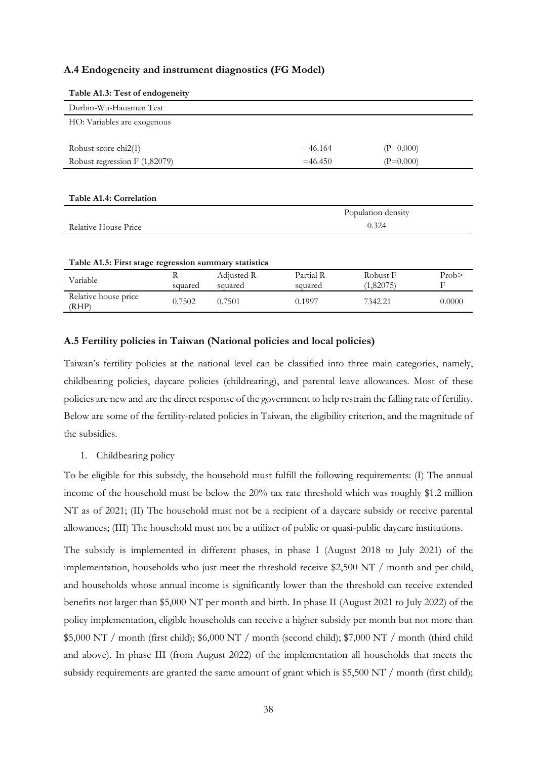### A.4 Endogeneity and instrument diagnostics (FG Model)

**Table A1.3: Test of endogeneity**

| Durbin-Wu-Hausman Test | | |
|---|---|---|
| HO: Variables are exogenous | | |
| Robust score chi2(1) | =46.164 | (P=0.000) |
| Robust regression F (1,82079) | =46.450 | (P=0.000) |

**Table A1.4: Correlation**

| | Population density |
|---|---|
| Relative House Price | 0.324 |

**Table A1.5: First stage regression summary statistics**

| Variable | R-squared | Adjusted R-squared | Partial R-squared | Robust F (1,82075) | Prob> F |
|---|---|---|---|---|---|
| Relative house price (RHP) | 0.7502 | 0.7501 | 0.1997 | 7342.21 | 0.0000 |

### A.5 Fertility policies in Taiwan (National policies and local policies)

Taiwan's fertility policies at the national level can be classified into three main categories, namely, childbearing policies, daycare policies (childrearing), and parental leave allowances. Most of these policies are new and are the direct response of the government to help restrain the falling rate of fertility. Below are some of the fertility-related policies in Taiwan, the eligibility criterion, and the magnitude of the subsidies.

1. Childbearing policy

To be eligible for this subsidy, the household must fulfill the following requirements: (I) The annual income of the household must be below the 20% tax rate threshold which was roughly $1.2 million NT as of 2021; (II) The household must not be a recipient of a daycare subsidy or receive parental allowances; (III) The household must not be a utilizer of public or quasi-public daycare institutions.

The subsidy is implemented in different phases, in phase I (August 2018 to July 2021) of the implementation, households who just meet the threshold receive $2,500 NT / month and per child, and households whose annual income is significantly lower than the threshold can receive extended benefits not larger than $5,000 NT per month and birth. In phase II (August 2021 to July 2022) of the policy implementation, eligible households can receive a higher subsidy per month but not more than $5,000 NT / month (first child); $6,000 NT / month (second child); $7,000 NT / month (third child and above). In phase III (from August 2022) of the implementation all households that meets the subsidy requirements are granted the same amount of grant which is $5,500 NT / month (first child);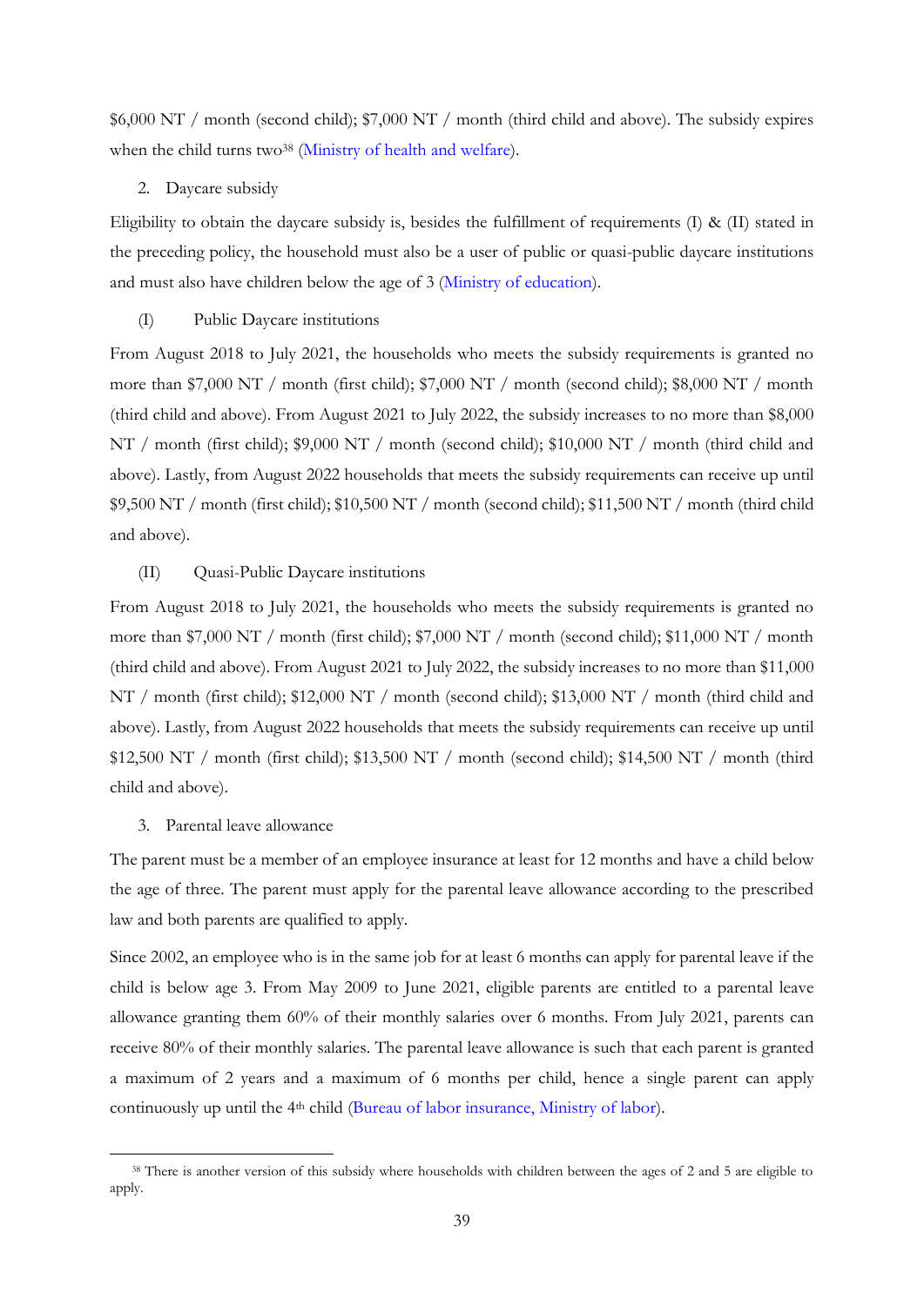$6,000 NT / month (second child); $7,000 NT / month (third child and above). The subsidy expires when the child turns two[38] (Ministry of health and welfare).

2. Daycare subsidy

Eligibility to obtain the daycare subsidy is, besides the fulfillment of requirements (I) & (II) stated in the preceding policy, the household must also be a user of public or quasi-public daycare institutions and must also have children below the age of 3 (Ministry of education).

(I) Public Daycare institutions

From August 2018 to July 2021, the households who meets the subsidy requirements is granted no more than $7,000 NT / month (first child); $7,000 NT / month (second child); $8,000 NT / month (third child and above). From August 2021 to July 2022, the subsidy increases to no more than $8,000 NT / month (first child); $9,000 NT / month (second child); $10,000 NT / month (third child and above). Lastly, from August 2022 households that meets the subsidy requirements can receive up until $9,500 NT / month (first child); $10,500 NT / month (second child); $11,500 NT / month (third child and above).

(II) Quasi-Public Daycare institutions

From August 2018 to July 2021, the households who meets the subsidy requirements is granted no more than $7,000 NT / month (first child); $7,000 NT / month (second child); $11,000 NT / month (third child and above). From August 2021 to July 2022, the subsidy increases to no more than $11,000 NT / month (first child); $12,000 NT / month (second child); $13,000 NT / month (third child and above). Lastly, from August 2022 households that meets the subsidy requirements can receive up until $12,500 NT / month (first child); $13,500 NT / month (second child); $14,500 NT / month (third child and above).

3. Parental leave allowance

The parent must be a member of an employee insurance at least for 12 months and have a child below the age of three. The parent must apply for the parental leave allowance according to the prescribed law and both parents are qualified to apply.

Since 2002, an employee who is in the same job for at least 6 months can apply for parental leave if the child is below age 3. From May 2009 to June 2021, eligible parents are entitled to a parental leave allowance granting them 60% of their monthly salaries over 6 months. From July 2021, parents can receive 80% of their monthly salaries. The parental leave allowance is such that each parent is granted a maximum of 2 years and a maximum of 6 months per child, hence a single parent can apply continuously up until the 4th child (Bureau of labor insurance, Ministry of labor).

[38] There is another version of this subsidy where households with children between the ages of 2 and 5 are eligible to apply.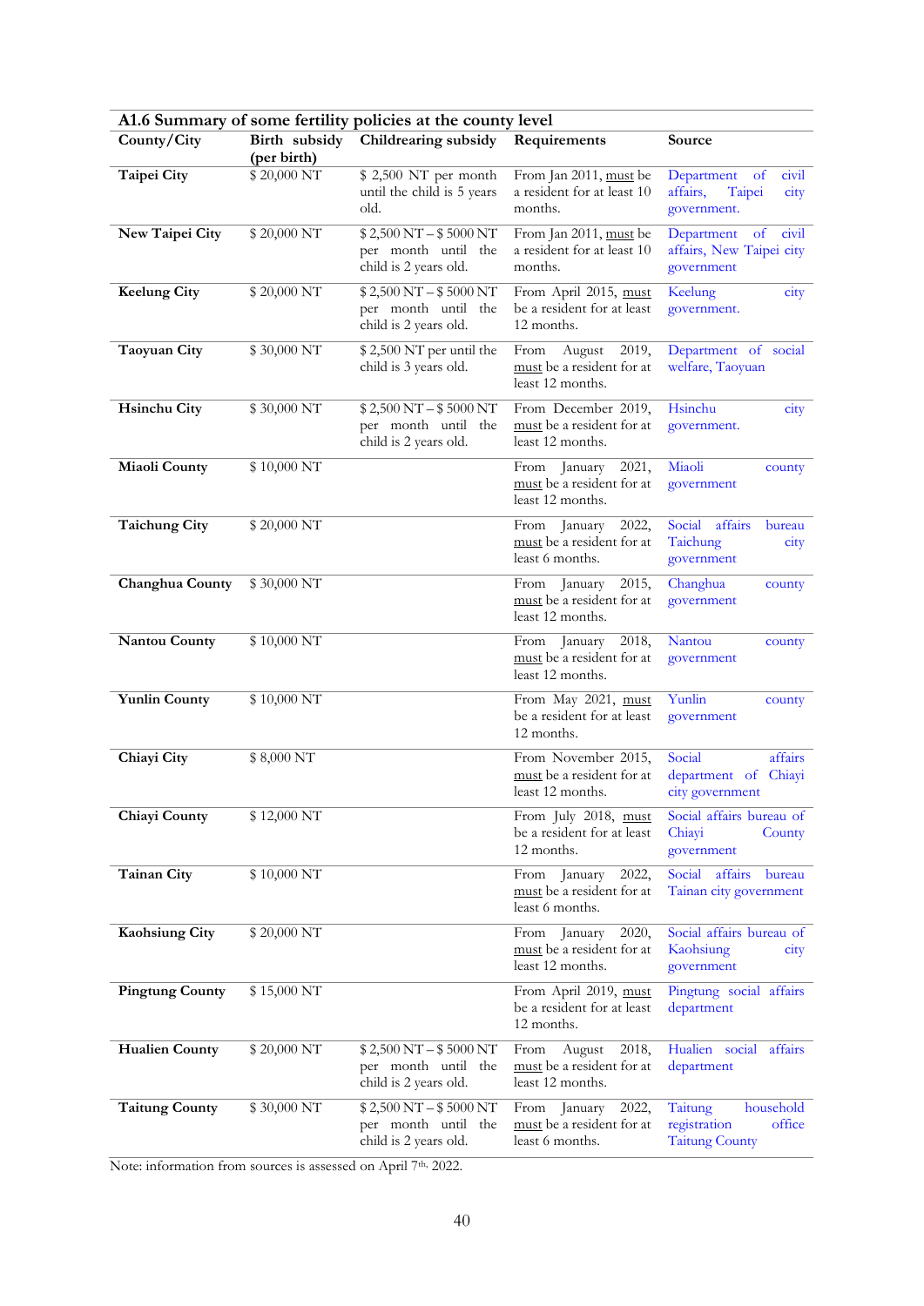A1.6 Summary of some fertility policies at the county level

| County/City | Birth subsidy (per birth) | Childrearing subsidy | Requirements | Source |
|---|---|---|---|---|
| **Taipei City** | $ 20,000 NT | $ 2,500 NT per month until the child is 5 years old. | From Jan 2011, must be a resident for at least 10 months. | Department of civil affairs, Taipei city government. |
| **New Taipei City** | $ 20,000 NT | $ 2,500 NT – $ 5000 NT per month until the child is 2 years old. | From Jan 2011, must be a resident for at least 10 months. | Department of civil affairs, New Taipei city government |
| **Keelung City** | $ 20,000 NT | $ 2,500 NT – $ 5000 NT per month until the child is 2 years old. | From April 2015, must be a resident for at least 12 months. | Keelung city government. |
| **Taoyuan City** | $ 30,000 NT | $ 2,500 NT per until the child is 3 years old. | From August 2019, must be a resident for at least 12 months. | Department of social welfare, Taoyuan |
| **Hsinchu City** | $ 30,000 NT | $ 2,500 NT – $ 5000 NT per month until the child is 2 years old. | From December 2019, must be a resident for at least 12 months. | Hsinchu city government. |
| **Miaoli County** | $ 10,000 NT | | From January 2021, must be a resident for at least 12 months. | Miaoli county government |
| **Taichung City** | $ 20,000 NT | | From January 2022, must be a resident for at least 6 months. | Social affairs bureau Taichung city government |
| **Changhua County** | $ 30,000 NT | | From January 2015, must be a resident for at least 12 months. | Changhua county government |
| **Nantou County** | $ 10,000 NT | | From January 2018, must be a resident for at least 12 months. | Nantou county government |
| **Yunlin County** | $ 10,000 NT | | From May 2021, must be a resident for at least 12 months. | Yunlin county government |
| **Chiayi City** | $ 8,000 NT | | From November 2015, must be a resident for at least 12 months. | Social affairs department of Chiayi city government |
| **Chiayi County** | $ 12,000 NT | | From July 2018, must be a resident for at least 12 months. | Social affairs bureau of Chiayi County government |
| **Tainan City** | $ 10,000 NT | | From January 2022, must be a resident for at least 6 months. | Social affairs bureau Tainan city government |
| **Kaohsiung City** | $ 20,000 NT | | From January 2020, must be a resident for at least 12 months. | Social affairs bureau of Kaohsiung city government |
| **Pingtung County** | $ 15,000 NT | | From April 2019, must be a resident for at least 12 months. | Pingtung social affairs department |
| **Hualien County** | $ 20,000 NT | $ 2,500 NT – $ 5000 NT per month until the child is 2 years old. | From August 2018, must be a resident for at least 12 months. | Hualien social affairs department |
| **Taitung County** | $ 30,000 NT | $ 2,500 NT – $ 5000 NT per month until the child is 2 years old. | From January 2022, must be a resident for at least 6 months. | Taitung household registration office Taitung County |

Note: information from sources is assessed on April 7th, 2022.